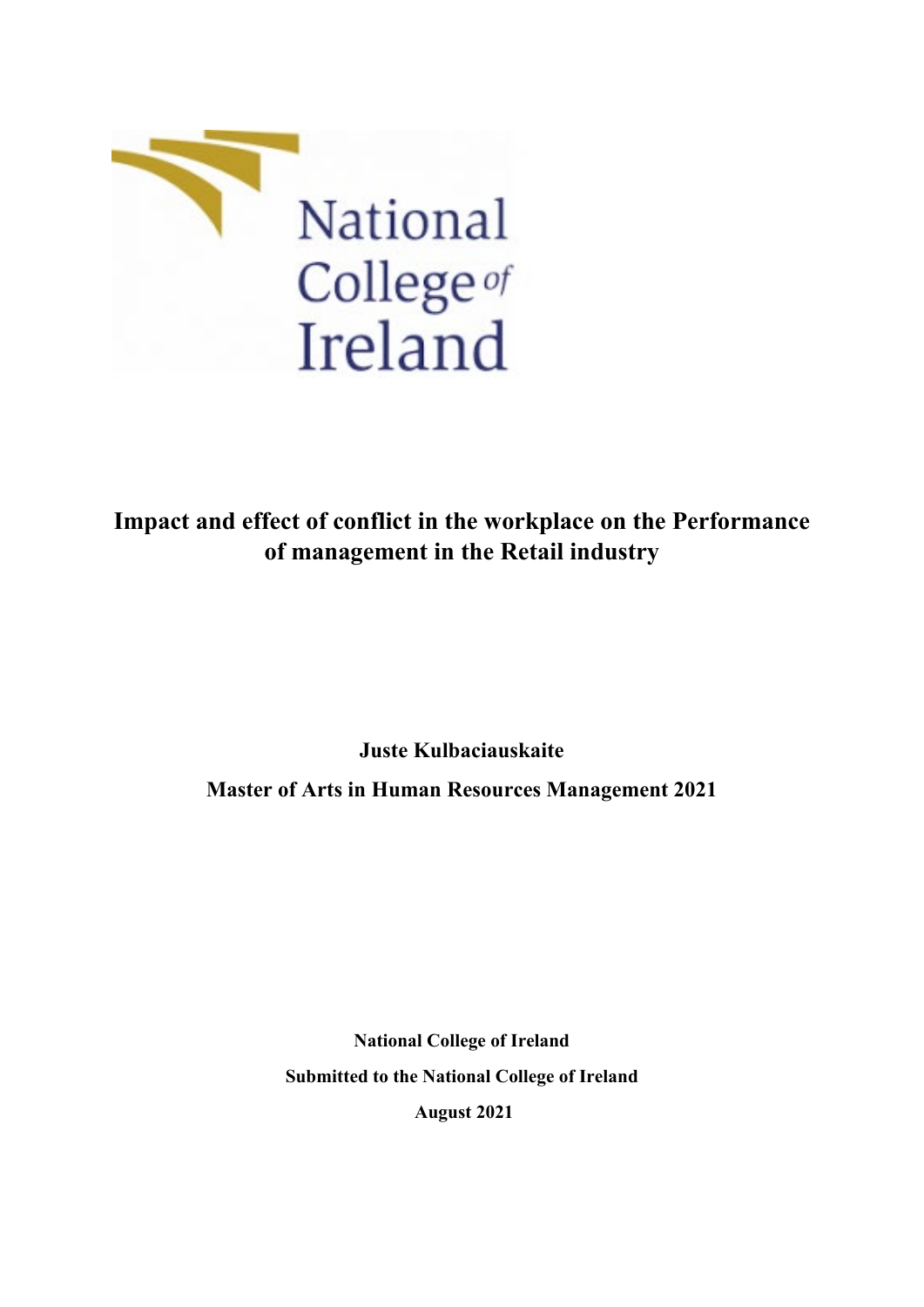National College of Ireland

# Impact and effect of conflict in the workplace on the Performance of management in the Retail industry

**Juste Kulbaciauskaite**

**Master of Arts in Human Resources Management 2021**

**National College of Ireland**

**Submitted to the National College of Ireland**

**August 2021**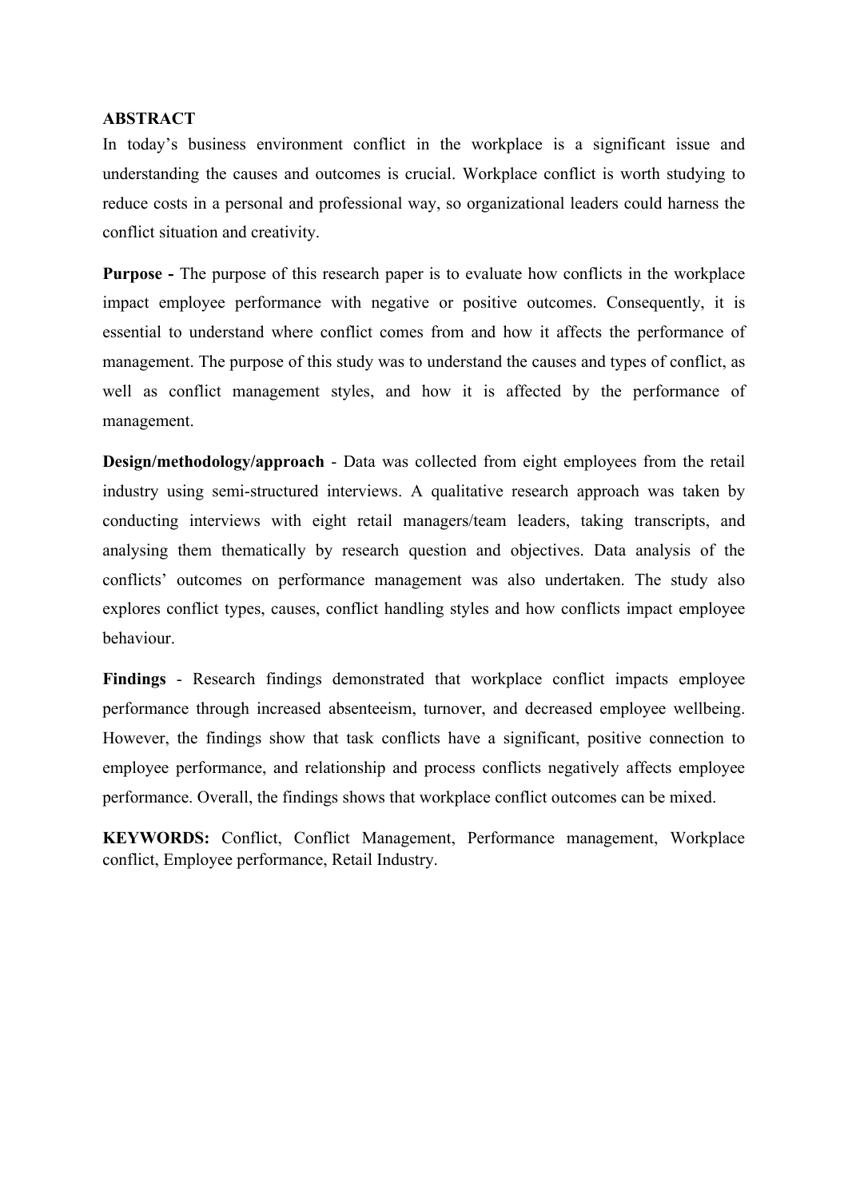## ABSTRACT

In today's business environment conflict in the workplace is a significant issue and understanding the causes and outcomes is crucial. Workplace conflict is worth studying to reduce costs in a personal and professional way, so organizational leaders could harness the conflict situation and creativity.

**Purpose -** The purpose of this research paper is to evaluate how conflicts in the workplace impact employee performance with negative or positive outcomes. Consequently, it is essential to understand where conflict comes from and how it affects the performance of management. The purpose of this study was to understand the causes and types of conflict, as well as conflict management styles, and how it is affected by the performance of management.

**Design/methodology/approach** - Data was collected from eight employees from the retail industry using semi-structured interviews. A qualitative research approach was taken by conducting interviews with eight retail managers/team leaders, taking transcripts, and analysing them thematically by research question and objectives. Data analysis of the conflicts' outcomes on performance management was also undertaken. The study also explores conflict types, causes, conflict handling styles and how conflicts impact employee behaviour.

**Findings** - Research findings demonstrated that workplace conflict impacts employee performance through increased absenteeism, turnover, and decreased employee wellbeing. However, the findings show that task conflicts have a significant, positive connection to employee performance, and relationship and process conflicts negatively affects employee performance. Overall, the findings shows that workplace conflict outcomes can be mixed.

**KEYWORDS:** Conflict, Conflict Management, Performance management, Workplace conflict, Employee performance, Retail Industry.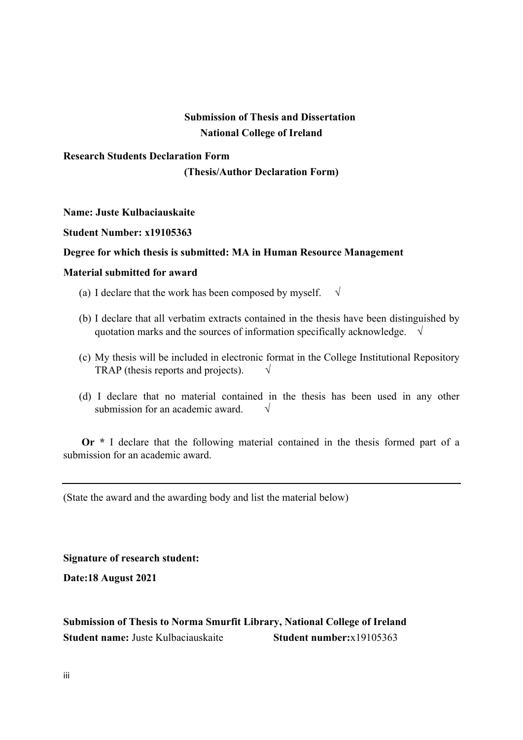**Submission of Thesis and Dissertation**
**National College of Ireland**

**Research Students Declaration Form**
**(Thesis/Author Declaration Form)**

**Name: Juste Kulbaciauskaite**

**Student Number: x19105363**

**Degree for which thesis is submitted: MA in Human Resource Management**

**Material submitted for award**

(a) I declare that the work has been composed by myself. √

(b) I declare that all verbatim extracts contained in the thesis have been distinguished by quotation marks and the sources of information specifically acknowledge. √

(c) My thesis will be included in electronic format in the College Institutional Repository TRAP (thesis reports and projects). √

(d) I declare that no material contained in the thesis has been used in any other submission for an academic award. √

**Or** * I declare that the following material contained in the thesis formed part of a submission for an academic award.

---

(State the award and the awarding body and list the material below)

**Signature of research student:**

**Date:18 August 2021**

**Submission of Thesis to Norma Smurfit Library, National College of Ireland**
**Student name:** Juste Kulbaciauskaite **Student number:**x19105363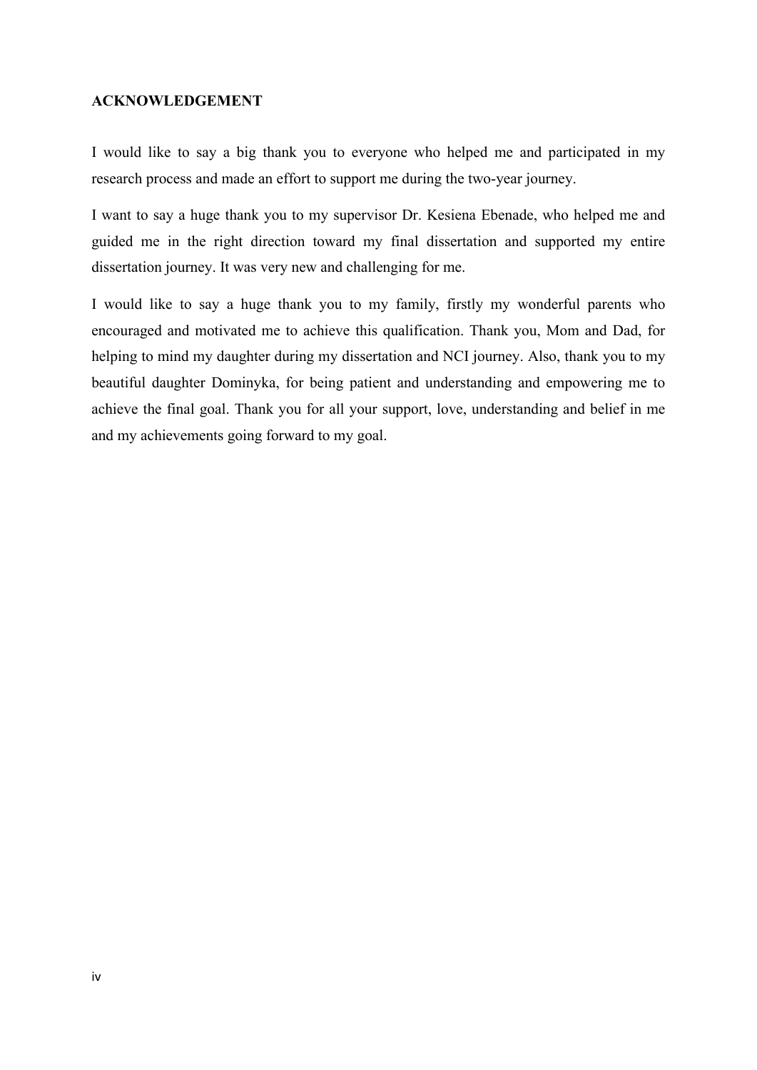## ACKNOWLEDGEMENT

I would like to say a big thank you to everyone who helped me and participated in my research process and made an effort to support me during the two-year journey.

I want to say a huge thank you to my supervisor Dr. Kesiena Ebenade, who helped me and guided me in the right direction toward my final dissertation and supported my entire dissertation journey. It was very new and challenging for me.

I would like to say a huge thank you to my family, firstly my wonderful parents who encouraged and motivated me to achieve this qualification. Thank you, Mom and Dad, for helping to mind my daughter during my dissertation and NCI journey. Also, thank you to my beautiful daughter Dominyka, for being patient and understanding and empowering me to achieve the final goal. Thank you for all your support, love, understanding and belief in me and my achievements going forward to my goal.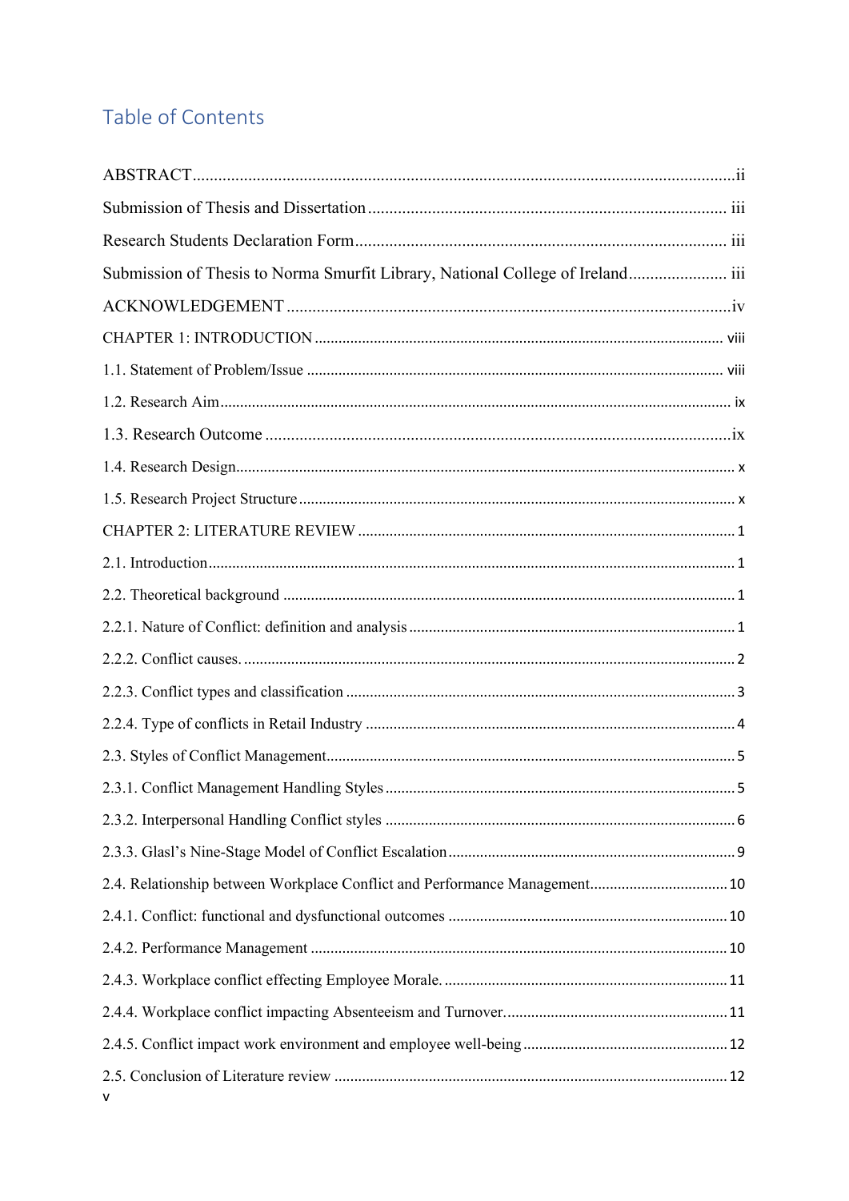# Table of Contents

ABSTRACT ........................................................................................................................ii

Submission of Thesis and Dissertation ................................................................................ iii

Research Students Declaration Form ................................................................................... iii

Submission of Thesis to Norma Smurfit Library, National College of Ireland ...................... iii

ACKNOWLEDGEMENT .....................................................................................................iv

CHAPTER 1: INTRODUCTION ...................................................................................... viii

1.1. Statement of Problem/Issue ......................................................................................... viii

1.2. Research Aim ................................................................................................................ ix

1.3. Research Outcome .........................................................................................................ix

1.4. Research Design.............................................................................................................. x

1.5. Research Project Structure .............................................................................................. x

CHAPTER 2: LITERATURE REVIEW ............................................................................... 1

2.1. Introduction .................................................................................................................... 1

2.2. Theoretical background .................................................................................................. 1

2.2.1. Nature of Conflict: definition and analysis .................................................................. 1

2.2.2. Conflict causes. ........................................................................................................... 2

2.2.3. Conflict types and classification .................................................................................. 3

2.2.4. Type of conflicts in Retail Industry ............................................................................. 4

2.3. Styles of Conflict Management........................................................................................ 5

2.3.1. Conflict Management Handling Styles ........................................................................ 5

2.3.2. Interpersonal Handling Conflict styles ........................................................................ 6

2.3.3. Glasl's Nine-Stage Model of Conflict Escalation ......................................................... 9

2.4. Relationship between Workplace Conflict and Performance Management................................. 10

2.4.1. Conflict: functional and dysfunctional outcomes ...................................................... 10

2.4.2. Performance Management ......................................................................................... 10

2.4.3. Workplace conflict effecting Employee Morale. ........................................................ 11

2.4.4. Workplace conflict impacting Absenteeism and Turnover......................................... 11

2.4.5. Conflict impact work environment and employee well-being ................................... 12

2.5. Conclusion of Literature review .................................................................................... 12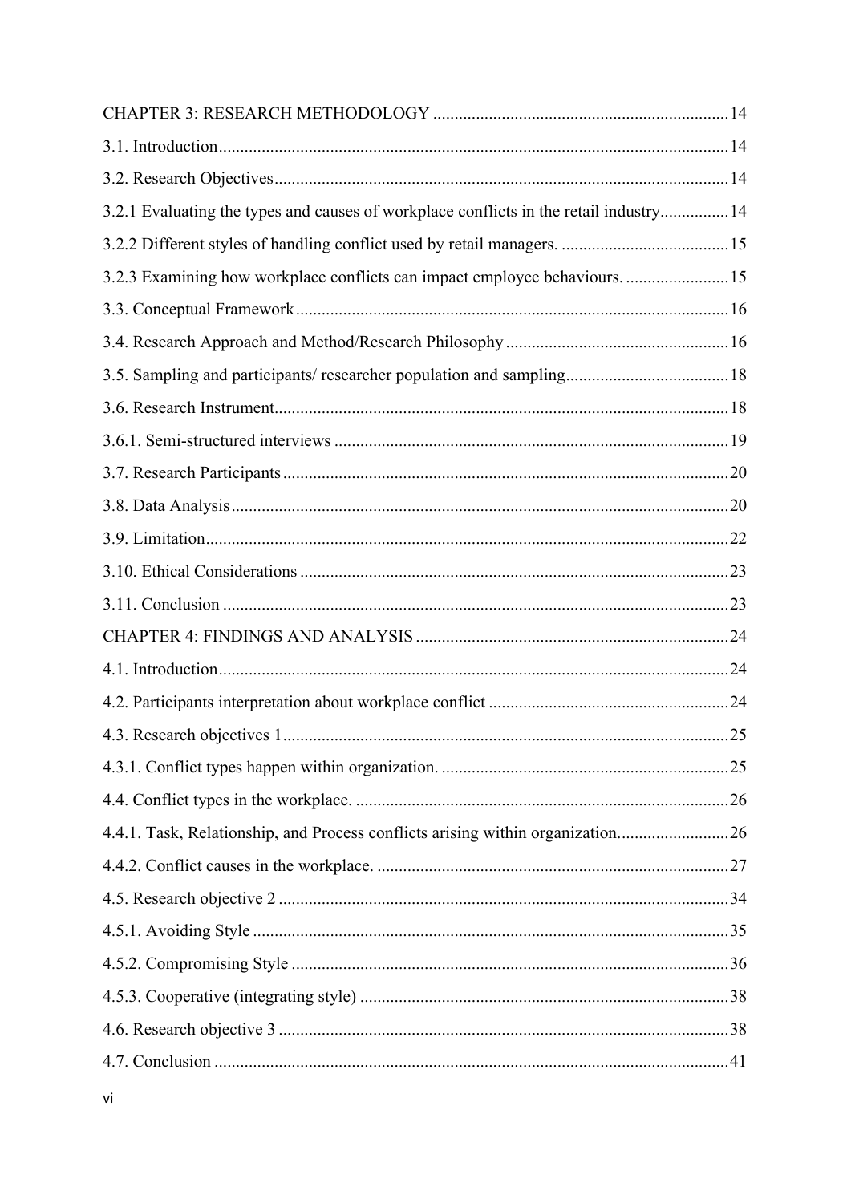CHAPTER 3: RESEARCH METHODOLOGY .................................................................... 14

3.1. Introduction ..................................................................................................... 14

3.2. Research Objectives ......................................................................................... 14

3.2.1 Evaluating the types and causes of workplace conflicts in the retail industry ................ 14

3.2.2 Different styles of handling conflict used by retail managers. ....................................... 15

3.2.3 Examining how workplace conflicts can impact employee behaviours. ......................... 15

3.3. Conceptual Framework .................................................................................... 16

3.4. Research Approach and Method/Research Philosophy .................................................... 16

3.5. Sampling and participants/ researcher population and sampling ...................................... 18

3.6. Research Instrument ......................................................................................... 18

3.6.1. Semi-structured interviews ............................................................................ 19

3.7. Research Participants ....................................................................................... 20

3.8. Data Analysis ................................................................................................... 20

3.9. Limitation ......................................................................................................... 22

3.10. Ethical Considerations ................................................................................... 23

3.11. Conclusion ..................................................................................................... 23

CHAPTER 4: FINDINGS AND ANALYSIS ......................................................................... 24

4.1. Introduction ..................................................................................................... 24

4.2. Participants interpretation about workplace conflict ........................................................ 24

4.3. Research objectives 1 ....................................................................................... 25

4.3.1. Conflict types happen within organization. ................................................................... 25

4.4. Conflict types in the workplace. ....................................................................... 26

4.4.1. Task, Relationship, and Process conflicts arising within organization. .......................... 26

4.4.2. Conflict causes in the workplace. .................................................................. 27

4.5. Research objective 2 ........................................................................................ 34

4.5.1. Avoiding Style .............................................................................................. 35

4.5.2. Compromising Style ..................................................................................... 36

4.5.3. Cooperative (integrating style) ..................................................................... 38

4.6. Research objective 3 ........................................................................................ 38

4.7. Conclusion ....................................................................................................... 41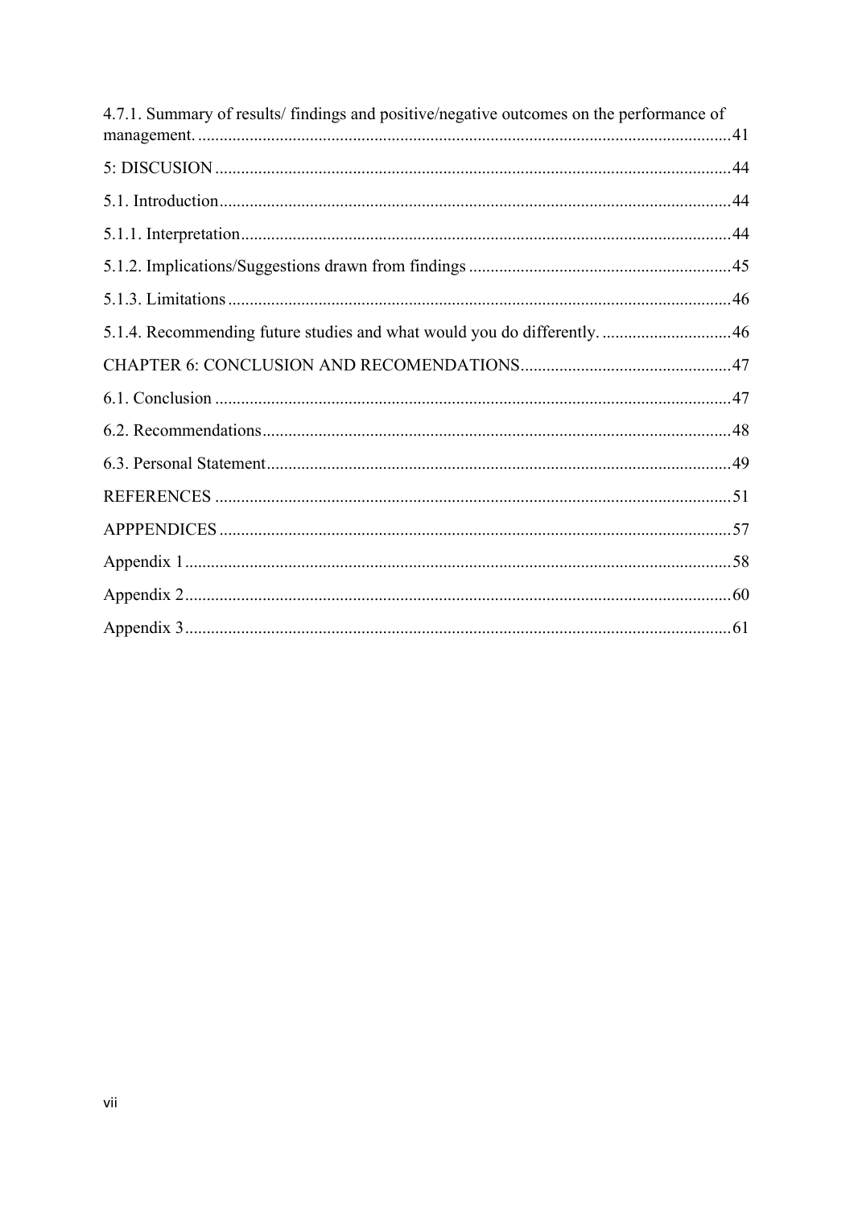4.7.1. Summary of results/ findings and positive/negative outcomes on the performance of management. .......... 41

5: DISCUSION .......... 44

5.1. Introduction .......... 44

5.1.1. Interpretation .......... 44

5.1.2. Implications/Suggestions drawn from findings .......... 45

5.1.3. Limitations .......... 46

5.1.4. Recommending future studies and what would you do differently. .......... 46

CHAPTER 6: CONCLUSION AND RECOMENDATIONS .......... 47

6.1. Conclusion .......... 47

6.2. Recommendations .......... 48

6.3. Personal Statement .......... 49

REFERENCES .......... 51

APPPENDICES .......... 57

Appendix 1 .......... 58

Appendix 2 .......... 60

Appendix 3 .......... 61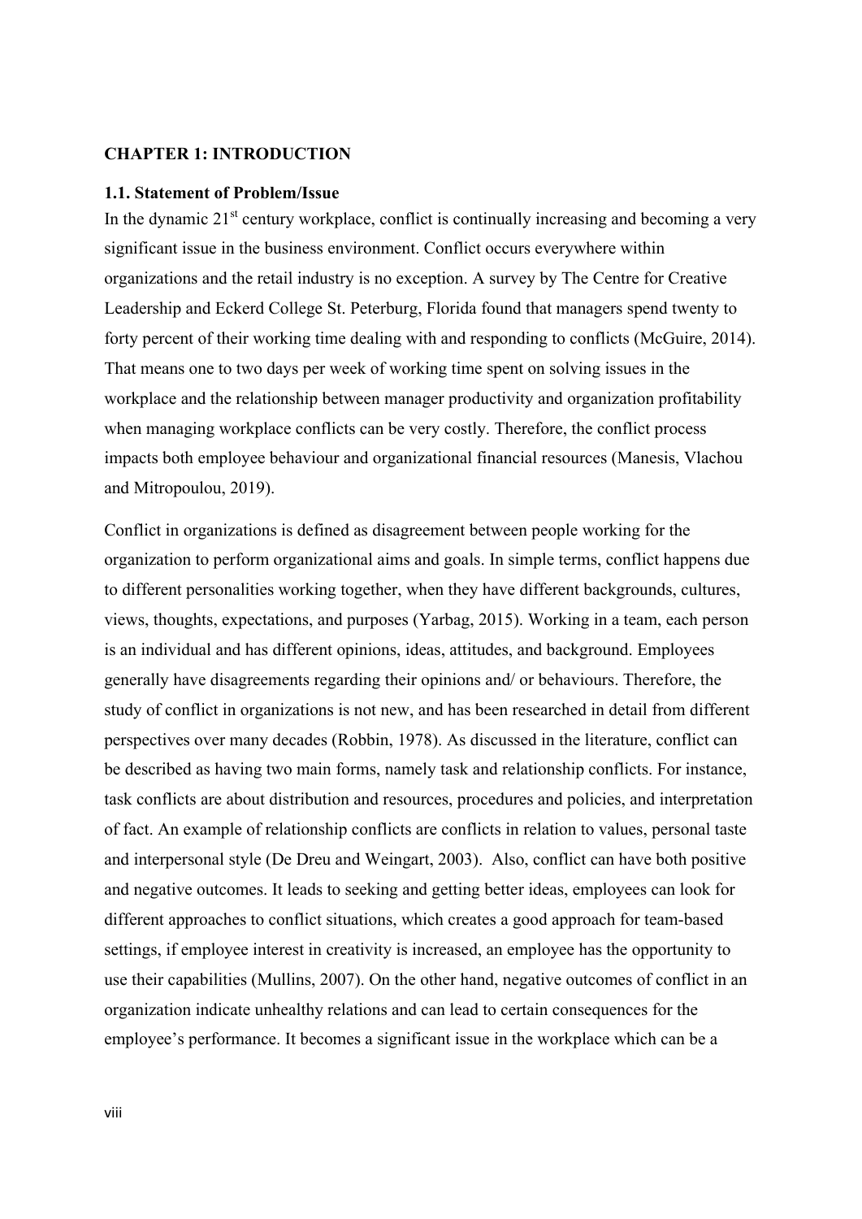## CHAPTER 1: INTRODUCTION

### 1.1. Statement of Problem/Issue

In the dynamic 21st century workplace, conflict is continually increasing and becoming a very significant issue in the business environment. Conflict occurs everywhere within organizations and the retail industry is no exception. A survey by The Centre for Creative Leadership and Eckerd College St. Peterburg, Florida found that managers spend twenty to forty percent of their working time dealing with and responding to conflicts (McGuire, 2014). That means one to two days per week of working time spent on solving issues in the workplace and the relationship between manager productivity and organization profitability when managing workplace conflicts can be very costly. Therefore, the conflict process impacts both employee behaviour and organizational financial resources (Manesis, Vlachou and Mitropoulou, 2019).

Conflict in organizations is defined as disagreement between people working for the organization to perform organizational aims and goals. In simple terms, conflict happens due to different personalities working together, when they have different backgrounds, cultures, views, thoughts, expectations, and purposes (Yarbag, 2015). Working in a team, each person is an individual and has different opinions, ideas, attitudes, and background. Employees generally have disagreements regarding their opinions and/ or behaviours. Therefore, the study of conflict in organizations is not new, and has been researched in detail from different perspectives over many decades (Robbin, 1978). As discussed in the literature, conflict can be described as having two main forms, namely task and relationship conflicts. For instance, task conflicts are about distribution and resources, procedures and policies, and interpretation of fact. An example of relationship conflicts are conflicts in relation to values, personal taste and interpersonal style (De Dreu and Weingart, 2003). Also, conflict can have both positive and negative outcomes. It leads to seeking and getting better ideas, employees can look for different approaches to conflict situations, which creates a good approach for team-based settings, if employee interest in creativity is increased, an employee has the opportunity to use their capabilities (Mullins, 2007). On the other hand, negative outcomes of conflict in an organization indicate unhealthy relations and can lead to certain consequences for the employee's performance. It becomes a significant issue in the workplace which can be a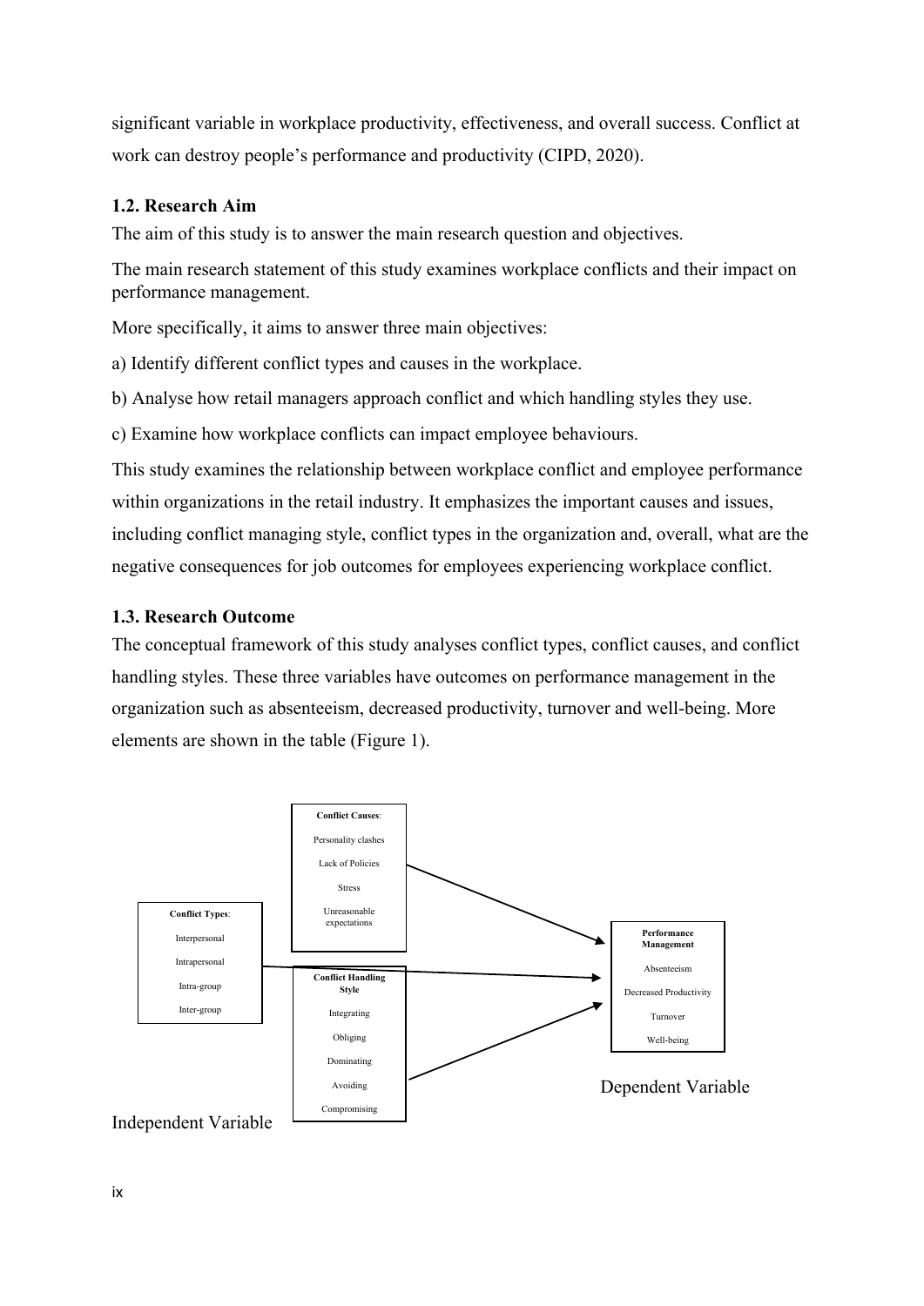significant variable in workplace productivity, effectiveness, and overall success. Conflict at work can destroy people's performance and productivity (CIPD, 2020).

### 1.2. Research Aim

The aim of this study is to answer the main research question and objectives.

The main research statement of this study examines workplace conflicts and their impact on performance management.

More specifically, it aims to answer three main objectives:

a) Identify different conflict types and causes in the workplace.

b) Analyse how retail managers approach conflict and which handling styles they use.

c) Examine how workplace conflicts can impact employee behaviours.

This study examines the relationship between workplace conflict and employee performance within organizations in the retail industry. It emphasizes the important causes and issues, including conflict managing style, conflict types in the organization and, overall, what are the negative consequences for job outcomes for employees experiencing workplace conflict.

### 1.3. Research Outcome

The conceptual framework of this study analyses conflict types, conflict causes, and conflict handling styles. These three variables have outcomes on performance management in the organization such as absenteeism, decreased productivity, turnover and well-being. More elements are shown in the table (Figure 1).

**Conflict Causes**:

- Personality clashes
- Lack of Policies
- Stress
- Unreasonable expectations

**Conflict Types**:

- Interpersonal
- Intrapersonal
- Intra-group
- Inter-group

**Conflict Handling Style**

- Integrating
- Obliging
- Dominating
- Avoiding
- Compromising

**Performance Management**

- Absenteeism
- Decreased Productivity
- Turnover
- Well-being

Independent Variable

Dependent Variable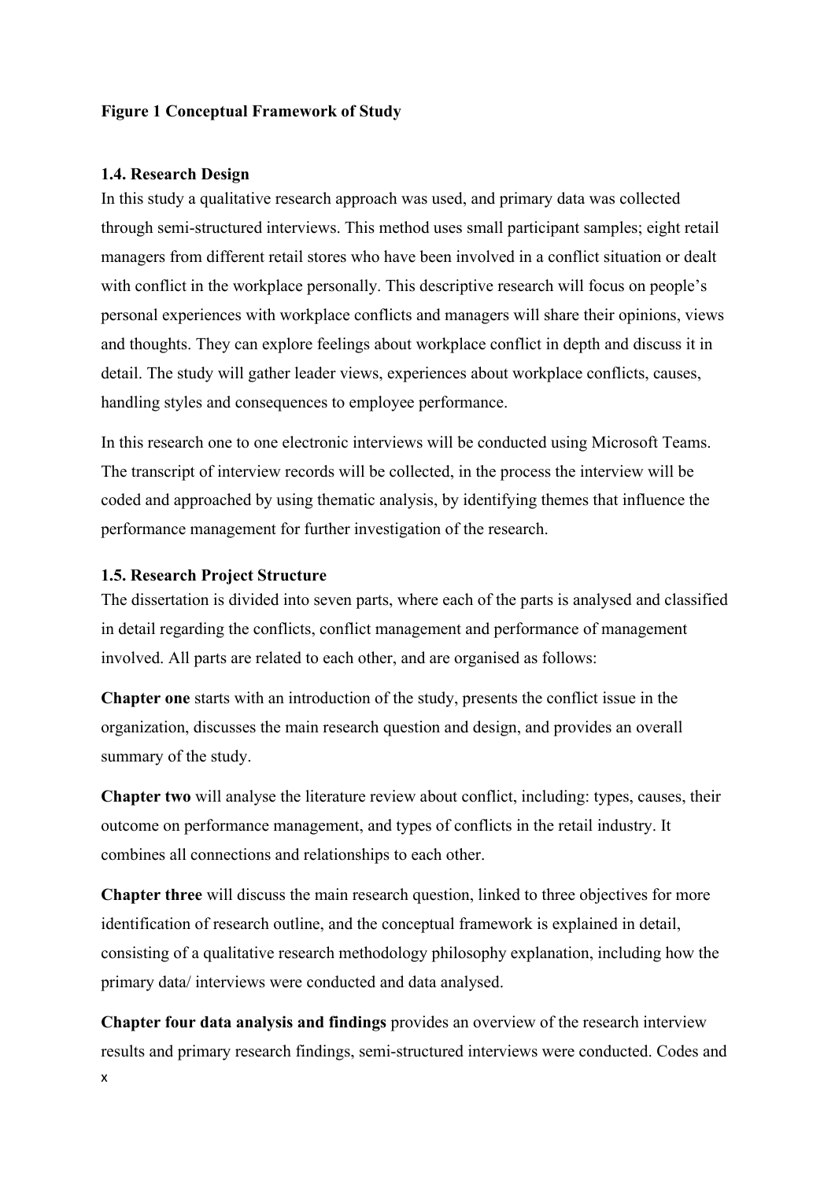**Figure 1 Conceptual Framework of Study**

### 1.4. Research Design

In this study a qualitative research approach was used, and primary data was collected through semi-structured interviews. This method uses small participant samples; eight retail managers from different retail stores who have been involved in a conflict situation or dealt with conflict in the workplace personally. This descriptive research will focus on people's personal experiences with workplace conflicts and managers will share their opinions, views and thoughts. They can explore feelings about workplace conflict in depth and discuss it in detail. The study will gather leader views, experiences about workplace conflicts, causes, handling styles and consequences to employee performance.

In this research one to one electronic interviews will be conducted using Microsoft Teams. The transcript of interview records will be collected, in the process the interview will be coded and approached by using thematic analysis, by identifying themes that influence the performance management for further investigation of the research.

### 1.5. Research Project Structure

The dissertation is divided into seven parts, where each of the parts is analysed and classified in detail regarding the conflicts, conflict management and performance of management involved. All parts are related to each other, and are organised as follows:

**Chapter one** starts with an introduction of the study, presents the conflict issue in the organization, discusses the main research question and design, and provides an overall summary of the study.

**Chapter two** will analyse the literature review about conflict, including: types, causes, their outcome on performance management, and types of conflicts in the retail industry. It combines all connections and relationships to each other.

**Chapter three** will discuss the main research question, linked to three objectives for more identification of research outline, and the conceptual framework is explained in detail, consisting of a qualitative research methodology philosophy explanation, including how the primary data/ interviews were conducted and data analysed.

**Chapter four data analysis and findings** provides an overview of the research interview results and primary research findings, semi-structured interviews were conducted. Codes and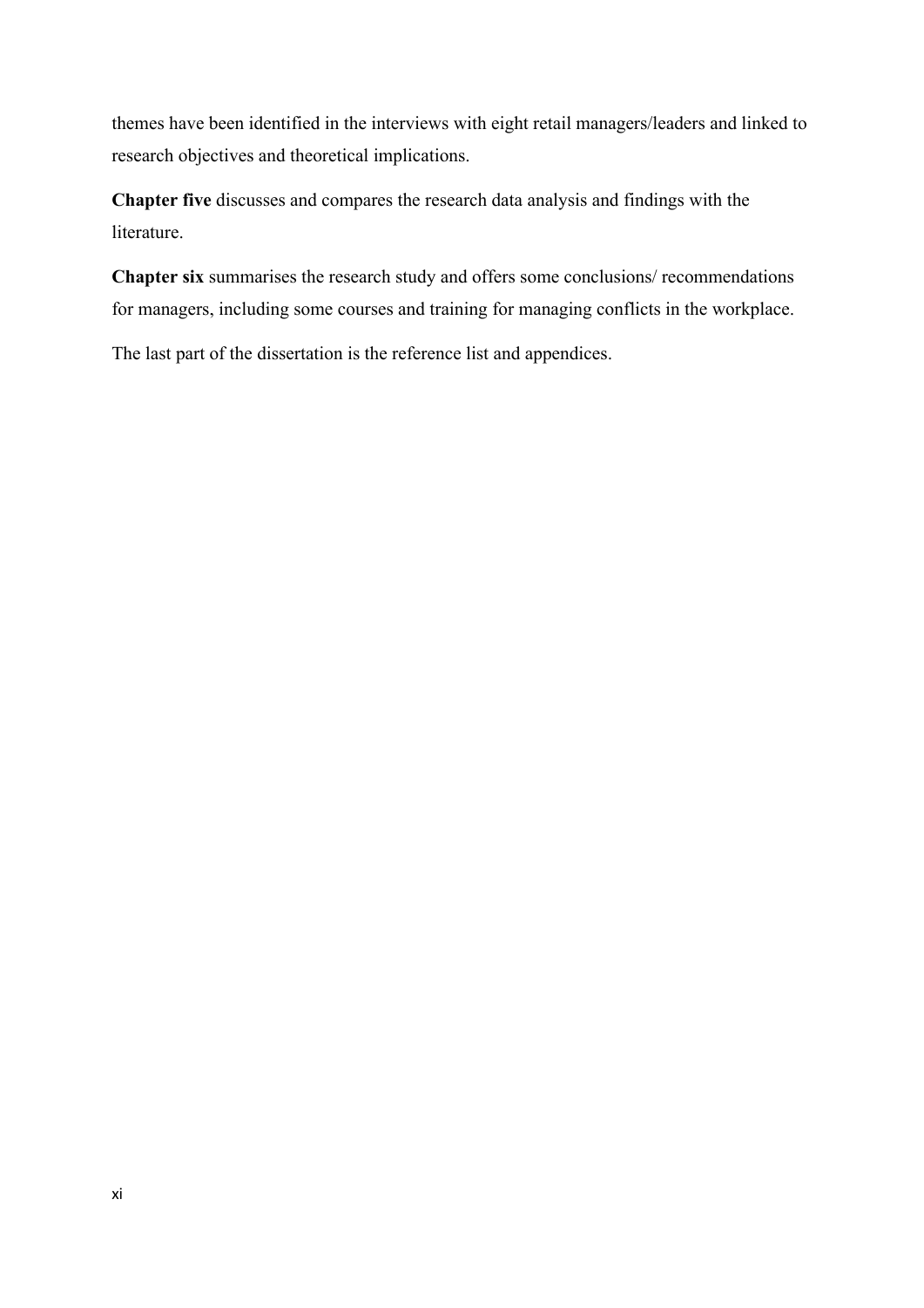themes have been identified in the interviews with eight retail managers/leaders and linked to research objectives and theoretical implications.

**Chapter five** discusses and compares the research data analysis and findings with the literature.

**Chapter six** summarises the research study and offers some conclusions/ recommendations for managers, including some courses and training for managing conflicts in the workplace.

The last part of the dissertation is the reference list and appendices.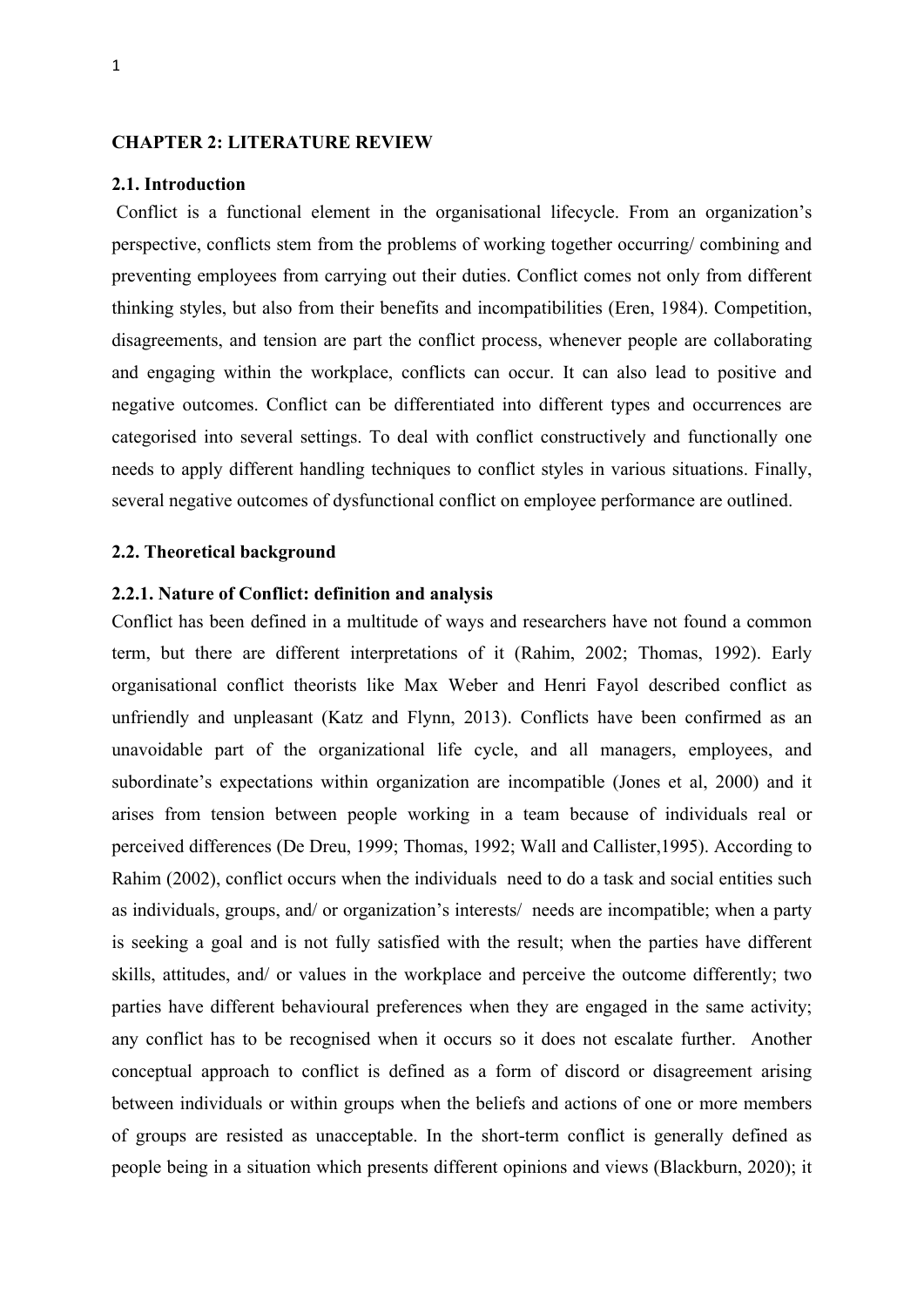**CHAPTER 2: LITERATURE REVIEW**

**2.1. Introduction**

Conflict is a functional element in the organisational lifecycle. From an organization's perspective, conflicts stem from the problems of working together occurring/ combining and preventing employees from carrying out their duties. Conflict comes not only from different thinking styles, but also from their benefits and incompatibilities (Eren, 1984). Competition, disagreements, and tension are part the conflict process, whenever people are collaborating and engaging within the workplace, conflicts can occur. It can also lead to positive and negative outcomes. Conflict can be differentiated into different types and occurrences are categorised into several settings. To deal with conflict constructively and functionally one needs to apply different handling techniques to conflict styles in various situations. Finally, several negative outcomes of dysfunctional conflict on employee performance are outlined.

**2.2. Theoretical background**

**2.2.1. Nature of Conflict: definition and analysis**

Conflict has been defined in a multitude of ways and researchers have not found a common term, but there are different interpretations of it (Rahim, 2002; Thomas, 1992). Early organisational conflict theorists like Max Weber and Henri Fayol described conflict as unfriendly and unpleasant (Katz and Flynn, 2013). Conflicts have been confirmed as an unavoidable part of the organizational life cycle, and all managers, employees, and subordinate's expectations within organization are incompatible (Jones et al, 2000) and it arises from tension between people working in a team because of individuals real or perceived differences (De Dreu, 1999; Thomas, 1992; Wall and Callister,1995). According to Rahim (2002), conflict occurs when the individuals need to do a task and social entities such as individuals, groups, and/ or organization's interests/ needs are incompatible; when a party is seeking a goal and is not fully satisfied with the result; when the parties have different skills, attitudes, and/ or values in the workplace and perceive the outcome differently; two parties have different behavioural preferences when they are engaged in the same activity; any conflict has to be recognised when it occurs so it does not escalate further. Another conceptual approach to conflict is defined as a form of discord or disagreement arising between individuals or within groups when the beliefs and actions of one or more members of groups are resisted as unacceptable. In the short-term conflict is generally defined as people being in a situation which presents different opinions and views (Blackburn, 2020); it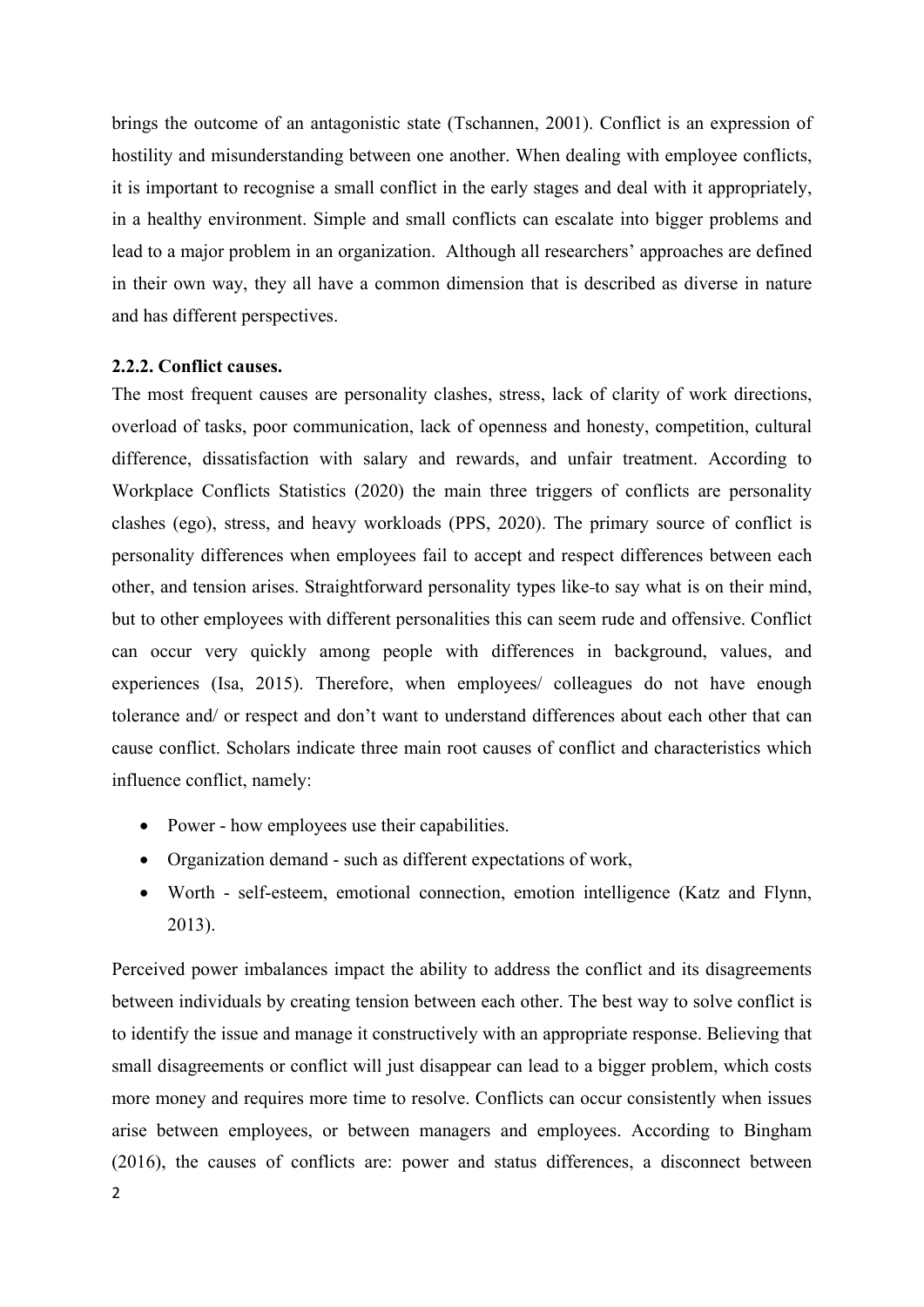brings the outcome of an antagonistic state (Tschannen, 2001). Conflict is an expression of hostility and misunderstanding between one another. When dealing with employee conflicts, it is important to recognise a small conflict in the early stages and deal with it appropriately, in a healthy environment. Simple and small conflicts can escalate into bigger problems and lead to a major problem in an organization. Although all researchers' approaches are defined in their own way, they all have a common dimension that is described as diverse in nature and has different perspectives.

### 2.2.2. Conflict causes.

The most frequent causes are personality clashes, stress, lack of clarity of work directions, overload of tasks, poor communication, lack of openness and honesty, competition, cultural difference, dissatisfaction with salary and rewards, and unfair treatment. According to Workplace Conflicts Statistics (2020) the main three triggers of conflicts are personality clashes (ego), stress, and heavy workloads (PPS, 2020). The primary source of conflict is personality differences when employees fail to accept and respect differences between each other, and tension arises. Straightforward personality types like to say what is on their mind, but to other employees with different personalities this can seem rude and offensive. Conflict can occur very quickly among people with differences in background, values, and experiences (Isa, 2015). Therefore, when employees/ colleagues do not have enough tolerance and/ or respect and don't want to understand differences about each other that can cause conflict. Scholars indicate three main root causes of conflict and characteristics which influence conflict, namely:

- Power - how employees use their capabilities.
- Organization demand - such as different expectations of work,
- Worth - self-esteem, emotional connection, emotion intelligence (Katz and Flynn, 2013).

Perceived power imbalances impact the ability to address the conflict and its disagreements between individuals by creating tension between each other. The best way to solve conflict is to identify the issue and manage it constructively with an appropriate response. Believing that small disagreements or conflict will just disappear can lead to a bigger problem, which costs more money and requires more time to resolve. Conflicts can occur consistently when issues arise between employees, or between managers and employees. According to Bingham (2016), the causes of conflicts are: power and status differences, a disconnect between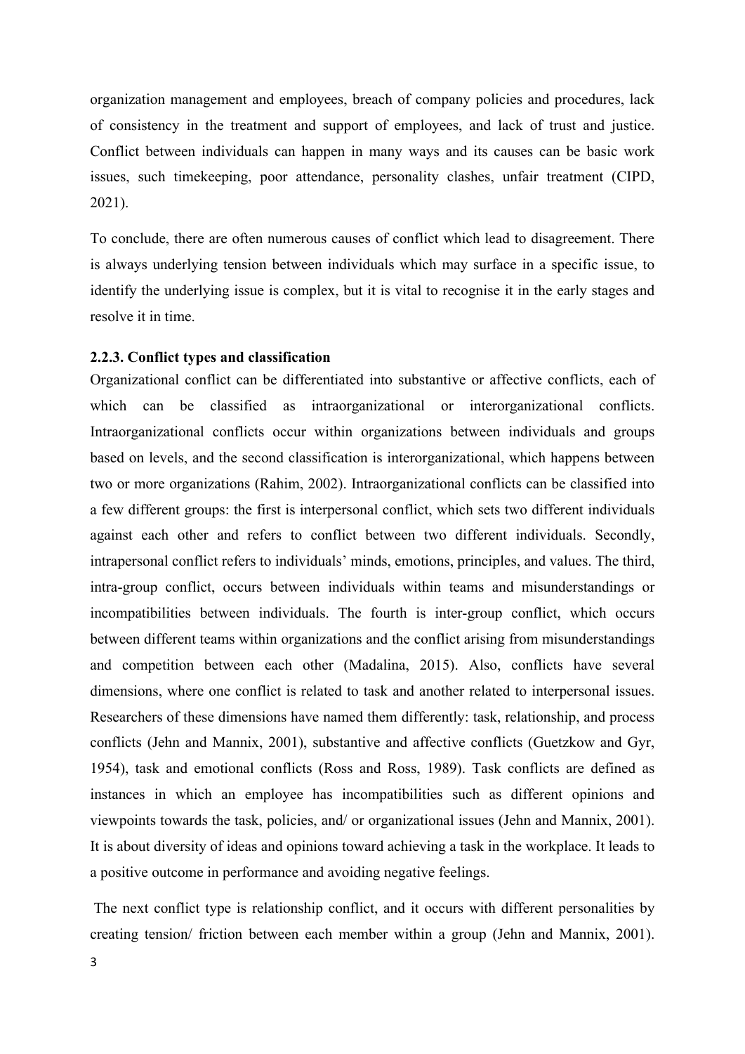organization management and employees, breach of company policies and procedures, lack of consistency in the treatment and support of employees, and lack of trust and justice. Conflict between individuals can happen in many ways and its causes can be basic work issues, such timekeeping, poor attendance, personality clashes, unfair treatment (CIPD, 2021).

To conclude, there are often numerous causes of conflict which lead to disagreement. There is always underlying tension between individuals which may surface in a specific issue, to identify the underlying issue is complex, but it is vital to recognise it in the early stages and resolve it in time.

**2.2.3. Conflict types and classification**

Organizational conflict can be differentiated into substantive or affective conflicts, each of which can be classified as intraorganizational or interorganizational conflicts. Intraorganizational conflicts occur within organizations between individuals and groups based on levels, and the second classification is interorganizational, which happens between two or more organizations (Rahim, 2002). Intraorganizational conflicts can be classified into a few different groups: the first is interpersonal conflict, which sets two different individuals against each other and refers to conflict between two different individuals. Secondly, intrapersonal conflict refers to individuals' minds, emotions, principles, and values. The third, intra-group conflict, occurs between individuals within teams and misunderstandings or incompatibilities between individuals. The fourth is inter-group conflict, which occurs between different teams within organizations and the conflict arising from misunderstandings and competition between each other (Madalina, 2015). Also, conflicts have several dimensions, where one conflict is related to task and another related to interpersonal issues. Researchers of these dimensions have named them differently: task, relationship, and process conflicts (Jehn and Mannix, 2001), substantive and affective conflicts (Guetzkow and Gyr, 1954), task and emotional conflicts (Ross and Ross, 1989). Task conflicts are defined as instances in which an employee has incompatibilities such as different opinions and viewpoints towards the task, policies, and/ or organizational issues (Jehn and Mannix, 2001). It is about diversity of ideas and opinions toward achieving a task in the workplace. It leads to a positive outcome in performance and avoiding negative feelings.

The next conflict type is relationship conflict, and it occurs with different personalities by creating tension/ friction between each member within a group (Jehn and Mannix, 2001).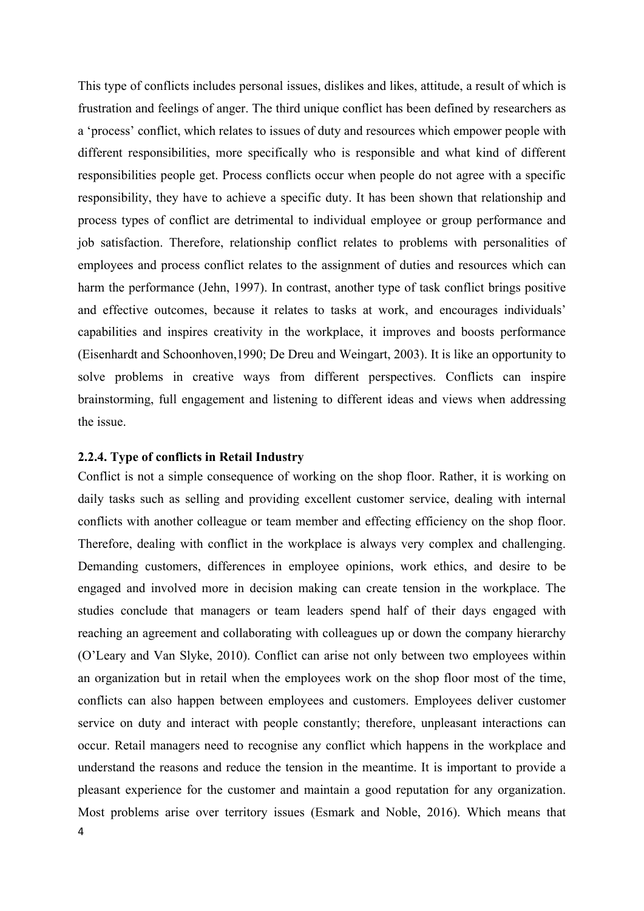This type of conflicts includes personal issues, dislikes and likes, attitude, a result of which is frustration and feelings of anger. The third unique conflict has been defined by researchers as a 'process' conflict, which relates to issues of duty and resources which empower people with different responsibilities, more specifically who is responsible and what kind of different responsibilities people get. Process conflicts occur when people do not agree with a specific responsibility, they have to achieve a specific duty. It has been shown that relationship and process types of conflict are detrimental to individual employee or group performance and job satisfaction. Therefore, relationship conflict relates to problems with personalities of employees and process conflict relates to the assignment of duties and resources which can harm the performance (Jehn, 1997). In contrast, another type of task conflict brings positive and effective outcomes, because it relates to tasks at work, and encourages individuals' capabilities and inspires creativity in the workplace, it improves and boosts performance (Eisenhardt and Schoonhoven,1990; De Dreu and Weingart, 2003). It is like an opportunity to solve problems in creative ways from different perspectives. Conflicts can inspire brainstorming, full engagement and listening to different ideas and views when addressing the issue.

### 2.2.4. Type of conflicts in Retail Industry

Conflict is not a simple consequence of working on the shop floor. Rather, it is working on daily tasks such as selling and providing excellent customer service, dealing with internal conflicts with another colleague or team member and effecting efficiency on the shop floor. Therefore, dealing with conflict in the workplace is always very complex and challenging. Demanding customers, differences in employee opinions, work ethics, and desire to be engaged and involved more in decision making can create tension in the workplace. The studies conclude that managers or team leaders spend half of their days engaged with reaching an agreement and collaborating with colleagues up or down the company hierarchy (O'Leary and Van Slyke, 2010). Conflict can arise not only between two employees within an organization but in retail when the employees work on the shop floor most of the time, conflicts can also happen between employees and customers. Employees deliver customer service on duty and interact with people constantly; therefore, unpleasant interactions can occur. Retail managers need to recognise any conflict which happens in the workplace and understand the reasons and reduce the tension in the meantime. It is important to provide a pleasant experience for the customer and maintain a good reputation for any organization. Most problems arise over territory issues (Esmark and Noble, 2016). Which means that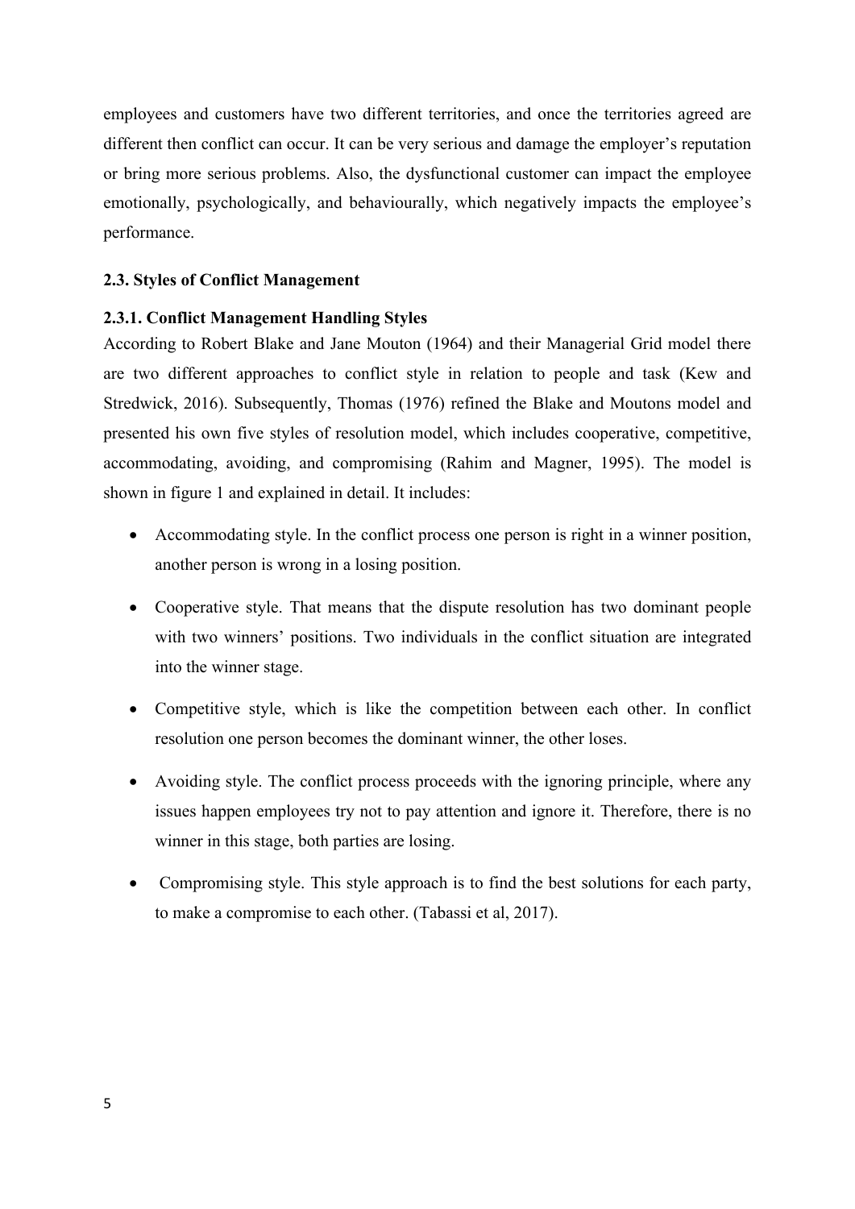employees and customers have two different territories, and once the territories agreed are different then conflict can occur. It can be very serious and damage the employer's reputation or bring more serious problems. Also, the dysfunctional customer can impact the employee emotionally, psychologically, and behaviourally, which negatively impacts the employee's performance.

## 2.3. Styles of Conflict Management

### 2.3.1. Conflict Management Handling Styles

According to Robert Blake and Jane Mouton (1964) and their Managerial Grid model there are two different approaches to conflict style in relation to people and task (Kew and Stredwick, 2016). Subsequently, Thomas (1976) refined the Blake and Moutons model and presented his own five styles of resolution model, which includes cooperative, competitive, accommodating, avoiding, and compromising (Rahim and Magner, 1995). The model is shown in figure 1 and explained in detail. It includes:

- Accommodating style. In the conflict process one person is right in a winner position, another person is wrong in a losing position.
- Cooperative style. That means that the dispute resolution has two dominant people with two winners' positions. Two individuals in the conflict situation are integrated into the winner stage.
- Competitive style, which is like the competition between each other. In conflict resolution one person becomes the dominant winner, the other loses.
- Avoiding style. The conflict process proceeds with the ignoring principle, where any issues happen employees try not to pay attention and ignore it. Therefore, there is no winner in this stage, both parties are losing.
- Compromising style. This style approach is to find the best solutions for each party, to make a compromise to each other. (Tabassi et al, 2017).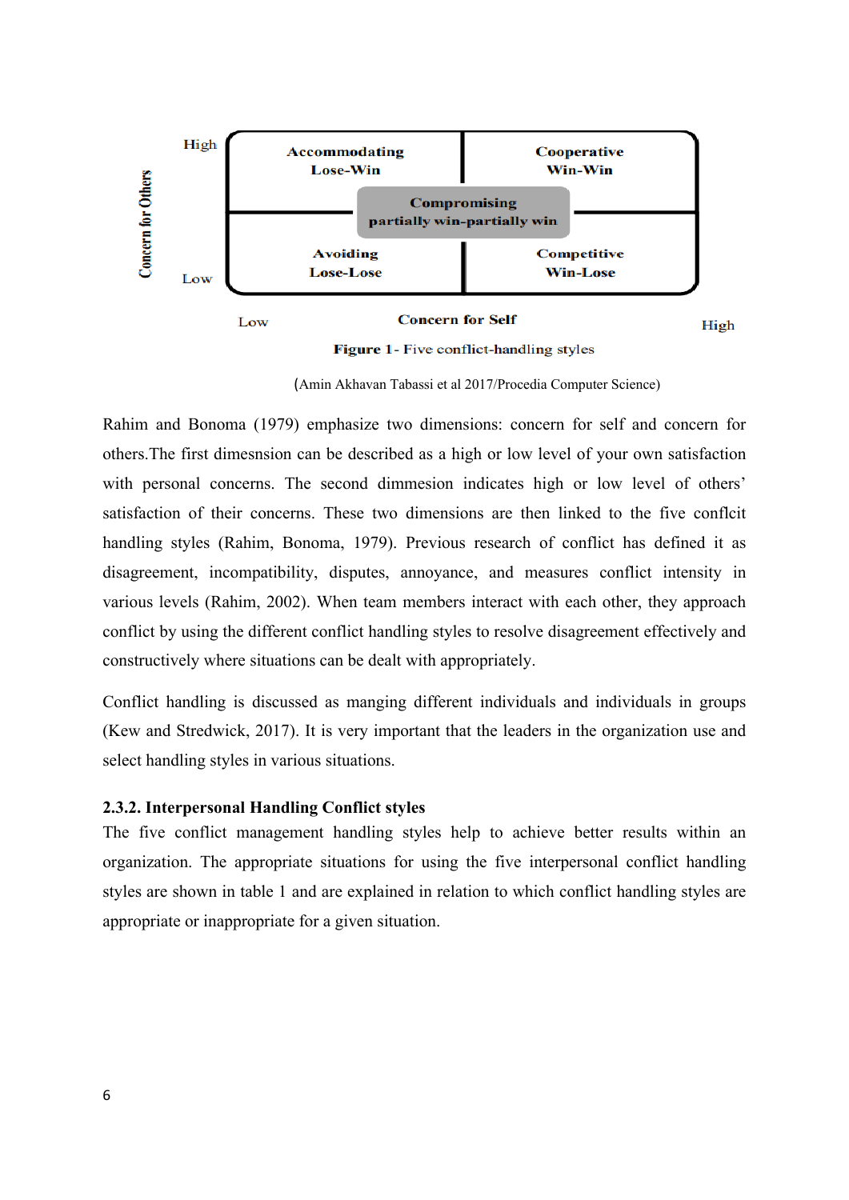| | Low | | High |
|---|---|---|---|
| **High** | **Accommodating** Lose-Win | | **Cooperative** Win-Win |
| | | **Compromising** partially win-partially win | |
| **Low** | **Avoiding** Lose-Lose | | **Competitive** Win-Lose |

Concern for Others (vertical axis: Low to High); Concern for Self (horizontal axis: Low to High)

**Figure 1** - Five conflict-handling styles

(Amin Akhavan Tabassi et al 2017/Procedia Computer Science)

Rahim and Bonoma (1979) emphasize two dimensions: concern for self and concern for others.The first dimesnsion can be described as a high or low level of your own satisfaction with personal concerns. The second dimmesion indicates high or low level of others' satisfaction of their concerns. These two dimensions are then linked to the five conflcit handling styles (Rahim, Bonoma, 1979). Previous research of conflict has defined it as disagreement, incompatibility, disputes, annoyance, and measures conflict intensity in various levels (Rahim, 2002). When team members interact with each other, they approach conflict by using the different conflict handling styles to resolve disagreement effectively and constructively where situations can be dealt with appropriately.

Conflict handling is discussed as manging different individuals and individuals in groups (Kew and Stredwick, 2017). It is very important that the leaders in the organization use and select handling styles in various situations.

### 2.3.2. Interpersonal Handling Conflict styles

The five conflict management handling styles help to achieve better results within an organization. The appropriate situations for using the five interpersonal conflict handling styles are shown in table 1 and are explained in relation to which conflict handling styles are appropriate or inappropriate for a given situation.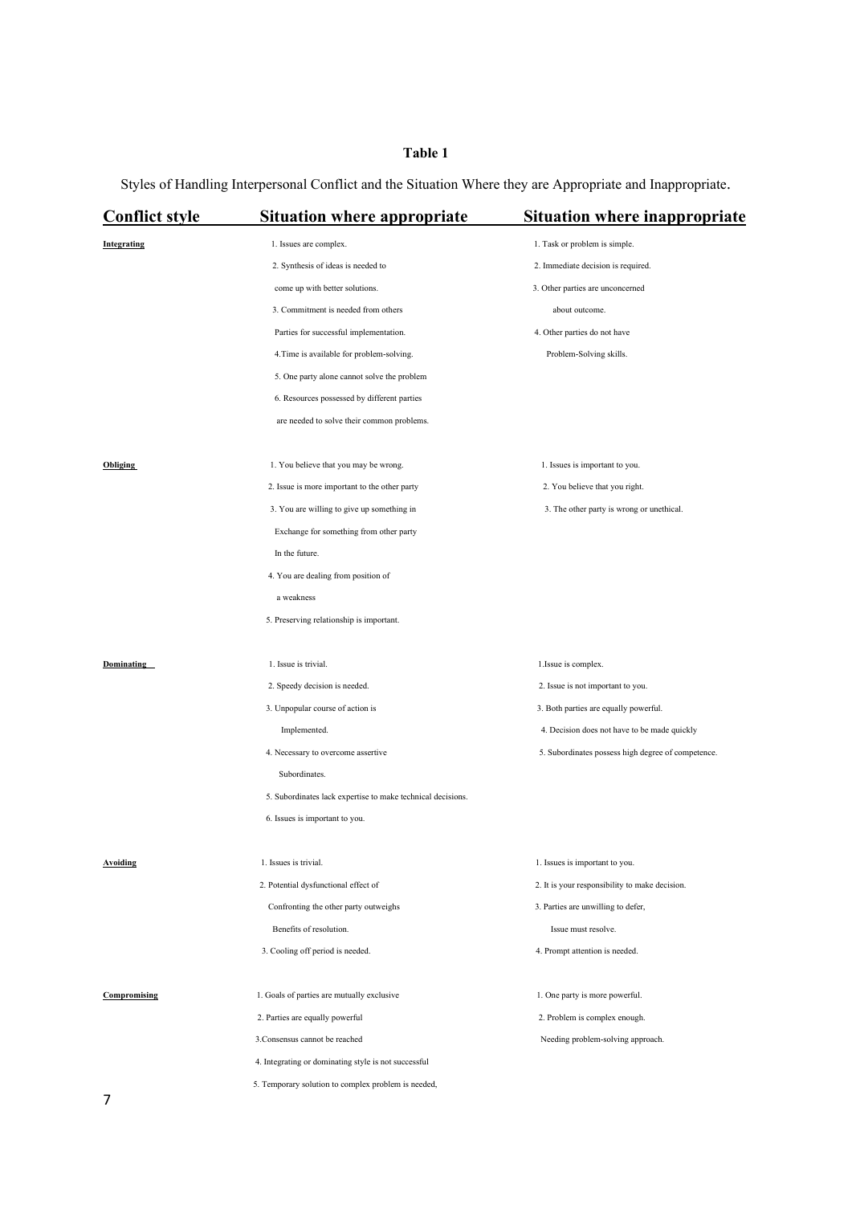**Table 1**

Styles of Handling Interpersonal Conflict and the Situation Where they are Appropriate and Inappropriate.

| Conflict style | Situation where appropriate | Situation where inappropriate |
|---|---|---|
| **Integrating** | 1. Issues are complex.<br>2. Synthesis of ideas is needed to come up with better solutions.<br>3. Commitment is needed from others Parties for successful implementation.<br>4.Time is available for problem-solving.<br>5. One party alone cannot solve the problem<br>6. Resources possessed by different parties are needed to solve their common problems. | 1. Task or problem is simple.<br>2. Immediate decision is required.<br>3. Other parties are unconcerned about outcome.<br>4. Other parties do not have Problem-Solving skills. |
| **Obliging** | 1. You believe that you may be wrong.<br>2. Issue is more important to the other party<br>3. You are willing to give up something in Exchange for something from other party In the future.<br>4. You are dealing from position of a weakness<br>5. Preserving relationship is important. | 1. Issues is important to you.<br>2. You believe that you right.<br>3. The other party is wrong or unethical. |
| **Dominating** | 1. Issue is trivial.<br>2. Speedy decision is needed.<br>3. Unpopular course of action is Implemented.<br>4. Necessary to overcome assertive Subordinates.<br>5. Subordinates lack expertise to make technical decisions.<br>6. Issues is important to you. | 1.Issue is complex.<br>2. Issue is not important to you.<br>3. Both parties are equally powerful.<br>4. Decision does not have to be made quickly<br>5. Subordinates possess high degree of competence. |
| **Avoiding** | 1. Issues is trivial.<br>2. Potential dysfunctional effect of Confronting the other party outweighs Benefits of resolution.<br>3. Cooling off period is needed. | 1. Issues is important to you.<br>2. It is your responsibility to make decision.<br>3. Parties are unwilling to defer, Issue must resolve.<br>4. Prompt attention is needed. |
| **Compromising** | 1. Goals of parties are mutually exclusive<br>2. Parties are equally powerful<br>3.Consensus cannot be reached<br>4. Integrating or dominating style is not successful<br>5. Temporary solution to complex problem is needed, | 1. One party is more powerful.<br>2. Problem is complex enough. Needing problem-solving approach. |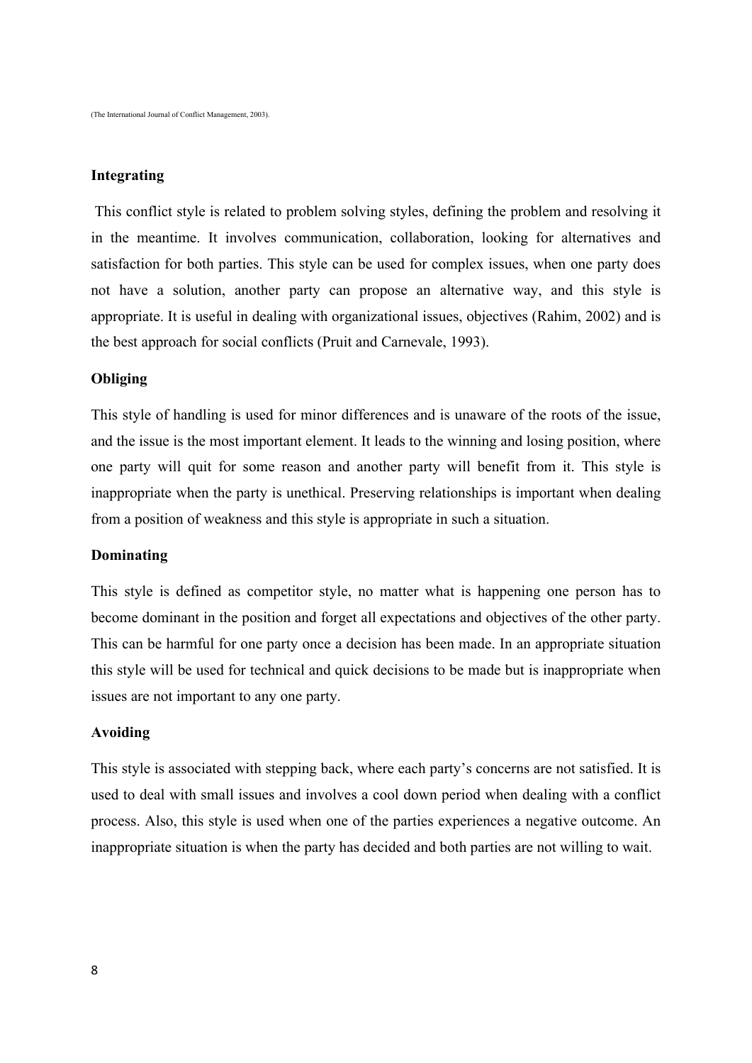(The International Journal of Conflict Management, 2003).

### Integrating

This conflict style is related to problem solving styles, defining the problem and resolving it in the meantime. It involves communication, collaboration, looking for alternatives and satisfaction for both parties. This style can be used for complex issues, when one party does not have a solution, another party can propose an alternative way, and this style is appropriate. It is useful in dealing with organizational issues, objectives (Rahim, 2002) and is the best approach for social conflicts (Pruit and Carnevale, 1993).

### Obliging

This style of handling is used for minor differences and is unaware of the roots of the issue, and the issue is the most important element. It leads to the winning and losing position, where one party will quit for some reason and another party will benefit from it. This style is inappropriate when the party is unethical. Preserving relationships is important when dealing from a position of weakness and this style is appropriate in such a situation.

### Dominating

This style is defined as competitor style, no matter what is happening one person has to become dominant in the position and forget all expectations and objectives of the other party. This can be harmful for one party once a decision has been made. In an appropriate situation this style will be used for technical and quick decisions to be made but is inappropriate when issues are not important to any one party.

### Avoiding

This style is associated with stepping back, where each party's concerns are not satisfied. It is used to deal with small issues and involves a cool down period when dealing with a conflict process. Also, this style is used when one of the parties experiences a negative outcome. An inappropriate situation is when the party has decided and both parties are not willing to wait.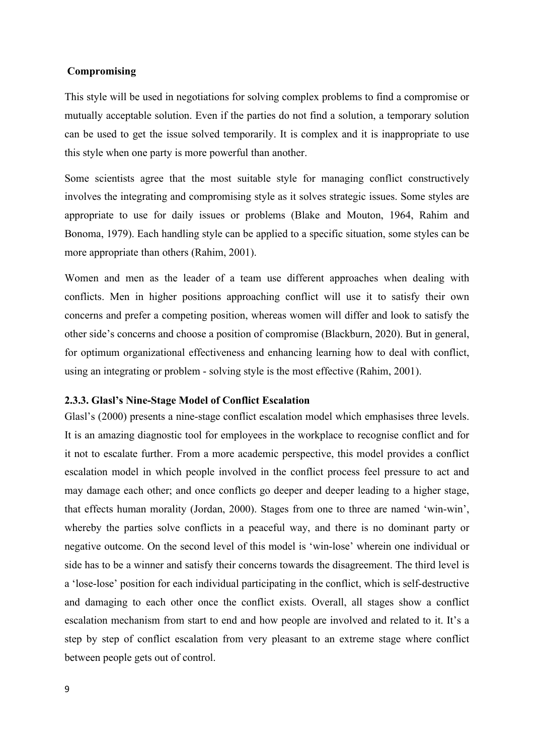**Compromising**

This style will be used in negotiations for solving complex problems to find a compromise or mutually acceptable solution. Even if the parties do not find a solution, a temporary solution can be used to get the issue solved temporarily. It is complex and it is inappropriate to use this style when one party is more powerful than another.

Some scientists agree that the most suitable style for managing conflict constructively involves the integrating and compromising style as it solves strategic issues. Some styles are appropriate to use for daily issues or problems (Blake and Mouton, 1964, Rahim and Bonoma, 1979). Each handling style can be applied to a specific situation, some styles can be more appropriate than others (Rahim, 2001).

Women and men as the leader of a team use different approaches when dealing with conflicts. Men in higher positions approaching conflict will use it to satisfy their own concerns and prefer a competing position, whereas women will differ and look to satisfy the other side's concerns and choose a position of compromise (Blackburn, 2020). But in general, for optimum organizational effectiveness and enhancing learning how to deal with conflict, using an integrating or problem - solving style is the most effective (Rahim, 2001).

### 2.3.3. Glasl's Nine-Stage Model of Conflict Escalation

Glasl's (2000) presents a nine-stage conflict escalation model which emphasises three levels. It is an amazing diagnostic tool for employees in the workplace to recognise conflict and for it not to escalate further. From a more academic perspective, this model provides a conflict escalation model in which people involved in the conflict process feel pressure to act and may damage each other; and once conflicts go deeper and deeper leading to a higher stage, that effects human morality (Jordan, 2000). Stages from one to three are named 'win-win', whereby the parties solve conflicts in a peaceful way, and there is no dominant party or negative outcome. On the second level of this model is 'win-lose' wherein one individual or side has to be a winner and satisfy their concerns towards the disagreement. The third level is a 'lose-lose' position for each individual participating in the conflict, which is self-destructive and damaging to each other once the conflict exists. Overall, all stages show a conflict escalation mechanism from start to end and how people are involved and related to it. It's a step by step of conflict escalation from very pleasant to an extreme stage where conflict between people gets out of control.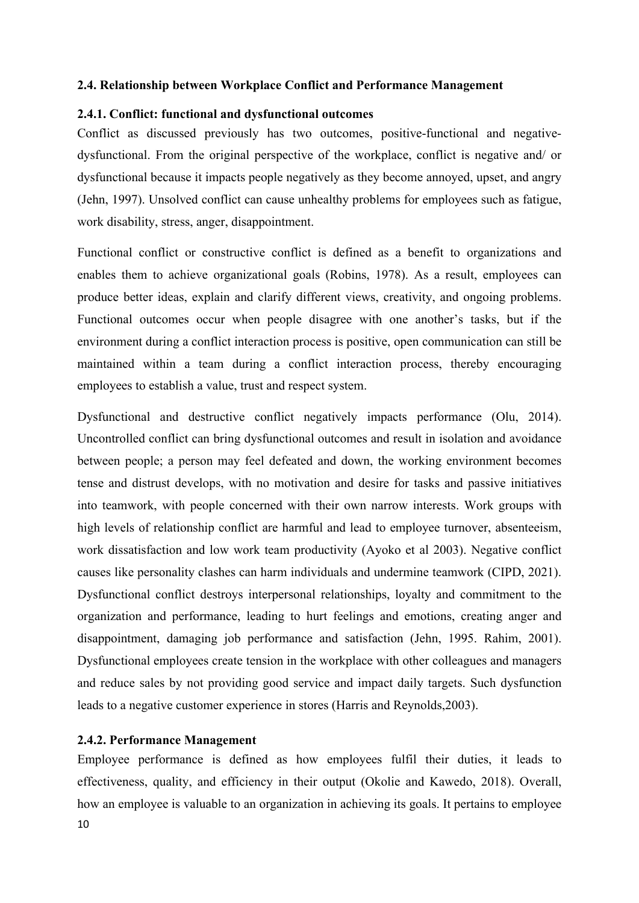### 2.4. Relationship between Workplace Conflict and Performance Management

#### 2.4.1. Conflict: functional and dysfunctional outcomes

Conflict as discussed previously has two outcomes, positive-functional and negative-dysfunctional. From the original perspective of the workplace, conflict is negative and/ or dysfunctional because it impacts people negatively as they become annoyed, upset, and angry (Jehn, 1997). Unsolved conflict can cause unhealthy problems for employees such as fatigue, work disability, stress, anger, disappointment.

Functional conflict or constructive conflict is defined as a benefit to organizations and enables them to achieve organizational goals (Robins, 1978). As a result, employees can produce better ideas, explain and clarify different views, creativity, and ongoing problems. Functional outcomes occur when people disagree with one another's tasks, but if the environment during a conflict interaction process is positive, open communication can still be maintained within a team during a conflict interaction process, thereby encouraging employees to establish a value, trust and respect system.

Dysfunctional and destructive conflict negatively impacts performance (Olu, 2014). Uncontrolled conflict can bring dysfunctional outcomes and result in isolation and avoidance between people; a person may feel defeated and down, the working environment becomes tense and distrust develops, with no motivation and desire for tasks and passive initiatives into teamwork, with people concerned with their own narrow interests. Work groups with high levels of relationship conflict are harmful and lead to employee turnover, absenteeism, work dissatisfaction and low work team productivity (Ayoko et al 2003). Negative conflict causes like personality clashes can harm individuals and undermine teamwork (CIPD, 2021). Dysfunctional conflict destroys interpersonal relationships, loyalty and commitment to the organization and performance, leading to hurt feelings and emotions, creating anger and disappointment, damaging job performance and satisfaction (Jehn, 1995. Rahim, 2001). Dysfunctional employees create tension in the workplace with other colleagues and managers and reduce sales by not providing good service and impact daily targets. Such dysfunction leads to a negative customer experience in stores (Harris and Reynolds,2003).

#### 2.4.2. Performance Management

Employee performance is defined as how employees fulfil their duties, it leads to effectiveness, quality, and efficiency in their output (Okolie and Kawedo, 2018). Overall, how an employee is valuable to an organization in achieving its goals. It pertains to employee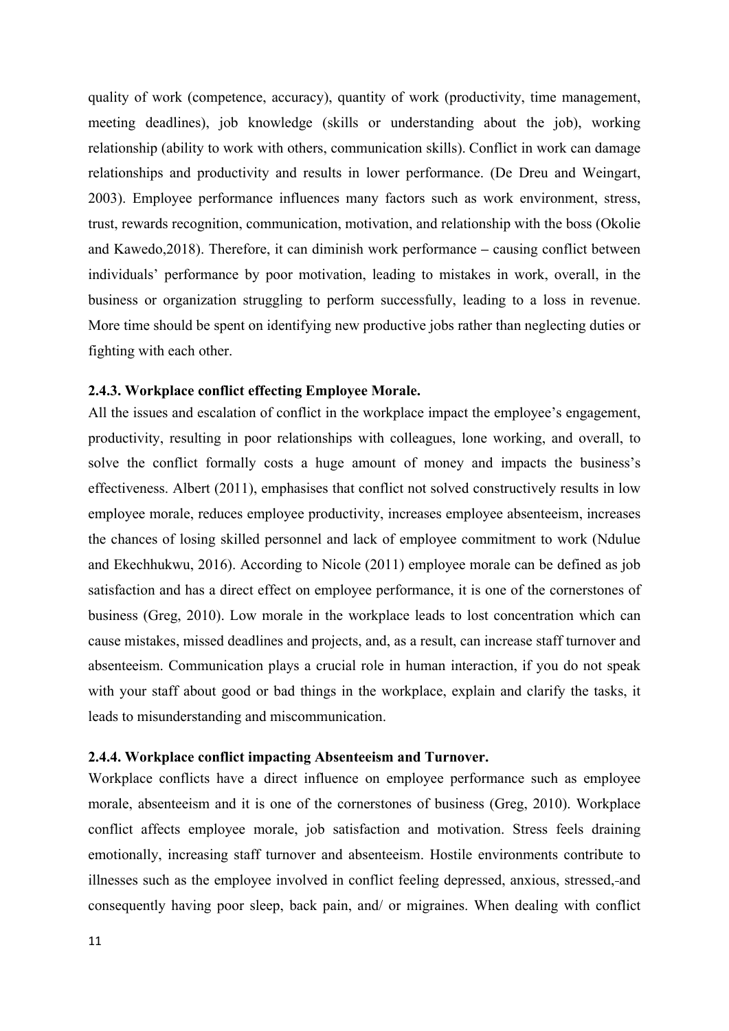quality of work (competence, accuracy), quantity of work (productivity, time management, meeting deadlines), job knowledge (skills or understanding about the job), working relationship (ability to work with others, communication skills). Conflict in work can damage relationships and productivity and results in lower performance. (De Dreu and Weingart, 2003). Employee performance influences many factors such as work environment, stress, trust, rewards recognition, communication, motivation, and relationship with the boss (Okolie and Kawedo,2018). Therefore, it can diminish work performance – causing conflict between individuals' performance by poor motivation, leading to mistakes in work, overall, in the business or organization struggling to perform successfully, leading to a loss in revenue. More time should be spent on identifying new productive jobs rather than neglecting duties or fighting with each other.

### 2.4.3. Workplace conflict effecting Employee Morale.

All the issues and escalation of conflict in the workplace impact the employee's engagement, productivity, resulting in poor relationships with colleagues, lone working, and overall, to solve the conflict formally costs a huge amount of money and impacts the business's effectiveness. Albert (2011), emphasises that conflict not solved constructively results in low employee morale, reduces employee productivity, increases employee absenteeism, increases the chances of losing skilled personnel and lack of employee commitment to work (Ndulue and Ekechhukwu, 2016). According to Nicole (2011) employee morale can be defined as job satisfaction and has a direct effect on employee performance, it is one of the cornerstones of business (Greg, 2010). Low morale in the workplace leads to lost concentration which can cause mistakes, missed deadlines and projects, and, as a result, can increase staff turnover and absenteeism. Communication plays a crucial role in human interaction, if you do not speak with your staff about good or bad things in the workplace, explain and clarify the tasks, it leads to misunderstanding and miscommunication.

### 2.4.4. Workplace conflict impacting Absenteeism and Turnover.

Workplace conflicts have a direct influence on employee performance such as employee morale, absenteeism and it is one of the cornerstones of business (Greg, 2010). Workplace conflict affects employee morale, job satisfaction and motivation. Stress feels draining emotionally, increasing staff turnover and absenteeism. Hostile environments contribute to illnesses such as the employee involved in conflict feeling depressed, anxious, stressed, and consequently having poor sleep, back pain, and/ or migraines. When dealing with conflict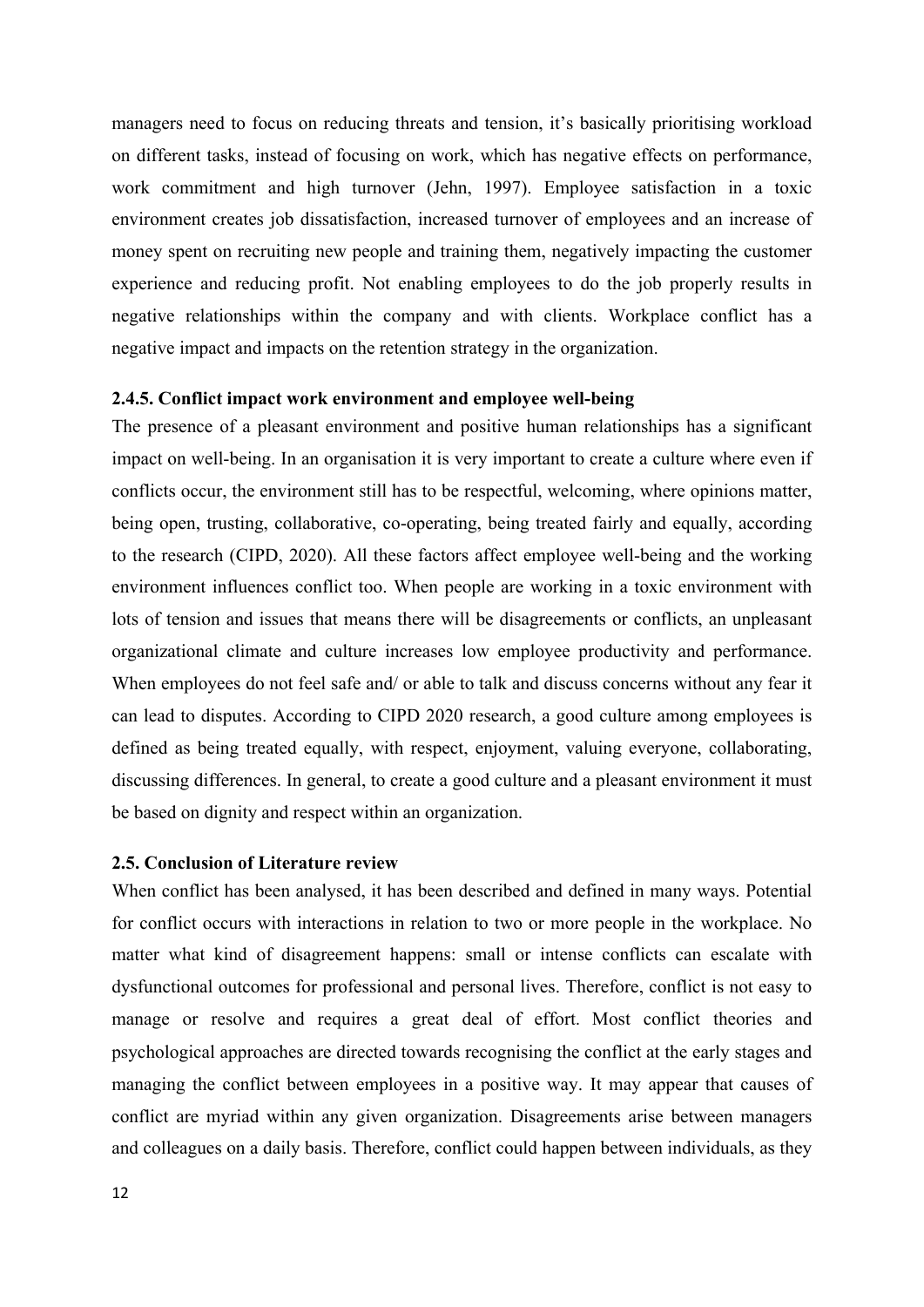managers need to focus on reducing threats and tension, it's basically prioritising workload on different tasks, instead of focusing on work, which has negative effects on performance, work commitment and high turnover (Jehn, 1997). Employee satisfaction in a toxic environment creates job dissatisfaction, increased turnover of employees and an increase of money spent on recruiting new people and training them, negatively impacting the customer experience and reducing profit. Not enabling employees to do the job properly results in negative relationships within the company and with clients. Workplace conflict has a negative impact and impacts on the retention strategy in the organization.

### 2.4.5. Conflict impact work environment and employee well-being

The presence of a pleasant environment and positive human relationships has a significant impact on well-being. In an organisation it is very important to create a culture where even if conflicts occur, the environment still has to be respectful, welcoming, where opinions matter, being open, trusting, collaborative, co-operating, being treated fairly and equally, according to the research (CIPD, 2020). All these factors affect employee well-being and the working environment influences conflict too. When people are working in a toxic environment with lots of tension and issues that means there will be disagreements or conflicts, an unpleasant organizational climate and culture increases low employee productivity and performance. When employees do not feel safe and/ or able to talk and discuss concerns without any fear it can lead to disputes. According to CIPD 2020 research, a good culture among employees is defined as being treated equally, with respect, enjoyment, valuing everyone, collaborating, discussing differences. In general, to create a good culture and a pleasant environment it must be based on dignity and respect within an organization.

## 2.5. Conclusion of Literature review

When conflict has been analysed, it has been described and defined in many ways. Potential for conflict occurs with interactions in relation to two or more people in the workplace. No matter what kind of disagreement happens: small or intense conflicts can escalate with dysfunctional outcomes for professional and personal lives. Therefore, conflict is not easy to manage or resolve and requires a great deal of effort. Most conflict theories and psychological approaches are directed towards recognising the conflict at the early stages and managing the conflict between employees in a positive way. It may appear that causes of conflict are myriad within any given organization. Disagreements arise between managers and colleagues on a daily basis. Therefore, conflict could happen between individuals, as they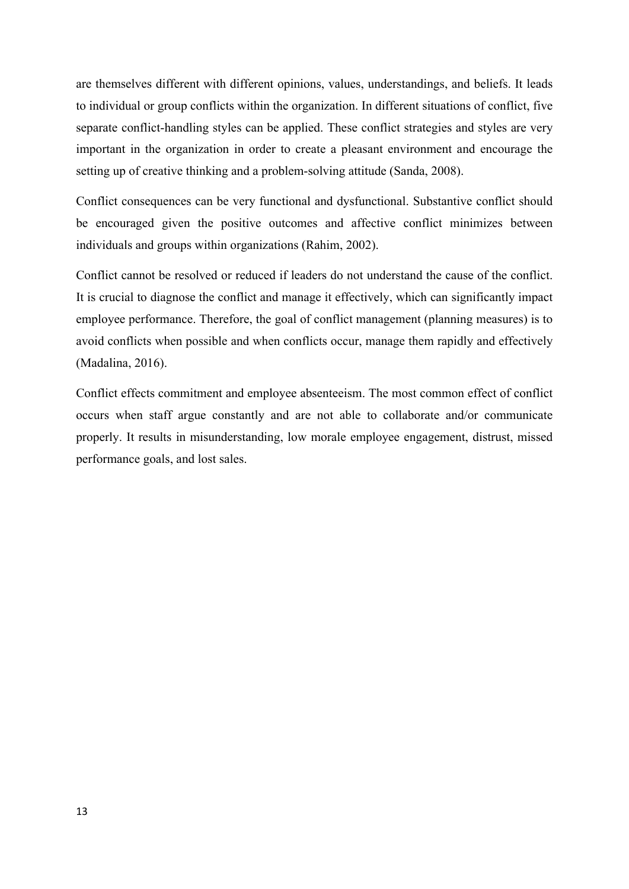are themselves different with different opinions, values, understandings, and beliefs. It leads to individual or group conflicts within the organization. In different situations of conflict, five separate conflict-handling styles can be applied. These conflict strategies and styles are very important in the organization in order to create a pleasant environment and encourage the setting up of creative thinking and a problem-solving attitude (Sanda, 2008).

Conflict consequences can be very functional and dysfunctional. Substantive conflict should be encouraged given the positive outcomes and affective conflict minimizes between individuals and groups within organizations (Rahim, 2002).

Conflict cannot be resolved or reduced if leaders do not understand the cause of the conflict. It is crucial to diagnose the conflict and manage it effectively, which can significantly impact employee performance. Therefore, the goal of conflict management (planning measures) is to avoid conflicts when possible and when conflicts occur, manage them rapidly and effectively (Madalina, 2016).

Conflict effects commitment and employee absenteeism. The most common effect of conflict occurs when staff argue constantly and are not able to collaborate and/or communicate properly. It results in misunderstanding, low morale employee engagement, distrust, missed performance goals, and lost sales.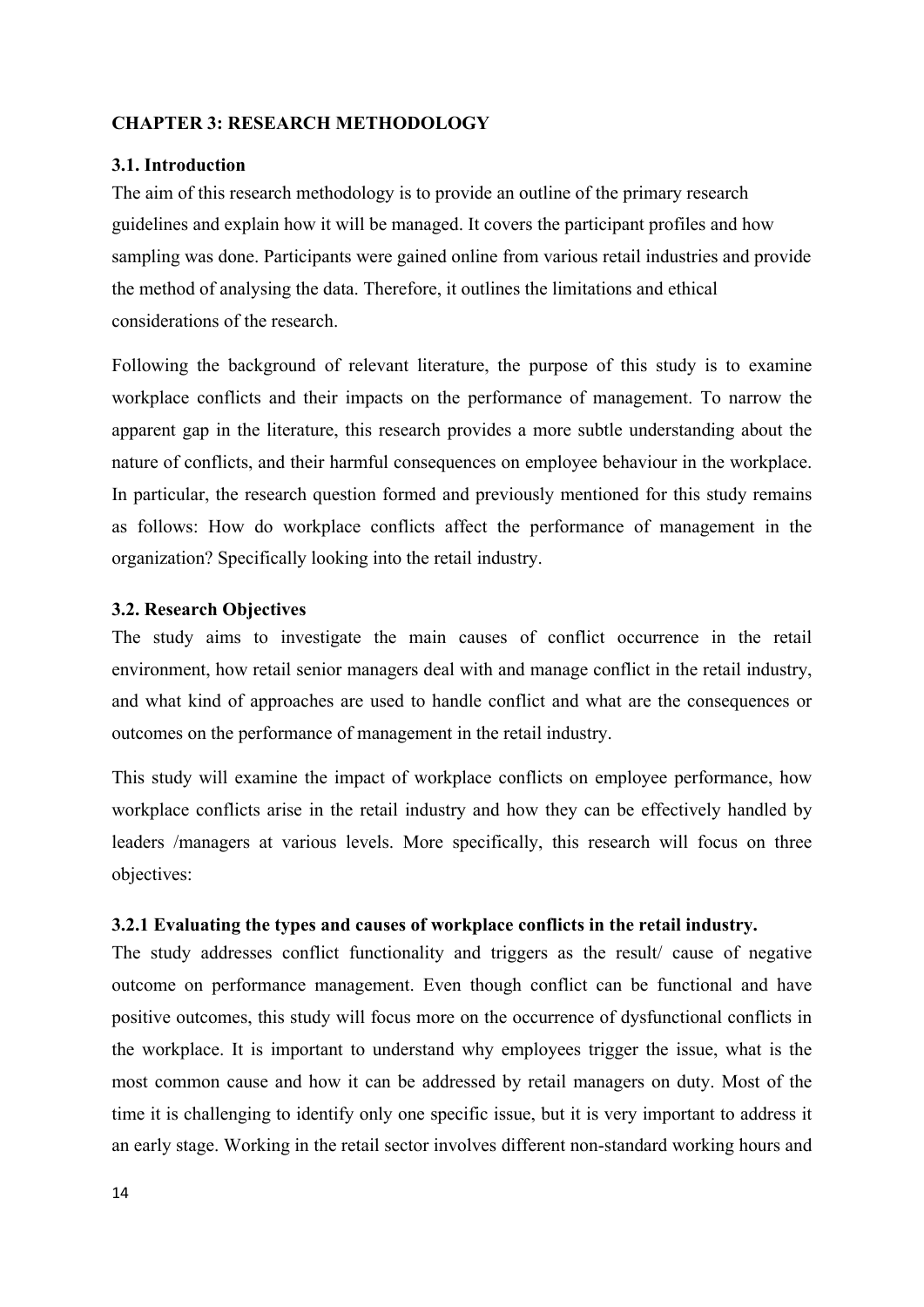# CHAPTER 3: RESEARCH METHODOLOGY

## 3.1. Introduction

The aim of this research methodology is to provide an outline of the primary research guidelines and explain how it will be managed. It covers the participant profiles and how sampling was done. Participants were gained online from various retail industries and provide the method of analysing the data. Therefore, it outlines the limitations and ethical considerations of the research.

Following the background of relevant literature, the purpose of this study is to examine workplace conflicts and their impacts on the performance of management. To narrow the apparent gap in the literature, this research provides a more subtle understanding about the nature of conflicts, and their harmful consequences on employee behaviour in the workplace. In particular, the research question formed and previously mentioned for this study remains as follows: How do workplace conflicts affect the performance of management in the organization? Specifically looking into the retail industry.

## 3.2. Research Objectives

The study aims to investigate the main causes of conflict occurrence in the retail environment, how retail senior managers deal with and manage conflict in the retail industry, and what kind of approaches are used to handle conflict and what are the consequences or outcomes on the performance of management in the retail industry.

This study will examine the impact of workplace conflicts on employee performance, how workplace conflicts arise in the retail industry and how they can be effectively handled by leaders /managers at various levels. More specifically, this research will focus on three objectives:

### 3.2.1 Evaluating the types and causes of workplace conflicts in the retail industry.

The study addresses conflict functionality and triggers as the result/ cause of negative outcome on performance management. Even though conflict can be functional and have positive outcomes, this study will focus more on the occurrence of dysfunctional conflicts in the workplace. It is important to understand why employees trigger the issue, what is the most common cause and how it can be addressed by retail managers on duty. Most of the time it is challenging to identify only one specific issue, but it is very important to address it an early stage. Working in the retail sector involves different non-standard working hours and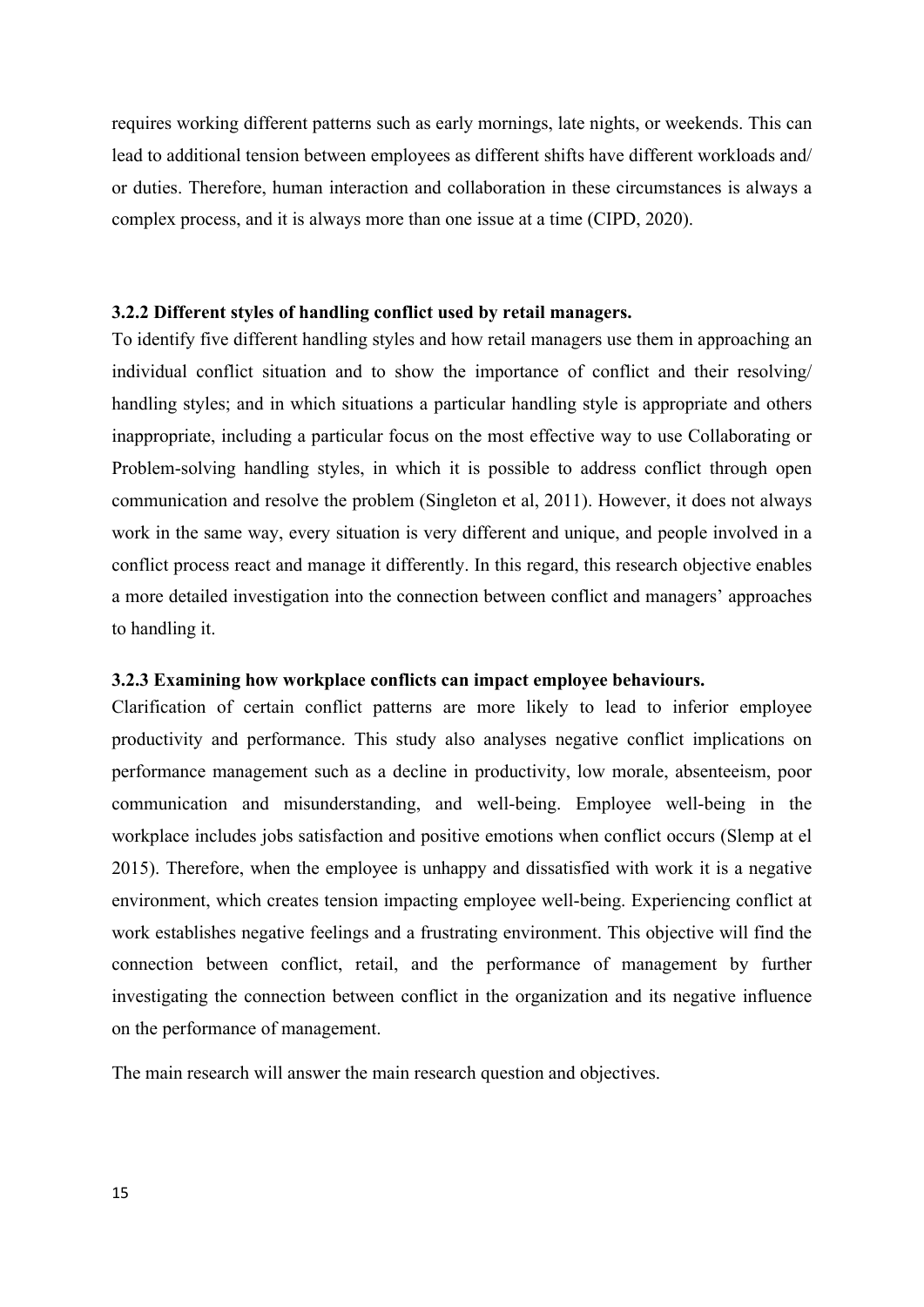requires working different patterns such as early mornings, late nights, or weekends. This can lead to additional tension between employees as different shifts have different workloads and/ or duties. Therefore, human interaction and collaboration in these circumstances is always a complex process, and it is always more than one issue at a time (CIPD, 2020).

### 3.2.2 Different styles of handling conflict used by retail managers.

To identify five different handling styles and how retail managers use them in approaching an individual conflict situation and to show the importance of conflict and their resolving/ handling styles; and in which situations a particular handling style is appropriate and others inappropriate, including a particular focus on the most effective way to use Collaborating or Problem-solving handling styles, in which it is possible to address conflict through open communication and resolve the problem (Singleton et al, 2011). However, it does not always work in the same way, every situation is very different and unique, and people involved in a conflict process react and manage it differently. In this regard, this research objective enables a more detailed investigation into the connection between conflict and managers' approaches to handling it.

### 3.2.3 Examining how workplace conflicts can impact employee behaviours.

Clarification of certain conflict patterns are more likely to lead to inferior employee productivity and performance. This study also analyses negative conflict implications on performance management such as a decline in productivity, low morale, absenteeism, poor communication and misunderstanding, and well-being. Employee well-being in the workplace includes jobs satisfaction and positive emotions when conflict occurs (Slemp at el 2015). Therefore, when the employee is unhappy and dissatisfied with work it is a negative environment, which creates tension impacting employee well-being. Experiencing conflict at work establishes negative feelings and a frustrating environment. This objective will find the connection between conflict, retail, and the performance of management by further investigating the connection between conflict in the organization and its negative influence on the performance of management.

The main research will answer the main research question and objectives.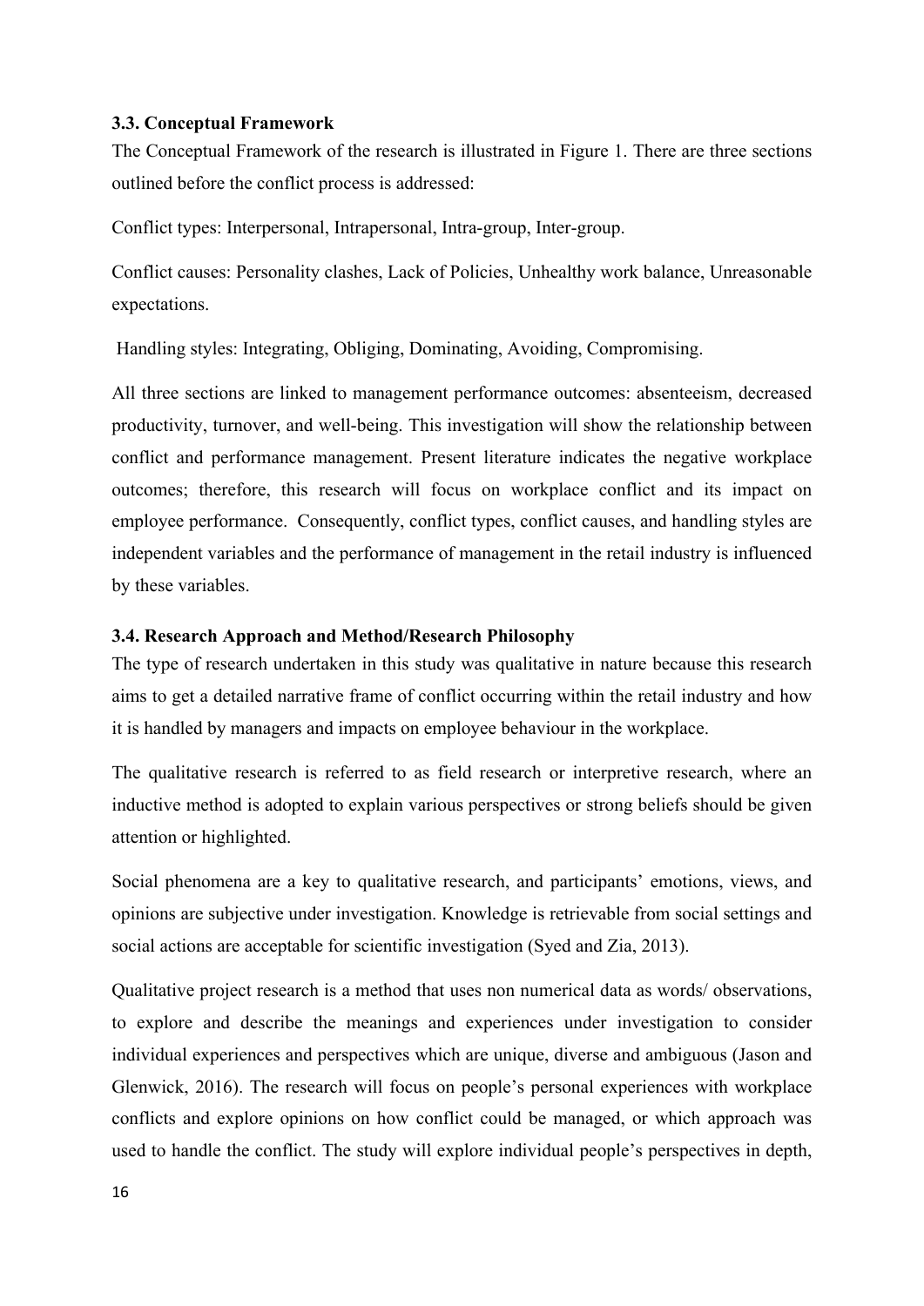### 3.3. Conceptual Framework

The Conceptual Framework of the research is illustrated in Figure 1. There are three sections outlined before the conflict process is addressed:

Conflict types: Interpersonal, Intrapersonal, Intra-group, Inter-group.

Conflict causes: Personality clashes, Lack of Policies, Unhealthy work balance, Unreasonable expectations.

Handling styles: Integrating, Obliging, Dominating, Avoiding, Compromising.

All three sections are linked to management performance outcomes: absenteeism, decreased productivity, turnover, and well-being. This investigation will show the relationship between conflict and performance management. Present literature indicates the negative workplace outcomes; therefore, this research will focus on workplace conflict and its impact on employee performance. Consequently, conflict types, conflict causes, and handling styles are independent variables and the performance of management in the retail industry is influenced by these variables.

### 3.4. Research Approach and Method/Research Philosophy

The type of research undertaken in this study was qualitative in nature because this research aims to get a detailed narrative frame of conflict occurring within the retail industry and how it is handled by managers and impacts on employee behaviour in the workplace.

The qualitative research is referred to as field research or interpretive research, where an inductive method is adopted to explain various perspectives or strong beliefs should be given attention or highlighted.

Social phenomena are a key to qualitative research, and participants' emotions, views, and opinions are subjective under investigation. Knowledge is retrievable from social settings and social actions are acceptable for scientific investigation (Syed and Zia, 2013).

Qualitative project research is a method that uses non numerical data as words/ observations, to explore and describe the meanings and experiences under investigation to consider individual experiences and perspectives which are unique, diverse and ambiguous (Jason and Glenwick, 2016). The research will focus on people's personal experiences with workplace conflicts and explore opinions on how conflict could be managed, or which approach was used to handle the conflict. The study will explore individual people's perspectives in depth,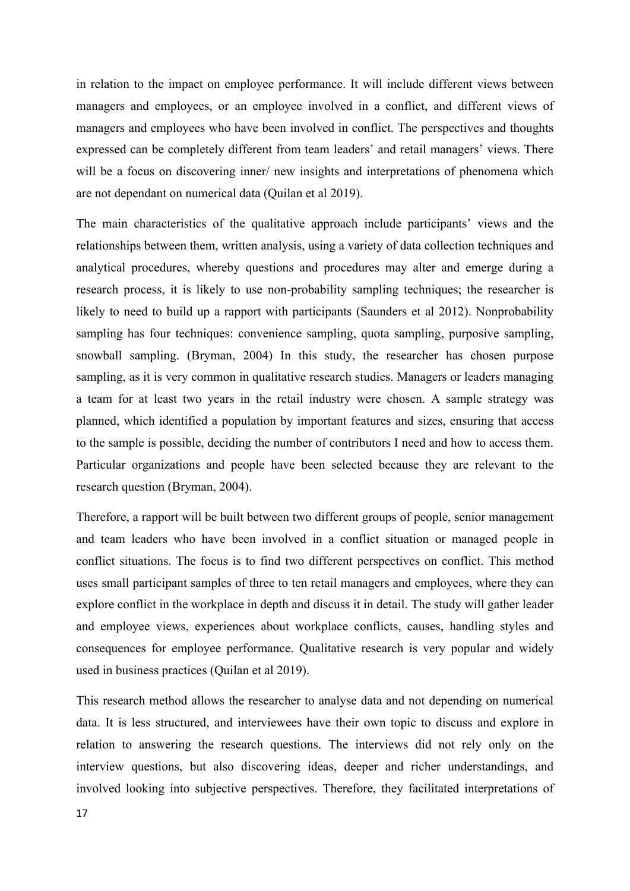in relation to the impact on employee performance. It will include different views between managers and employees, or an employee involved in a conflict, and different views of managers and employees who have been involved in conflict. The perspectives and thoughts expressed can be completely different from team leaders' and retail managers' views. There will be a focus on discovering inner/ new insights and interpretations of phenomena which are not dependant on numerical data (Quilan et al 2019).

The main characteristics of the qualitative approach include participants' views and the relationships between them, written analysis, using a variety of data collection techniques and analytical procedures, whereby questions and procedures may alter and emerge during a research process, it is likely to use non-probability sampling techniques; the researcher is likely to need to build up a rapport with participants (Saunders et al 2012). Nonprobability sampling has four techniques: convenience sampling, quota sampling, purposive sampling, snowball sampling. (Bryman, 2004) In this study, the researcher has chosen purpose sampling, as it is very common in qualitative research studies. Managers or leaders managing a team for at least two years in the retail industry were chosen. A sample strategy was planned, which identified a population by important features and sizes, ensuring that access to the sample is possible, deciding the number of contributors I need and how to access them. Particular organizations and people have been selected because they are relevant to the research question (Bryman, 2004).

Therefore, a rapport will be built between two different groups of people, senior management and team leaders who have been involved in a conflict situation or managed people in conflict situations. The focus is to find two different perspectives on conflict. This method uses small participant samples of three to ten retail managers and employees, where they can explore conflict in the workplace in depth and discuss it in detail. The study will gather leader and employee views, experiences about workplace conflicts, causes, handling styles and consequences for employee performance. Qualitative research is very popular and widely used in business practices (Quilan et al 2019).

This research method allows the researcher to analyse data and not depending on numerical data. It is less structured, and interviewees have their own topic to discuss and explore in relation to answering the research questions. The interviews did not rely only on the interview questions, but also discovering ideas, deeper and richer understandings, and involved looking into subjective perspectives. Therefore, they facilitated interpretations of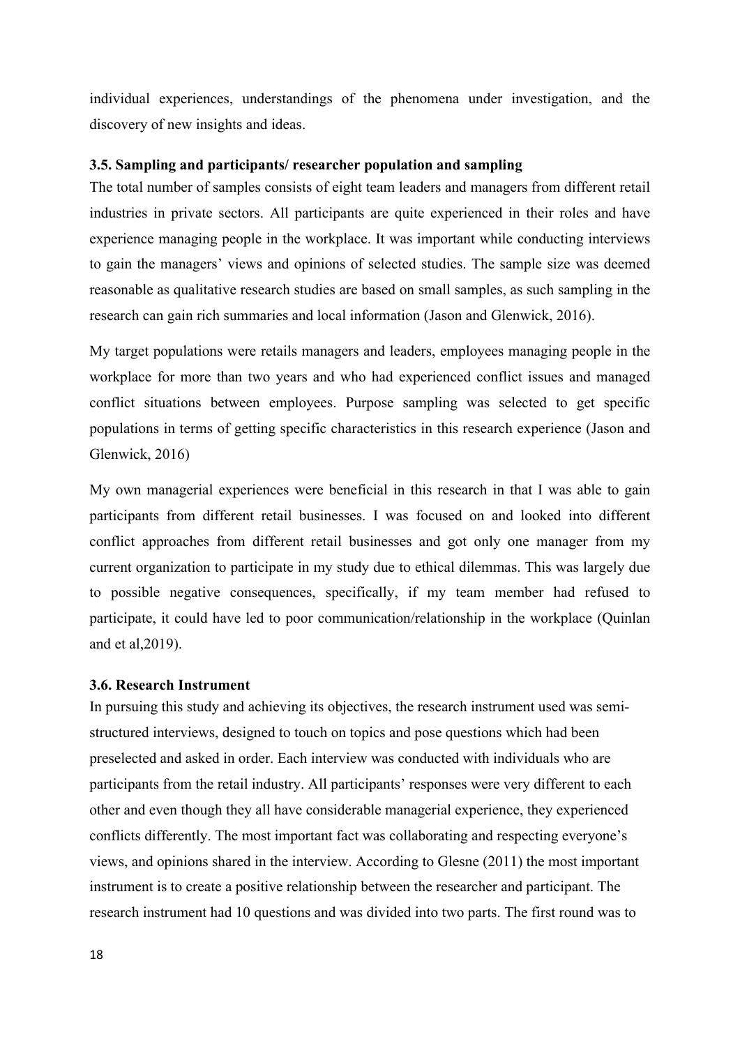individual experiences, understandings of the phenomena under investigation, and the discovery of new insights and ideas.

### 3.5. Sampling and participants/ researcher population and sampling

The total number of samples consists of eight team leaders and managers from different retail industries in private sectors. All participants are quite experienced in their roles and have experience managing people in the workplace. It was important while conducting interviews to gain the managers' views and opinions of selected studies. The sample size was deemed reasonable as qualitative research studies are based on small samples, as such sampling in the research can gain rich summaries and local information (Jason and Glenwick, 2016).

My target populations were retails managers and leaders, employees managing people in the workplace for more than two years and who had experienced conflict issues and managed conflict situations between employees. Purpose sampling was selected to get specific populations in terms of getting specific characteristics in this research experience (Jason and Glenwick, 2016)

My own managerial experiences were beneficial in this research in that I was able to gain participants from different retail businesses. I was focused on and looked into different conflict approaches from different retail businesses and got only one manager from my current organization to participate in my study due to ethical dilemmas. This was largely due to possible negative consequences, specifically, if my team member had refused to participate, it could have led to poor communication/relationship in the workplace (Quinlan and et al,2019).

### 3.6. Research Instrument

In pursuing this study and achieving its objectives, the research instrument used was semi-structured interviews, designed to touch on topics and pose questions which had been preselected and asked in order. Each interview was conducted with individuals who are participants from the retail industry. All participants' responses were very different to each other and even though they all have considerable managerial experience, they experienced conflicts differently. The most important fact was collaborating and respecting everyone's views, and opinions shared in the interview. According to Glesne (2011) the most important instrument is to create a positive relationship between the researcher and participant. The research instrument had 10 questions and was divided into two parts. The first round was to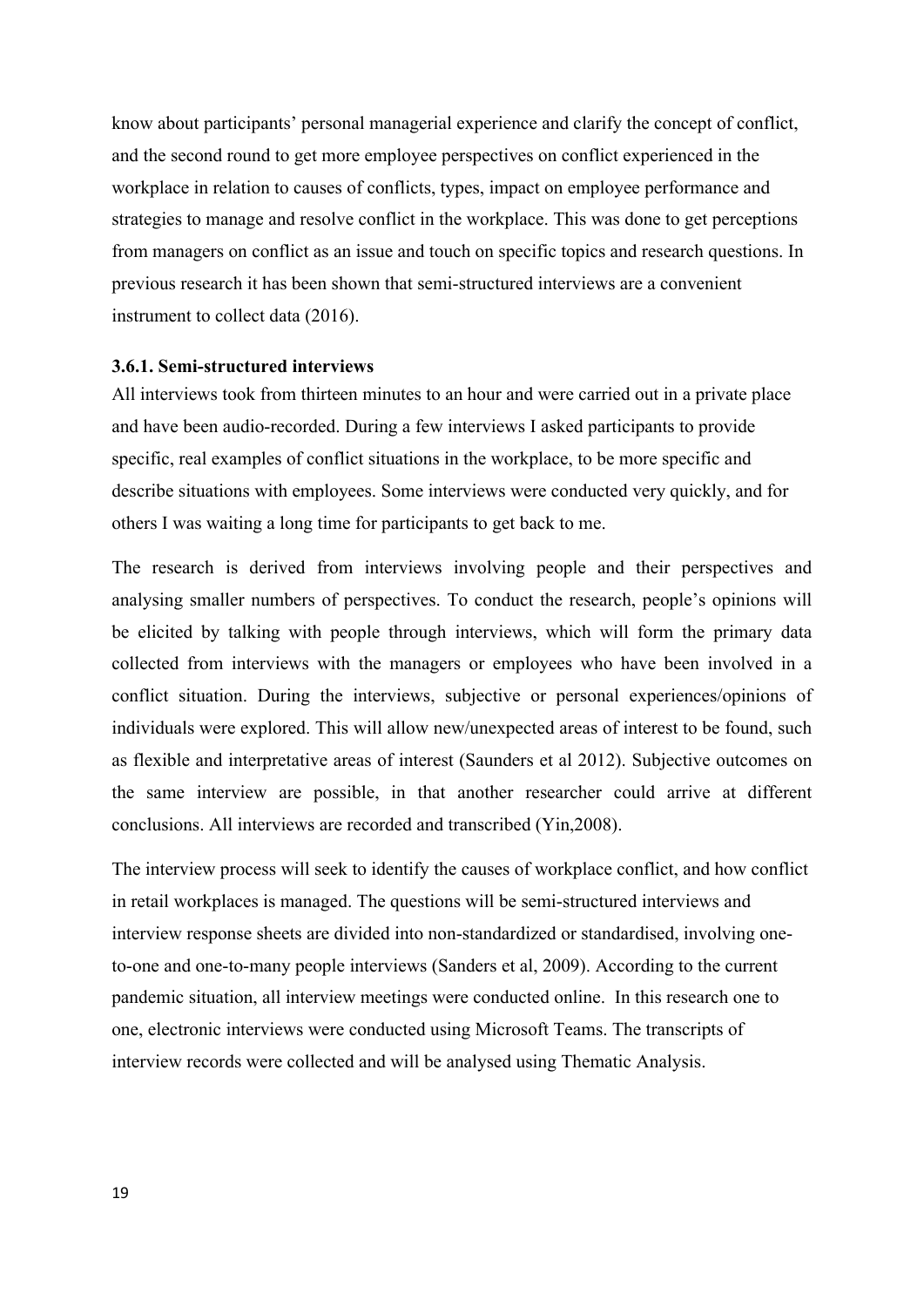know about participants' personal managerial experience and clarify the concept of conflict, and the second round to get more employee perspectives on conflict experienced in the workplace in relation to causes of conflicts, types, impact on employee performance and strategies to manage and resolve conflict in the workplace. This was done to get perceptions from managers on conflict as an issue and touch on specific topics and research questions. In previous research it has been shown that semi-structured interviews are a convenient instrument to collect data (2016).

### 3.6.1. Semi-structured interviews

All interviews took from thirteen minutes to an hour and were carried out in a private place and have been audio-recorded. During a few interviews I asked participants to provide specific, real examples of conflict situations in the workplace, to be more specific and describe situations with employees. Some interviews were conducted very quickly, and for others I was waiting a long time for participants to get back to me.

The research is derived from interviews involving people and their perspectives and analysing smaller numbers of perspectives. To conduct the research, people's opinions will be elicited by talking with people through interviews, which will form the primary data collected from interviews with the managers or employees who have been involved in a conflict situation. During the interviews, subjective or personal experiences/opinions of individuals were explored. This will allow new/unexpected areas of interest to be found, such as flexible and interpretative areas of interest (Saunders et al 2012). Subjective outcomes on the same interview are possible, in that another researcher could arrive at different conclusions. All interviews are recorded and transcribed (Yin,2008).

The interview process will seek to identify the causes of workplace conflict, and how conflict in retail workplaces is managed. The questions will be semi-structured interviews and interview response sheets are divided into non-standardized or standardised, involving one-to-one and one-to-many people interviews (Sanders et al, 2009). According to the current pandemic situation, all interview meetings were conducted online. In this research one to one, electronic interviews were conducted using Microsoft Teams. The transcripts of interview records were collected and will be analysed using Thematic Analysis.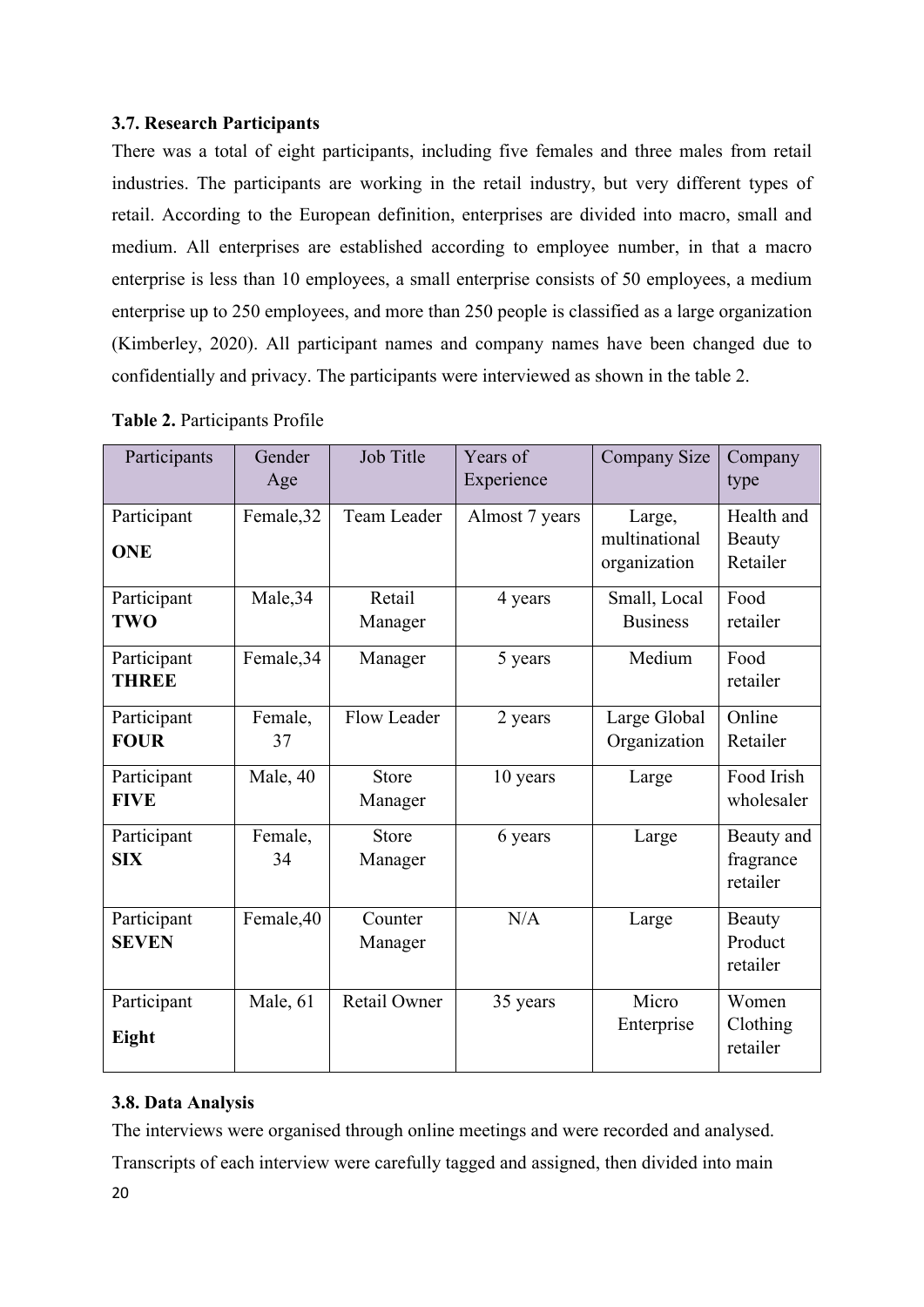### 3.7. Research Participants

There was a total of eight participants, including five females and three males from retail industries. The participants are working in the retail industry, but very different types of retail. According to the European definition, enterprises are divided into macro, small and medium. All enterprises are established according to employee number, in that a macro enterprise is less than 10 employees, a small enterprise consists of 50 employees, a medium enterprise up to 250 employees, and more than 250 people is classified as a large organization (Kimberley, 2020). All participant names and company names have been changed due to confidentially and privacy. The participants were interviewed as shown in the table 2.

**Table 2.** Participants Profile

| Participants | Gender Age | Job Title | Years of Experience | Company Size | Company type |
|---|---|---|---|---|---|
| Participant **ONE** | Female,32 | Team Leader | Almost 7 years | Large, multinational organization | Health and Beauty Retailer |
| Participant **TWO** | Male,34 | Retail Manager | 4 years | Small, Local Business | Food retailer |
| Participant **THREE** | Female,34 | Manager | 5 years | Medium | Food retailer |
| Participant **FOUR** | Female, 37 | Flow Leader | 2 years | Large Global Organization | Online Retailer |
| Participant **FIVE** | Male, 40 | Store Manager | 10 years | Large | Food Irish wholesaler |
| Participant **SIX** | Female, 34 | Store Manager | 6 years | Large | Beauty and fragrance retailer |
| Participant **SEVEN** | Female,40 | Counter Manager | N/A | Large | Beauty Product retailer |
| Participant **Eight** | Male, 61 | Retail Owner | 35 years | Micro Enterprise | Women Clothing retailer |

### 3.8. Data Analysis

The interviews were organised through online meetings and were recorded and analysed. Transcripts of each interview were carefully tagged and assigned, then divided into main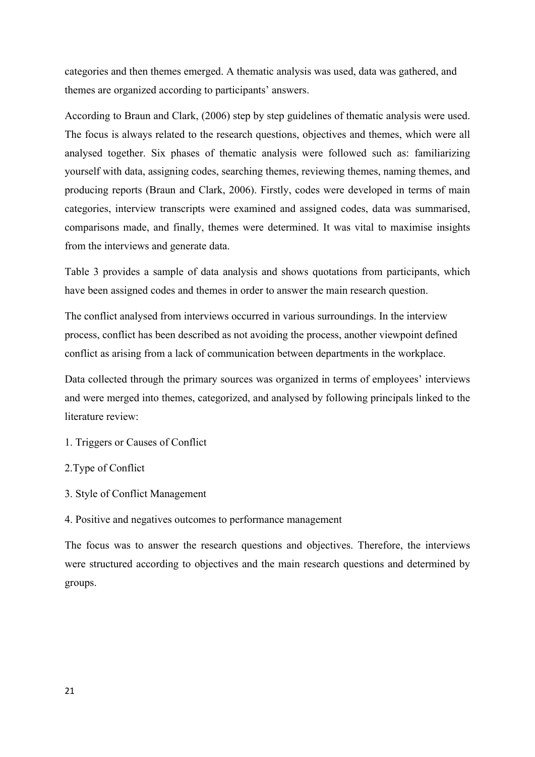categories and then themes emerged. A thematic analysis was used, data was gathered, and themes are organized according to participants' answers.

According to Braun and Clark, (2006) step by step guidelines of thematic analysis were used. The focus is always related to the research questions, objectives and themes, which were all analysed together. Six phases of thematic analysis were followed such as: familiarizing yourself with data, assigning codes, searching themes, reviewing themes, naming themes, and producing reports (Braun and Clark, 2006). Firstly, codes were developed in terms of main categories, interview transcripts were examined and assigned codes, data was summarised, comparisons made, and finally, themes were determined. It was vital to maximise insights from the interviews and generate data.

Table 3 provides a sample of data analysis and shows quotations from participants, which have been assigned codes and themes in order to answer the main research question.

The conflict analysed from interviews occurred in various surroundings. In the interview process, conflict has been described as not avoiding the process, another viewpoint defined conflict as arising from a lack of communication between departments in the workplace.

Data collected through the primary sources was organized in terms of employees' interviews and were merged into themes, categorized, and analysed by following principals linked to the literature review:

1. Triggers or Causes of Conflict

2.Type of Conflict

3. Style of Conflict Management

4. Positive and negatives outcomes to performance management

The focus was to answer the research questions and objectives. Therefore, the interviews were structured according to objectives and the main research questions and determined by groups.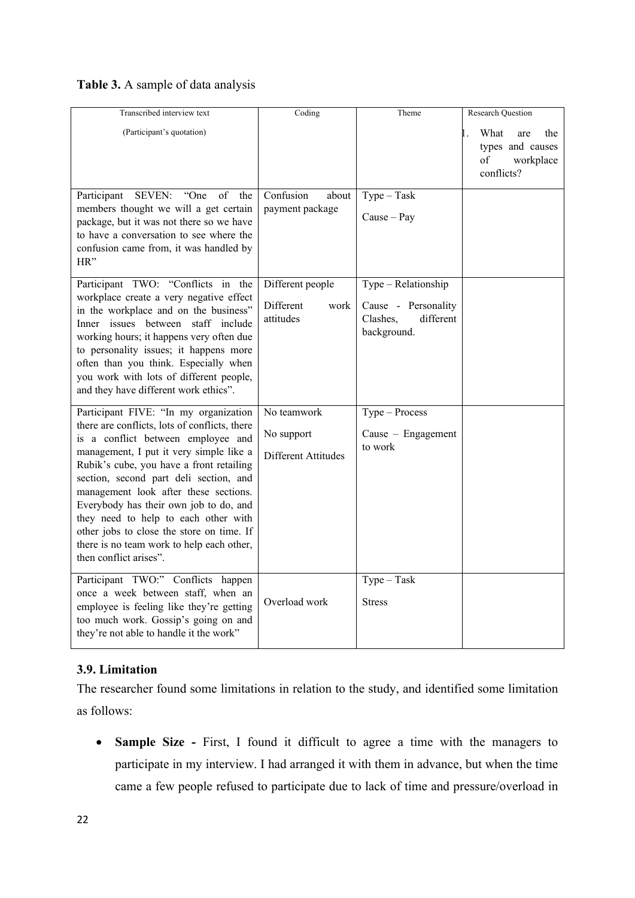**Table 3.** A sample of data analysis

| Transcribed interview text (Participant's quotation) | Coding | Theme | Research Question 1. What are the types and causes of workplace conflicts? |
|---|---|---|---|
| Participant SEVEN: "One of the members thought we will a get certain package, but it was not there so we have to have a conversation to see where the confusion came from, it was handled by HR" | Confusion about payment package | Type – Task<br>Cause – Pay | |
| Participant TWO: "Conflicts in the workplace create a very negative effect in the workplace and on the business" Inner issues between staff include working hours; it happens very often due to personality issues; it happens more often than you think. Especially when you work with lots of different people, and they have different work ethics". | Different people<br>Different work attitudes | Type – Relationship<br>Cause - Personality Clashes, different background. | |
| Participant FIVE: "In my organization there are conflicts, lots of conflicts, there is a conflict between employee and management, I put it very simple like a Rubik's cube, you have a front retailing section, second part deli section, and management look after these sections. Everybody has their own job to do, and they need to help to each other with other jobs to close the store on time. If there is no team work to help each other, then conflict arises". | No teamwork<br>No support<br>Different Attitudes | Type – Process<br>Cause – Engagement to work | |
| Participant TWO:" Conflicts happen once a week between staff, when an employee is feeling like they're getting too much work. Gossip's going on and they're not able to handle it the work" | Overload work | Type – Task<br>Stress | |

### 3.9. Limitation

The researcher found some limitations in relation to the study, and identified some limitation as follows:

- **Sample Size -** First, I found it difficult to agree a time with the managers to participate in my interview. I had arranged it with them in advance, but when the time came a few people refused to participate due to lack of time and pressure/overload in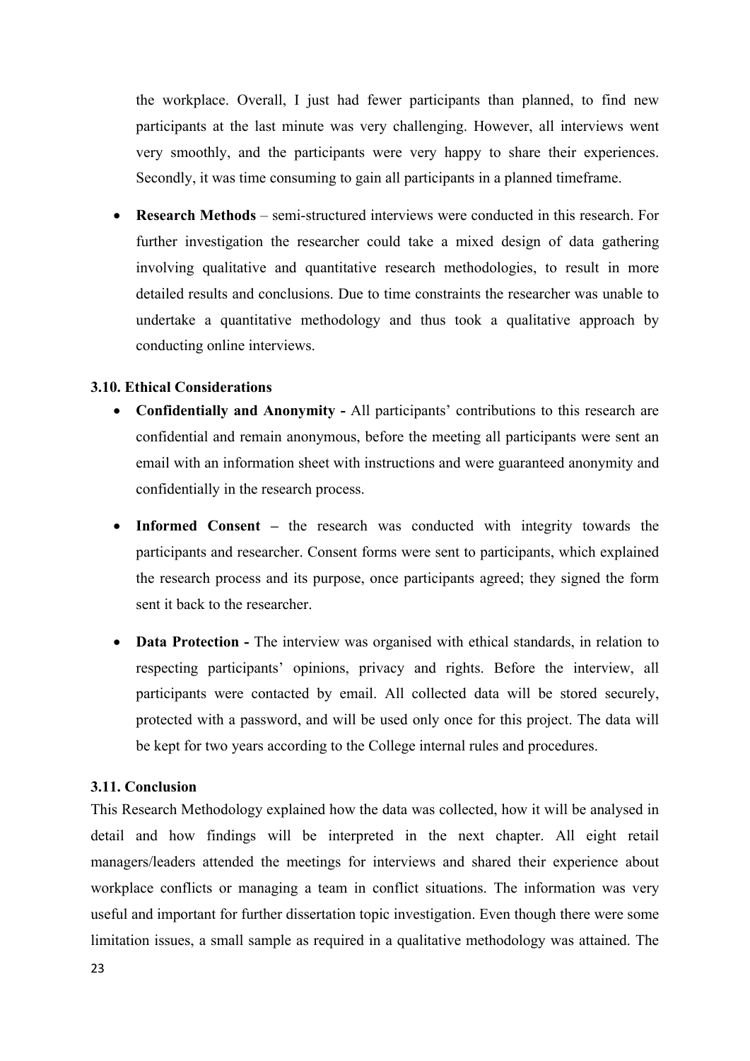the workplace. Overall, I just had fewer participants than planned, to find new participants at the last minute was very challenging. However, all interviews went very smoothly, and the participants were very happy to share their experiences. Secondly, it was time consuming to gain all participants in a planned timeframe.

- **Research Methods** – semi-structured interviews were conducted in this research. For further investigation the researcher could take a mixed design of data gathering involving qualitative and quantitative research methodologies, to result in more detailed results and conclusions. Due to time constraints the researcher was unable to undertake a quantitative methodology and thus took a qualitative approach by conducting online interviews.

### 3.10. Ethical Considerations

- **Confidentially and Anonymity -** All participants' contributions to this research are confidential and remain anonymous, before the meeting all participants were sent an email with an information sheet with instructions and were guaranteed anonymity and confidentially in the research process.

- **Informed Consent –** the research was conducted with integrity towards the participants and researcher. Consent forms were sent to participants, which explained the research process and its purpose, once participants agreed; they signed the form sent it back to the researcher.

- **Data Protection -** The interview was organised with ethical standards, in relation to respecting participants' opinions, privacy and rights. Before the interview, all participants were contacted by email. All collected data will be stored securely, protected with a password, and will be used only once for this project. The data will be kept for two years according to the College internal rules and procedures.

### 3.11. Conclusion

This Research Methodology explained how the data was collected, how it will be analysed in detail and how findings will be interpreted in the next chapter. All eight retail managers/leaders attended the meetings for interviews and shared their experience about workplace conflicts or managing a team in conflict situations. The information was very useful and important for further dissertation topic investigation. Even though there were some limitation issues, a small sample as required in a qualitative methodology was attained. The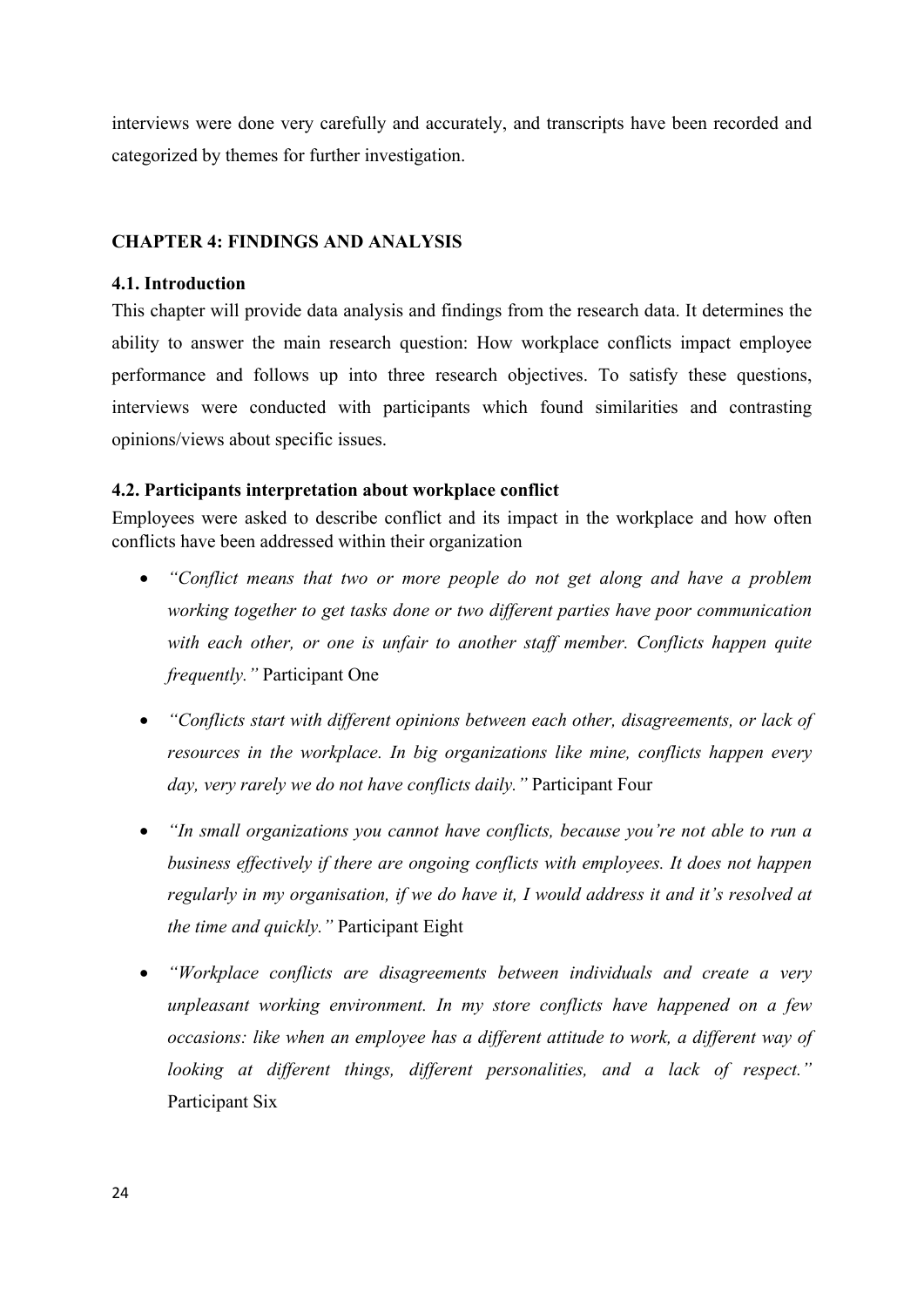interviews were done very carefully and accurately, and transcripts have been recorded and categorized by themes for further investigation.

## CHAPTER 4: FINDINGS AND ANALYSIS

### 4.1. Introduction

This chapter will provide data analysis and findings from the research data. It determines the ability to answer the main research question: How workplace conflicts impact employee performance and follows up into three research objectives. To satisfy these questions, interviews were conducted with participants which found similarities and contrasting opinions/views about specific issues.

### 4.2. Participants interpretation about workplace conflict

Employees were asked to describe conflict and its impact in the workplace and how often conflicts have been addressed within their organization

- *"Conflict means that two or more people do not get along and have a problem working together to get tasks done or two different parties have poor communication with each other, or one is unfair to another staff member. Conflicts happen quite frequently."* Participant One
- *"Conflicts start with different opinions between each other, disagreements, or lack of resources in the workplace. In big organizations like mine, conflicts happen every day, very rarely we do not have conflicts daily."* Participant Four
- *"In small organizations you cannot have conflicts, because you're not able to run a business effectively if there are ongoing conflicts with employees. It does not happen regularly in my organisation, if we do have it, I would address it and it's resolved at the time and quickly."* Participant Eight
- *"Workplace conflicts are disagreements between individuals and create a very unpleasant working environment. In my store conflicts have happened on a few occasions: like when an employee has a different attitude to work, a different way of looking at different things, different personalities, and a lack of respect."* Participant Six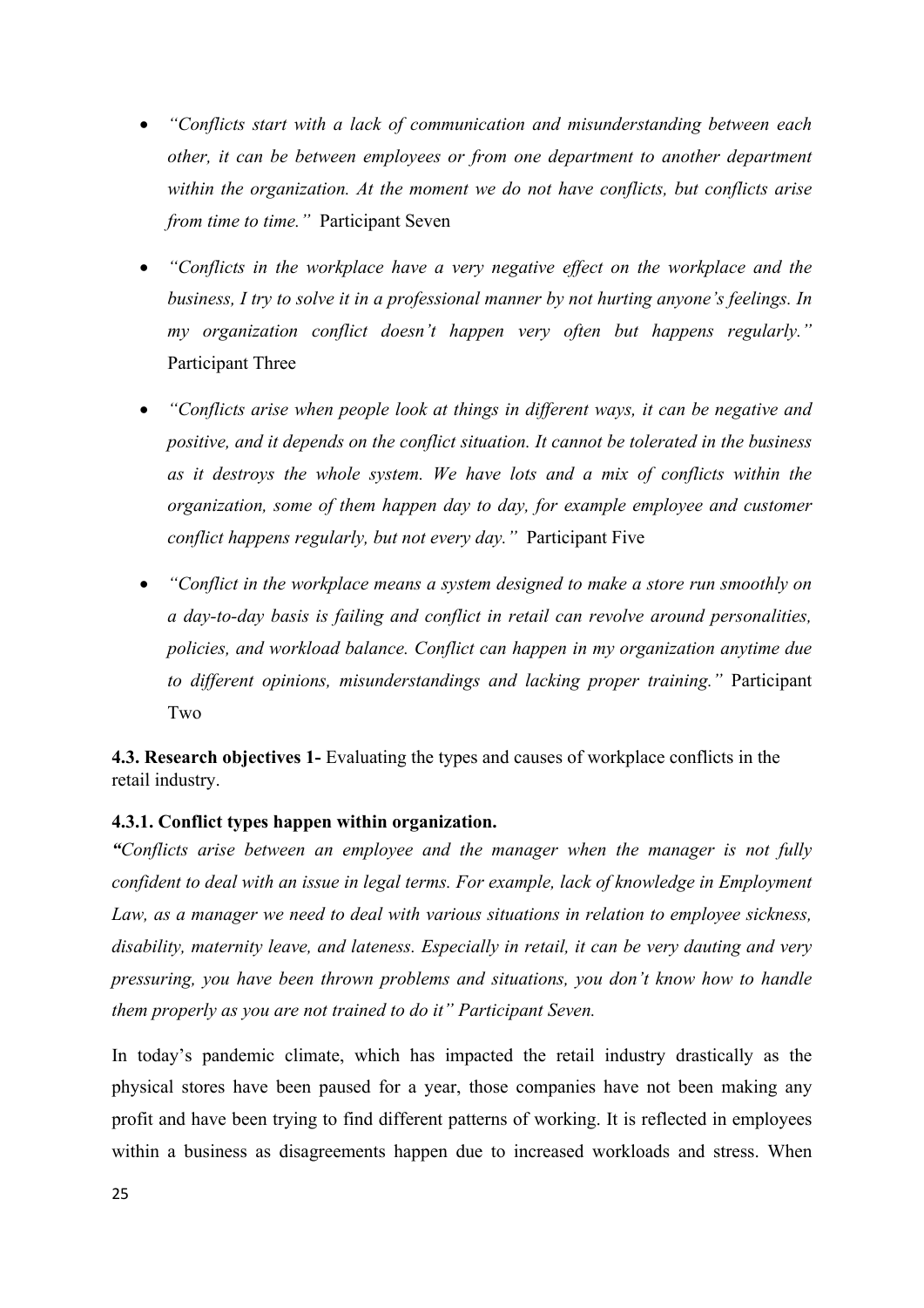- *"Conflicts start with a lack of communication and misunderstanding between each other, it can be between employees or from one department to another department within the organization. At the moment we do not have conflicts, but conflicts arise from time to time."* Participant Seven

- *"Conflicts in the workplace have a very negative effect on the workplace and the business, I try to solve it in a professional manner by not hurting anyone's feelings. In my organization conflict doesn't happen very often but happens regularly."* Participant Three

- *"Conflicts arise when people look at things in different ways, it can be negative and positive, and it depends on the conflict situation. It cannot be tolerated in the business as it destroys the whole system. We have lots and a mix of conflicts within the organization, some of them happen day to day, for example employee and customer conflict happens regularly, but not every day."* Participant Five

- *"Conflict in the workplace means a system designed to make a store run smoothly on a day-to-day basis is failing and conflict in retail can revolve around personalities, policies, and workload balance. Conflict can happen in my organization anytime due to different opinions, misunderstandings and lacking proper training."* Participant Two

**4.3. Research objectives 1-** Evaluating the types and causes of workplace conflicts in the retail industry.

#### 4.3.1. Conflict types happen within organization.

***"****Conflicts arise between an employee and the manager when the manager is not fully confident to deal with an issue in legal terms. For example, lack of knowledge in Employment Law, as a manager we need to deal with various situations in relation to employee sickness, disability, maternity leave, and lateness. Especially in retail, it can be very dauting and very pressuring, you have been thrown problems and situations, you don't know how to handle them properly as you are not trained to do it" Participant Seven.*

In today's pandemic climate, which has impacted the retail industry drastically as the physical stores have been paused for a year, those companies have not been making any profit and have been trying to find different patterns of working. It is reflected in employees within a business as disagreements happen due to increased workloads and stress. When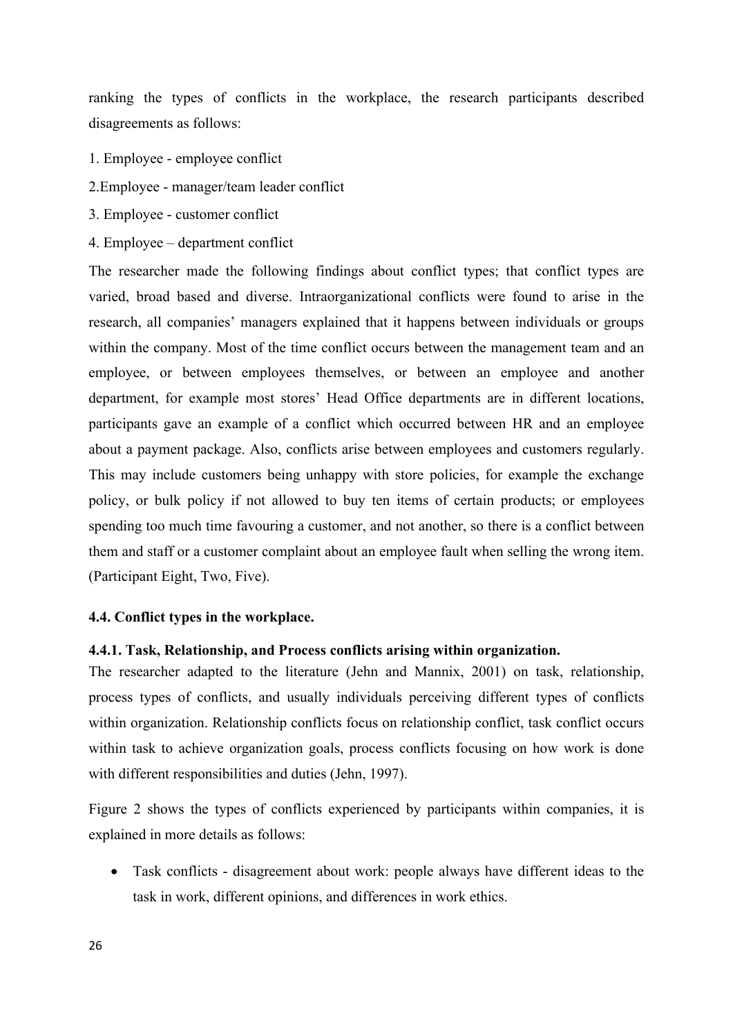ranking the types of conflicts in the workplace, the research participants described disagreements as follows:

1. Employee - employee conflict
2. Employee - manager/team leader conflict
3. Employee - customer conflict
4. Employee – department conflict

The researcher made the following findings about conflict types; that conflict types are varied, broad based and diverse. Intraorganizational conflicts were found to arise in the research, all companies' managers explained that it happens between individuals or groups within the company. Most of the time conflict occurs between the management team and an employee, or between employees themselves, or between an employee and another department, for example most stores' Head Office departments are in different locations, participants gave an example of a conflict which occurred between HR and an employee about a payment package. Also, conflicts arise between employees and customers regularly. This may include customers being unhappy with store policies, for example the exchange policy, or bulk policy if not allowed to buy ten items of certain products; or employees spending too much time favouring a customer, and not another, so there is a conflict between them and staff or a customer complaint about an employee fault when selling the wrong item. (Participant Eight, Two, Five).

### 4.4. Conflict types in the workplace.

#### 4.4.1. Task, Relationship, and Process conflicts arising within organization.

The researcher adapted to the literature (Jehn and Mannix, 2001) on task, relationship, process types of conflicts, and usually individuals perceiving different types of conflicts within organization. Relationship conflicts focus on relationship conflict, task conflict occurs within task to achieve organization goals, process conflicts focusing on how work is done with different responsibilities and duties (Jehn, 1997).

Figure 2 shows the types of conflicts experienced by participants within companies, it is explained in more details as follows:

- Task conflicts - disagreement about work: people always have different ideas to the task in work, different opinions, and differences in work ethics.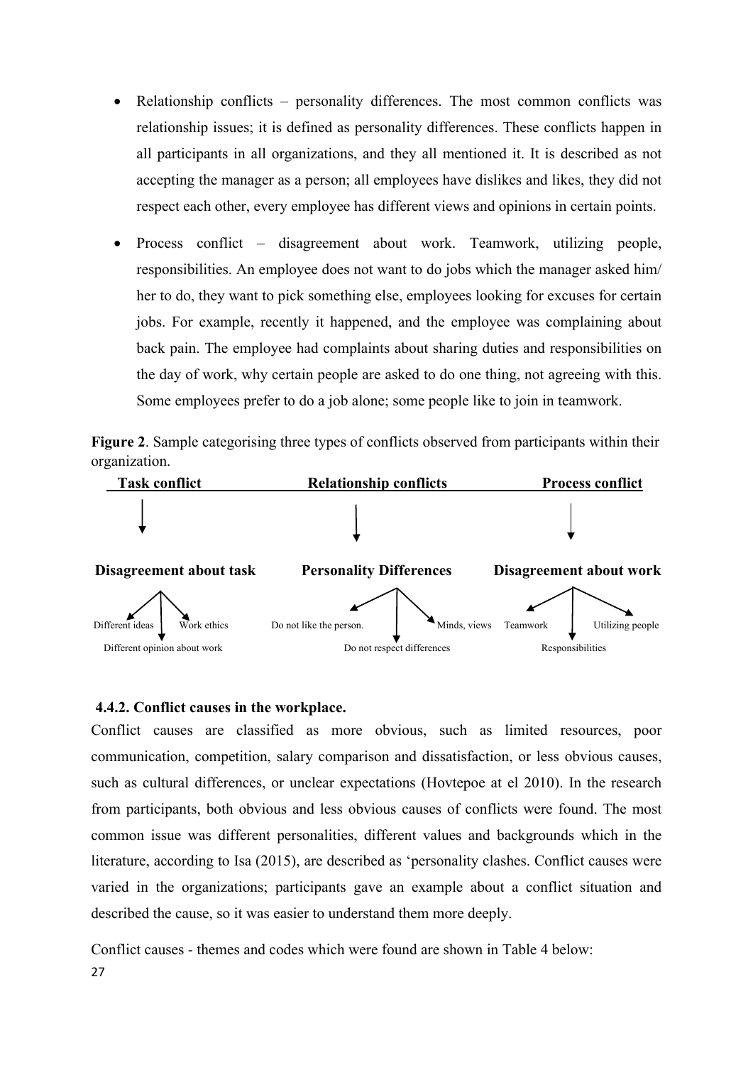- Relationship conflicts – personality differences. The most common conflicts was relationship issues; it is defined as personality differences. These conflicts happen in all participants in all organizations, and they all mentioned it. It is described as not accepting the manager as a person; all employees have dislikes and likes, they did not respect each other, every employee has different views and opinions in certain points.

- Process conflict – disagreement about work. Teamwork, utilizing people, responsibilities. An employee does not want to do jobs which the manager asked him/ her to do, they want to pick something else, employees looking for excuses for certain jobs. For example, recently it happened, and the employee was complaining about back pain. The employee had complaints about sharing duties and responsibilities on the day of work, why certain people are asked to do one thing, not agreeing with this. Some employees prefer to do a job alone; some people like to join in teamwork.

**Figure 2**. Sample categorising three types of conflicts observed from participants within their organization.

| Task conflict | Relationship conflicts | Process conflict |
| --- | --- | --- |
| ↓ | ↓ | ↓ |
| **Disagreement about task** | **Personality Differences** | **Disagreement about work** |
| Different ideas | Do not like the person. | Teamwork |
| Work ethics | Minds, views | Utilizing people |
| Different opinion about work | Do not respect differences | Responsibilities |

### 4.4.2. Conflict causes in the workplace.

Conflict causes are classified as more obvious, such as limited resources, poor communication, competition, salary comparison and dissatisfaction, or less obvious causes, such as cultural differences, or unclear expectations (Hovtepoe at el 2010). In the research from participants, both obvious and less obvious causes of conflicts were found. The most common issue was different personalities, different values and backgrounds which in the literature, according to Isa (2015), are described as 'personality clashes. Conflict causes were varied in the organizations; participants gave an example about a conflict situation and described the cause, so it was easier to understand them more deeply.

Conflict causes - themes and codes which were found are shown in Table 4 below: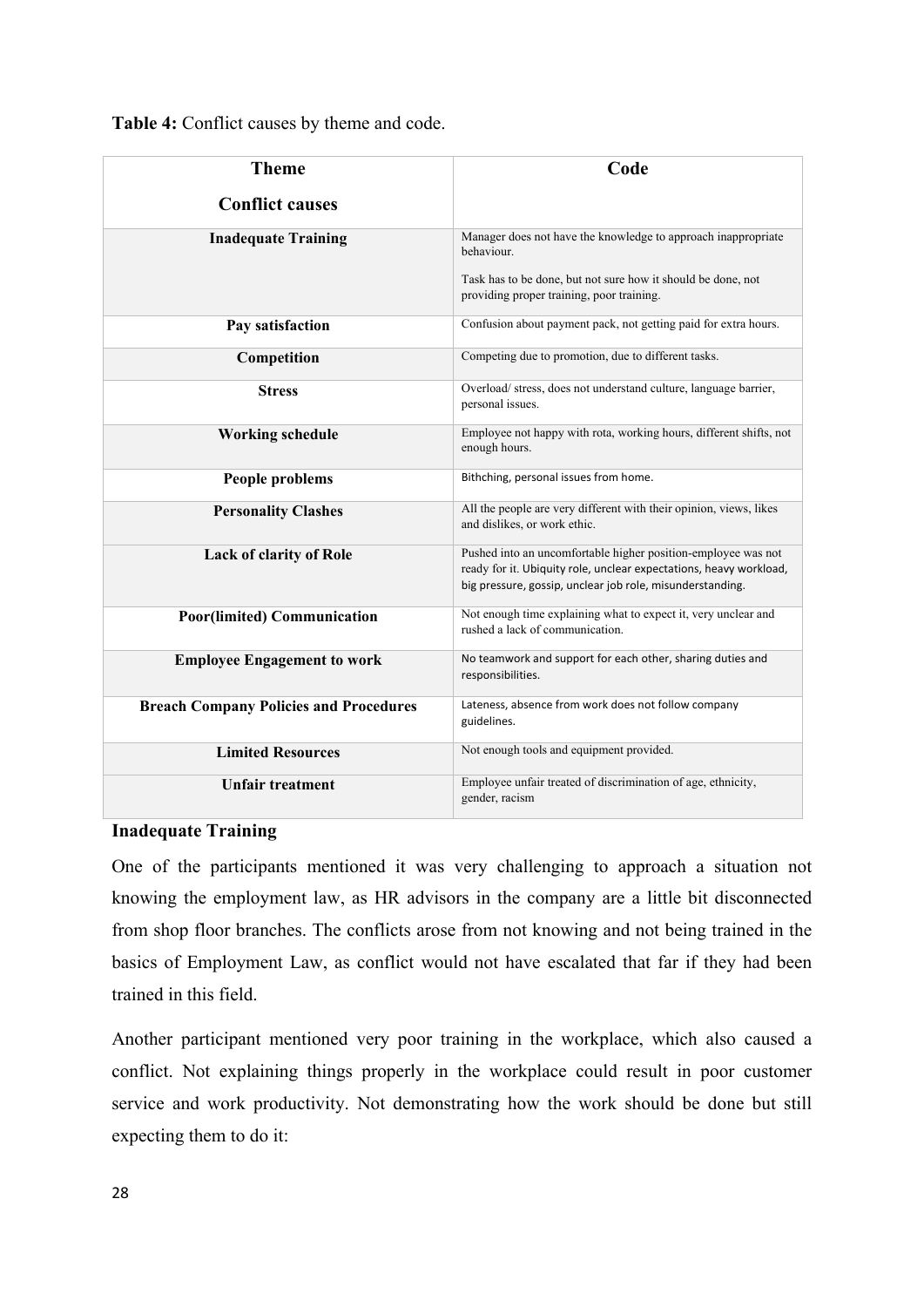**Table 4:** Conflict causes by theme and code.

| Theme<br>Conflict causes | Code |
|---|---|
| **Inadequate Training** | Manager does not have the knowledge to approach inappropriate behaviour.<br>Task has to be done, but not sure how it should be done, not providing proper training, poor training. |
| **Pay satisfaction** | Confusion about payment pack, not getting paid for extra hours. |
| **Competition** | Competing due to promotion, due to different tasks. |
| **Stress** | Overload/ stress, does not understand culture, language barrier, personal issues. |
| **Working schedule** | Employee not happy with rota, working hours, different shifts, not enough hours. |
| **People problems** | Bithching, personal issues from home. |
| **Personality Clashes** | All the people are very different with their opinion, views, likes and dislikes, or work ethic. |
| **Lack of clarity of Role** | Pushed into an uncomfortable higher position-employee was not ready for it. Ubiquity role, unclear expectations, heavy workload, big pressure, gossip, unclear job role, misunderstanding. |
| **Poor(limited) Communication** | Not enough time explaining what to expect it, very unclear and rushed a lack of communication. |
| **Employee Engagement to work** | No teamwork and support for each other, sharing duties and responsibilities. |
| **Breach Company Policies and Procedures** | Lateness, absence from work does not follow company guidelines. |
| **Limited Resources** | Not enough tools and equipment provided. |
| **Unfair treatment** | Employee unfair treated of discrimination of age, ethnicity, gender, racism |

**Inadequate Training**

One of the participants mentioned it was very challenging to approach a situation not knowing the employment law, as HR advisors in the company are a little bit disconnected from shop floor branches. The conflicts arose from not knowing and not being trained in the basics of Employment Law, as conflict would not have escalated that far if they had been trained in this field.

Another participant mentioned very poor training in the workplace, which also caused a conflict. Not explaining things properly in the workplace could result in poor customer service and work productivity. Not demonstrating how the work should be done but still expecting them to do it: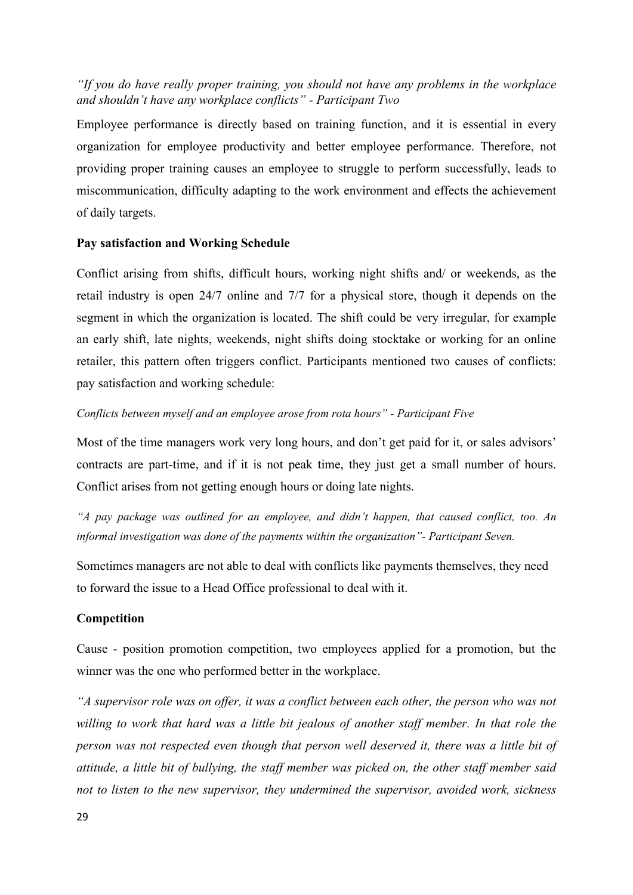*“If you do have really proper training, you should not have any problems in the workplace and shouldn’t have any workplace conflicts” - Participant Two*

Employee performance is directly based on training function, and it is essential in every organization for employee productivity and better employee performance. Therefore, not providing proper training causes an employee to struggle to perform successfully, leads to miscommunication, difficulty adapting to the work environment and effects the achievement of daily targets.

**Pay satisfaction and Working Schedule**

Conflict arising from shifts, difficult hours, working night shifts and/ or weekends, as the retail industry is open 24/7 online and 7/7 for a physical store, though it depends on the segment in which the organization is located. The shift could be very irregular, for example an early shift, late nights, weekends, night shifts doing stocktake or working for an online retailer, this pattern often triggers conflict. Participants mentioned two causes of conflicts: pay satisfaction and working schedule:

*Conflicts between myself and an employee arose from rota hours” - Participant Five*

Most of the time managers work very long hours, and don’t get paid for it, or sales advisors’ contracts are part-time, and if it is not peak time, they just get a small number of hours. Conflict arises from not getting enough hours or doing late nights.

*“A pay package was outlined for an employee, and didn’t happen, that caused conflict, too. An informal investigation was done of the payments within the organization”- Participant Seven.*

Sometimes managers are not able to deal with conflicts like payments themselves, they need to forward the issue to a Head Office professional to deal with it.

**Competition**

Cause - position promotion competition, two employees applied for a promotion, but the winner was the one who performed better in the workplace.

*“A supervisor role was on offer, it was a conflict between each other, the person who was not willing to work that hard was a little bit jealous of another staff member. In that role the person was not respected even though that person well deserved it, there was a little bit of attitude, a little bit of bullying, the staff member was picked on, the other staff member said not to listen to the new supervisor, they undermined the supervisor, avoided work, sickness*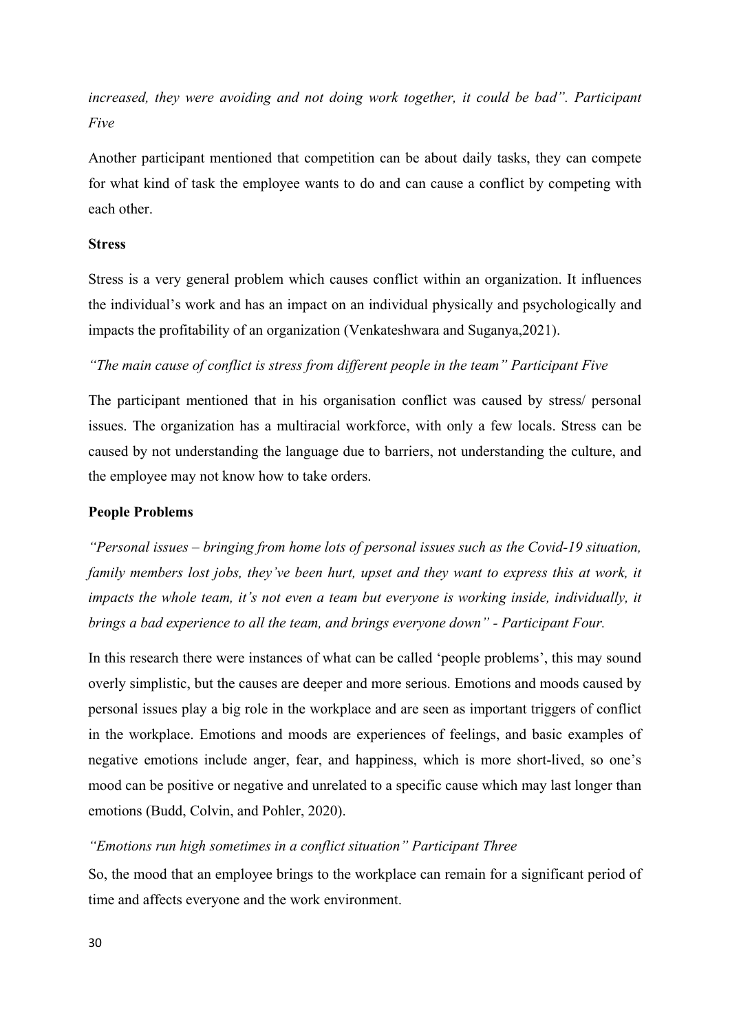*increased, they were avoiding and not doing work together, it could be bad". Participant Five*

Another participant mentioned that competition can be about daily tasks, they can compete for what kind of task the employee wants to do and can cause a conflict by competing with each other.

**Stress**

Stress is a very general problem which causes conflict within an organization. It influences the individual's work and has an impact on an individual physically and psychologically and impacts the profitability of an organization (Venkateshwara and Suganya,2021).

*"The main cause of conflict is stress from different people in the team" Participant Five*

The participant mentioned that in his organisation conflict was caused by stress/ personal issues. The organization has a multiracial workforce, with only a few locals. Stress can be caused by not understanding the language due to barriers, not understanding the culture, and the employee may not know how to take orders.

**People Problems**

*"Personal issues – bringing from home lots of personal issues such as the Covid-19 situation, family members lost jobs, they've been hurt, upset and they want to express this at work, it impacts the whole team, it's not even a team but everyone is working inside, individually, it brings a bad experience to all the team, and brings everyone down" - Participant Four.*

In this research there were instances of what can be called 'people problems', this may sound overly simplistic, but the causes are deeper and more serious. Emotions and moods caused by personal issues play a big role in the workplace and are seen as important triggers of conflict in the workplace. Emotions and moods are experiences of feelings, and basic examples of negative emotions include anger, fear, and happiness, which is more short-lived, so one's mood can be positive or negative and unrelated to a specific cause which may last longer than emotions (Budd, Colvin, and Pohler, 2020).

*"Emotions run high sometimes in a conflict situation" Participant Three*

So, the mood that an employee brings to the workplace can remain for a significant period of time and affects everyone and the work environment.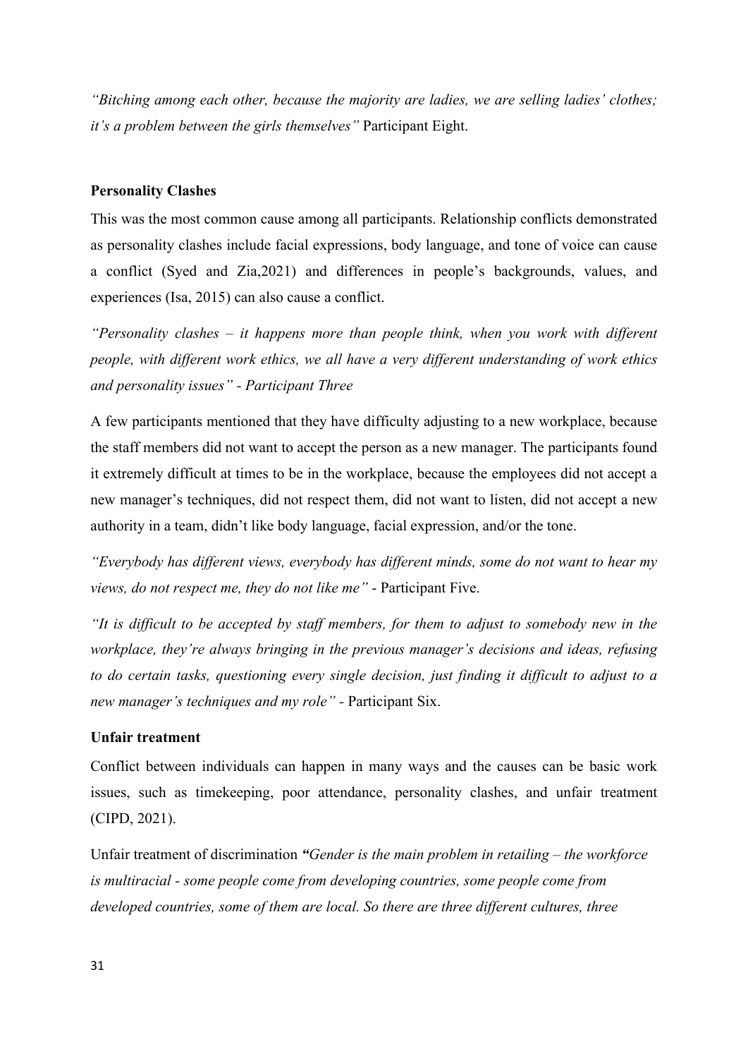*"Bitching among each other, because the majority are ladies, we are selling ladies' clothes; it's a problem between the girls themselves"* Participant Eight.

**Personality Clashes**

This was the most common cause among all participants. Relationship conflicts demonstrated as personality clashes include facial expressions, body language, and tone of voice can cause a conflict (Syed and Zia,2021) and differences in people's backgrounds, values, and experiences (Isa, 2015) can also cause a conflict.

*"Personality clashes – it happens more than people think, when you work with different people, with different work ethics, we all have a very different understanding of work ethics and personality issues" - Participant Three*

A few participants mentioned that they have difficulty adjusting to a new workplace, because the staff members did not want to accept the person as a new manager. The participants found it extremely difficult at times to be in the workplace, because the employees did not accept a new manager's techniques, did not respect them, did not want to listen, did not accept a new authority in a team, didn't like body language, facial expression, and/or the tone.

*"Everybody has different views, everybody has different minds, some do not want to hear my views, do not respect me, they do not like me"* - Participant Five.

*"It is difficult to be accepted by staff members, for them to adjust to somebody new in the workplace, they're always bringing in the previous manager's decisions and ideas, refusing to do certain tasks, questioning every single decision, just finding it difficult to adjust to a new manager's techniques and my role"* - Participant Six.

**Unfair treatment**

Conflict between individuals can happen in many ways and the causes can be basic work issues, such as timekeeping, poor attendance, personality clashes, and unfair treatment (CIPD, 2021).

Unfair treatment of discrimination ***"****Gender is the main problem in retailing – the workforce is multiracial - some people come from developing countries, some people come from developed countries, some of them are local. So there are three different cultures, three*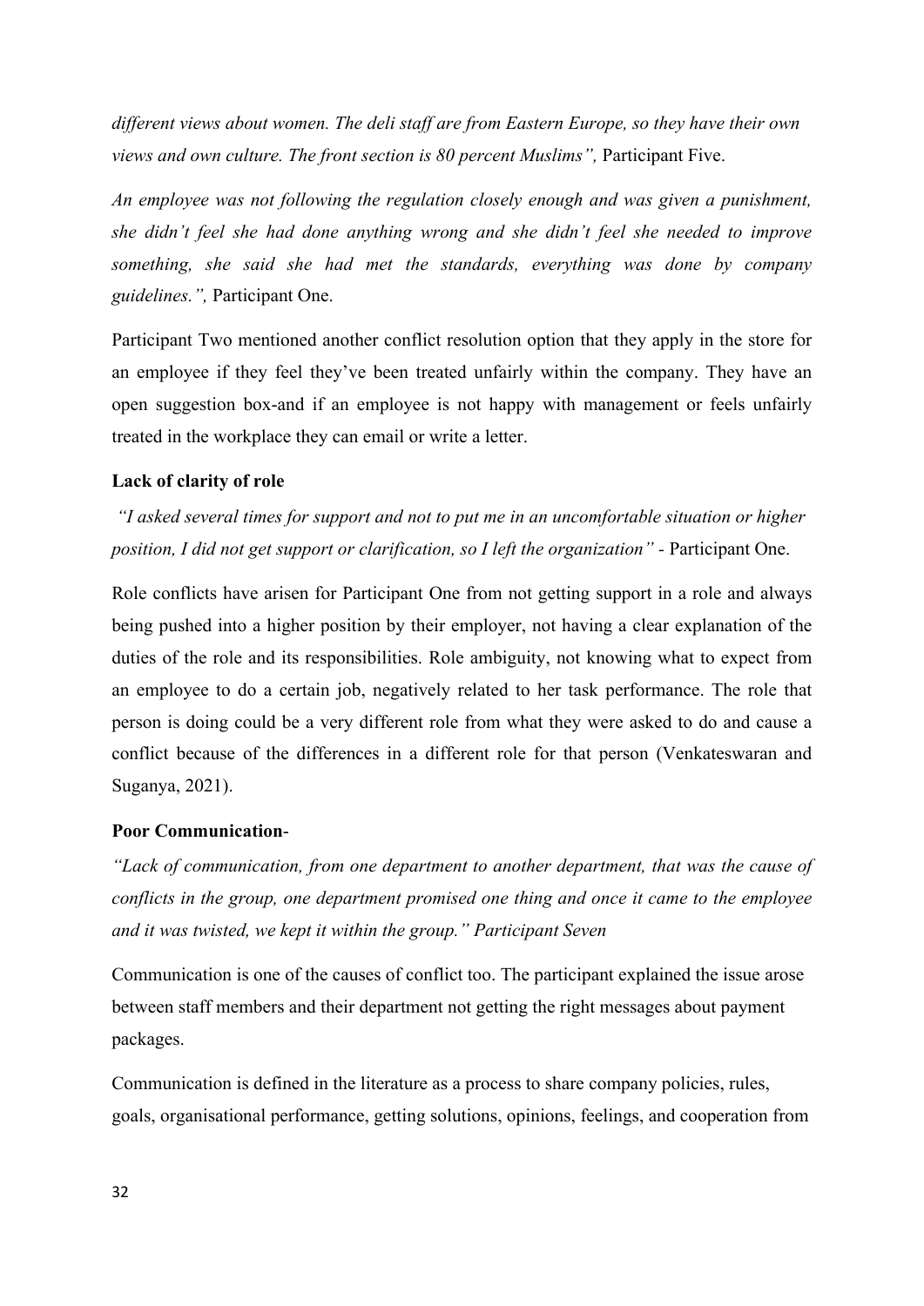*different views about women. The deli staff are from Eastern Europe, so they have their own views and own culture. The front section is 80 percent Muslims",* Participant Five.

*An employee was not following the regulation closely enough and was given a punishment, she didn't feel she had done anything wrong and she didn't feel she needed to improve something, she said she had met the standards, everything was done by company guidelines.",* Participant One.

Participant Two mentioned another conflict resolution option that they apply in the store for an employee if they feel they've been treated unfairly within the company. They have an open suggestion box-and if an employee is not happy with management or feels unfairly treated in the workplace they can email or write a letter.

**Lack of clarity of role**

*"I asked several times for support and not to put me in an uncomfortable situation or higher position, I did not get support or clarification, so I left the organization"* - Participant One.

Role conflicts have arisen for Participant One from not getting support in a role and always being pushed into a higher position by their employer, not having a clear explanation of the duties of the role and its responsibilities. Role ambiguity, not knowing what to expect from an employee to do a certain job, negatively related to her task performance. The role that person is doing could be a very different role from what they were asked to do and cause a conflict because of the differences in a different role for that person (Venkateswaran and Suganya, 2021).

**Poor Communication**-

*"Lack of communication, from one department to another department, that was the cause of conflicts in the group, one department promised one thing and once it came to the employee and it was twisted, we kept it within the group." Participant Seven*

Communication is one of the causes of conflict too. The participant explained the issue arose between staff members and their department not getting the right messages about payment packages.

Communication is defined in the literature as a process to share company policies, rules, goals, organisational performance, getting solutions, opinions, feelings, and cooperation from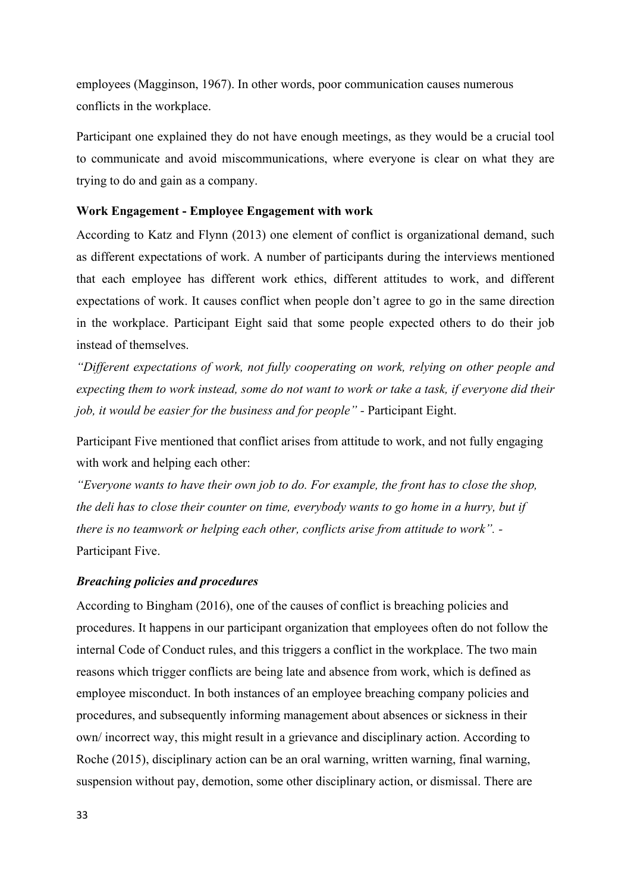employees (Magginson, 1967). In other words, poor communication causes numerous conflicts in the workplace.

Participant one explained they do not have enough meetings, as they would be a crucial tool to communicate and avoid miscommunications, where everyone is clear on what they are trying to do and gain as a company.

**Work Engagement - Employee Engagement with work**

According to Katz and Flynn (2013) one element of conflict is organizational demand, such as different expectations of work. A number of participants during the interviews mentioned that each employee has different work ethics, different attitudes to work, and different expectations of work. It causes conflict when people don't agree to go in the same direction in the workplace. Participant Eight said that some people expected others to do their job instead of themselves.

*"Different expectations of work, not fully cooperating on work, relying on other people and expecting them to work instead, some do not want to work or take a task, if everyone did their job, it would be easier for the business and for people"* - Participant Eight.

Participant Five mentioned that conflict arises from attitude to work, and not fully engaging with work and helping each other:

*"Everyone wants to have their own job to do. For example, the front has to close the shop, the deli has to close their counter on time, everybody wants to go home in a hurry, but if there is no teamwork or helping each other, conflicts arise from attitude to work". -* Participant Five.

***Breaching policies and procedures***

According to Bingham (2016), one of the causes of conflict is breaching policies and procedures. It happens in our participant organization that employees often do not follow the internal Code of Conduct rules, and this triggers a conflict in the workplace. The two main reasons which trigger conflicts are being late and absence from work, which is defined as employee misconduct. In both instances of an employee breaching company policies and procedures, and subsequently informing management about absences or sickness in their own/ incorrect way, this might result in a grievance and disciplinary action. According to Roche (2015), disciplinary action can be an oral warning, written warning, final warning, suspension without pay, demotion, some other disciplinary action, or dismissal. There are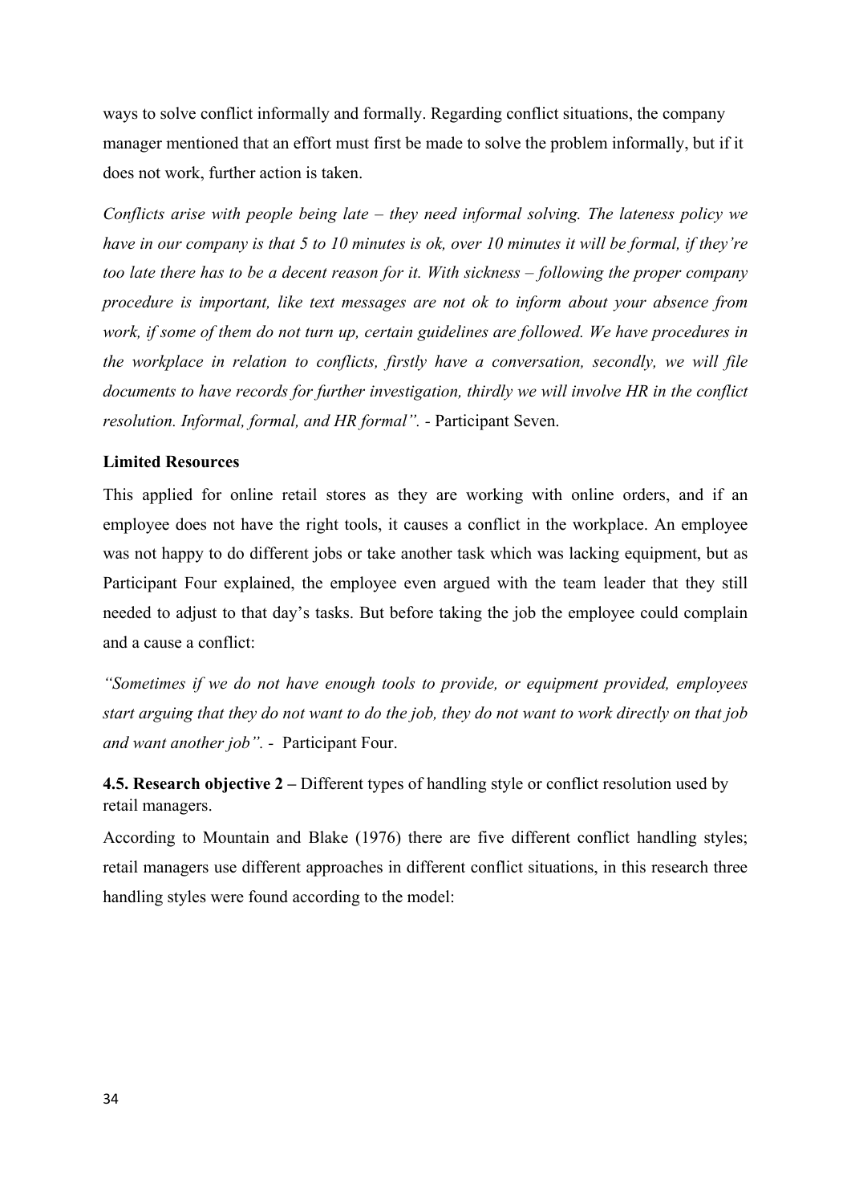ways to solve conflict informally and formally. Regarding conflict situations, the company manager mentioned that an effort must first be made to solve the problem informally, but if it does not work, further action is taken.

*Conflicts arise with people being late – they need informal solving. The lateness policy we have in our company is that 5 to 10 minutes is ok, over 10 minutes it will be formal, if they're too late there has to be a decent reason for it. With sickness – following the proper company procedure is important, like text messages are not ok to inform about your absence from work, if some of them do not turn up, certain guidelines are followed. We have procedures in the workplace in relation to conflicts, firstly have a conversation, secondly, we will file documents to have records for further investigation, thirdly we will involve HR in the conflict resolution. Informal, formal, and HR formal".* - Participant Seven.

**Limited Resources**

This applied for online retail stores as they are working with online orders, and if an employee does not have the right tools, it causes a conflict in the workplace. An employee was not happy to do different jobs or take another task which was lacking equipment, but as Participant Four explained, the employee even argued with the team leader that they still needed to adjust to that day's tasks. But before taking the job the employee could complain and a cause a conflict:

*"Sometimes if we do not have enough tools to provide, or equipment provided, employees start arguing that they do not want to do the job, they do not want to work directly on that job and want another job".* - Participant Four.

**4.5. Research objective 2 –** Different types of handling style or conflict resolution used by retail managers.

According to Mountain and Blake (1976) there are five different conflict handling styles; retail managers use different approaches in different conflict situations, in this research three handling styles were found according to the model: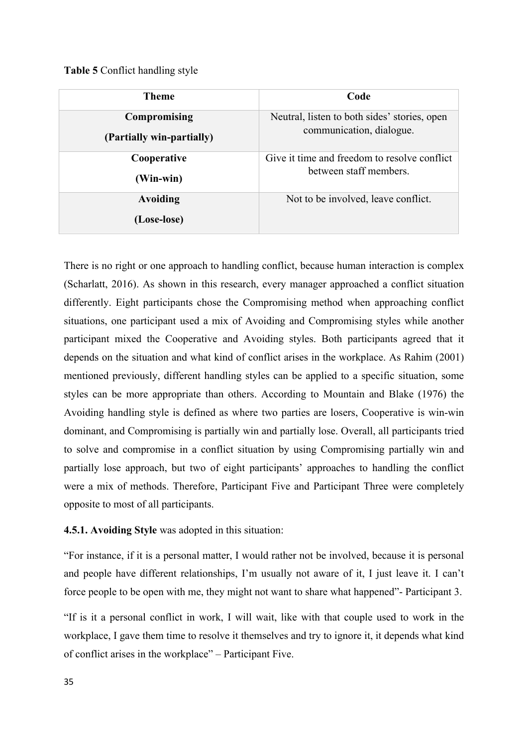**Table 5** Conflict handling style

| Theme | Code |
|---|---|
| **Compromising** **(Partially win-partially)** | Neutral, listen to both sides' stories, open communication, dialogue. |
| **Cooperative** **(Win-win)** | Give it time and freedom to resolve conflict between staff members. |
| **Avoiding** **(Lose-lose)** | Not to be involved, leave conflict. |

There is no right or one approach to handling conflict, because human interaction is complex (Scharlatt, 2016). As shown in this research, every manager approached a conflict situation differently. Eight participants chose the Compromising method when approaching conflict situations, one participant used a mix of Avoiding and Compromising styles while another participant mixed the Cooperative and Avoiding styles. Both participants agreed that it depends on the situation and what kind of conflict arises in the workplace. As Rahim (2001) mentioned previously, different handling styles can be applied to a specific situation, some styles can be more appropriate than others. According to Mountain and Blake (1976) the Avoiding handling style is defined as where two parties are losers, Cooperative is win-win dominant, and Compromising is partially win and partially lose. Overall, all participants tried to solve and compromise in a conflict situation by using Compromising partially win and partially lose approach, but two of eight participants' approaches to handling the conflict were a mix of methods. Therefore, Participant Five and Participant Three were completely opposite to most of all participants.

**4.5.1. Avoiding Style** was adopted in this situation:

"For instance, if it is a personal matter, I would rather not be involved, because it is personal and people have different relationships, I'm usually not aware of it, I just leave it. I can't force people to be open with me, they might not want to share what happened"- Participant 3.

"If is it a personal conflict in work, I will wait, like with that couple used to work in the workplace, I gave them time to resolve it themselves and try to ignore it, it depends what kind of conflict arises in the workplace" – Participant Five.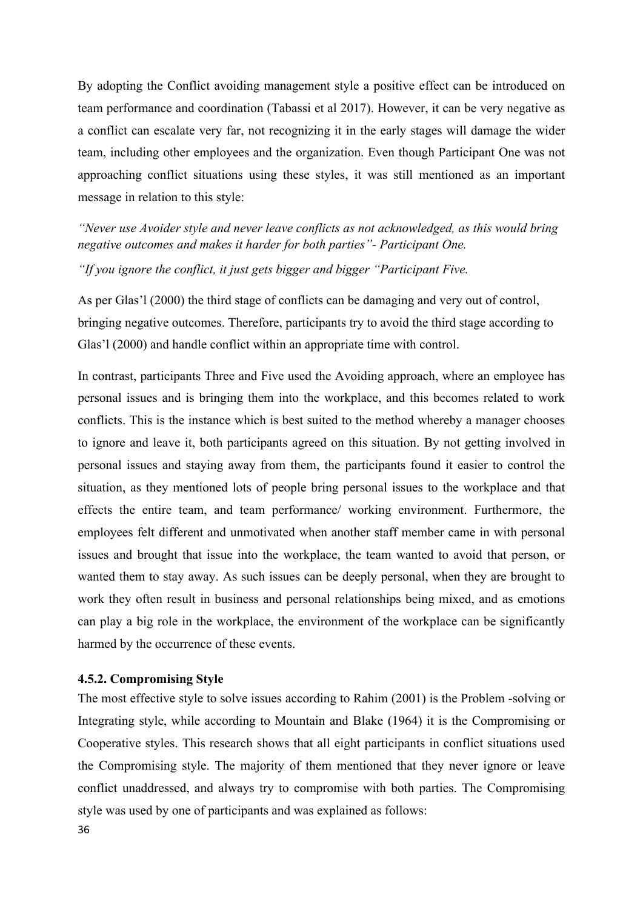By adopting the Conflict avoiding management style a positive effect can be introduced on team performance and coordination (Tabassi et al 2017). However, it can be very negative as a conflict can escalate very far, not recognizing it in the early stages will damage the wider team, including other employees and the organization. Even though Participant One was not approaching conflict situations using these styles, it was still mentioned as an important message in relation to this style:

*"Never use Avoider style and never leave conflicts as not acknowledged, as this would bring negative outcomes and makes it harder for both parties"- Participant One.*

*"If you ignore the conflict, it just gets bigger and bigger "Participant Five.*

As per Glas'l (2000) the third stage of conflicts can be damaging and very out of control, bringing negative outcomes. Therefore, participants try to avoid the third stage according to Glas'l (2000) and handle conflict within an appropriate time with control.

In contrast, participants Three and Five used the Avoiding approach, where an employee has personal issues and is bringing them into the workplace, and this becomes related to work conflicts. This is the instance which is best suited to the method whereby a manager chooses to ignore and leave it, both participants agreed on this situation. By not getting involved in personal issues and staying away from them, the participants found it easier to control the situation, as they mentioned lots of people bring personal issues to the workplace and that effects the entire team, and team performance/ working environment. Furthermore, the employees felt different and unmotivated when another staff member came in with personal issues and brought that issue into the workplace, the team wanted to avoid that person, or wanted them to stay away. As such issues can be deeply personal, when they are brought to work they often result in business and personal relationships being mixed, and as emotions can play a big role in the workplace, the environment of the workplace can be significantly harmed by the occurrence of these events.

#### 4.5.2. Compromising Style

The most effective style to solve issues according to Rahim (2001) is the Problem -solving or Integrating style, while according to Mountain and Blake (1964) it is the Compromising or Cooperative styles. This research shows that all eight participants in conflict situations used the Compromising style. The majority of them mentioned that they never ignore or leave conflict unaddressed, and always try to compromise with both parties. The Compromising style was used by one of participants and was explained as follows: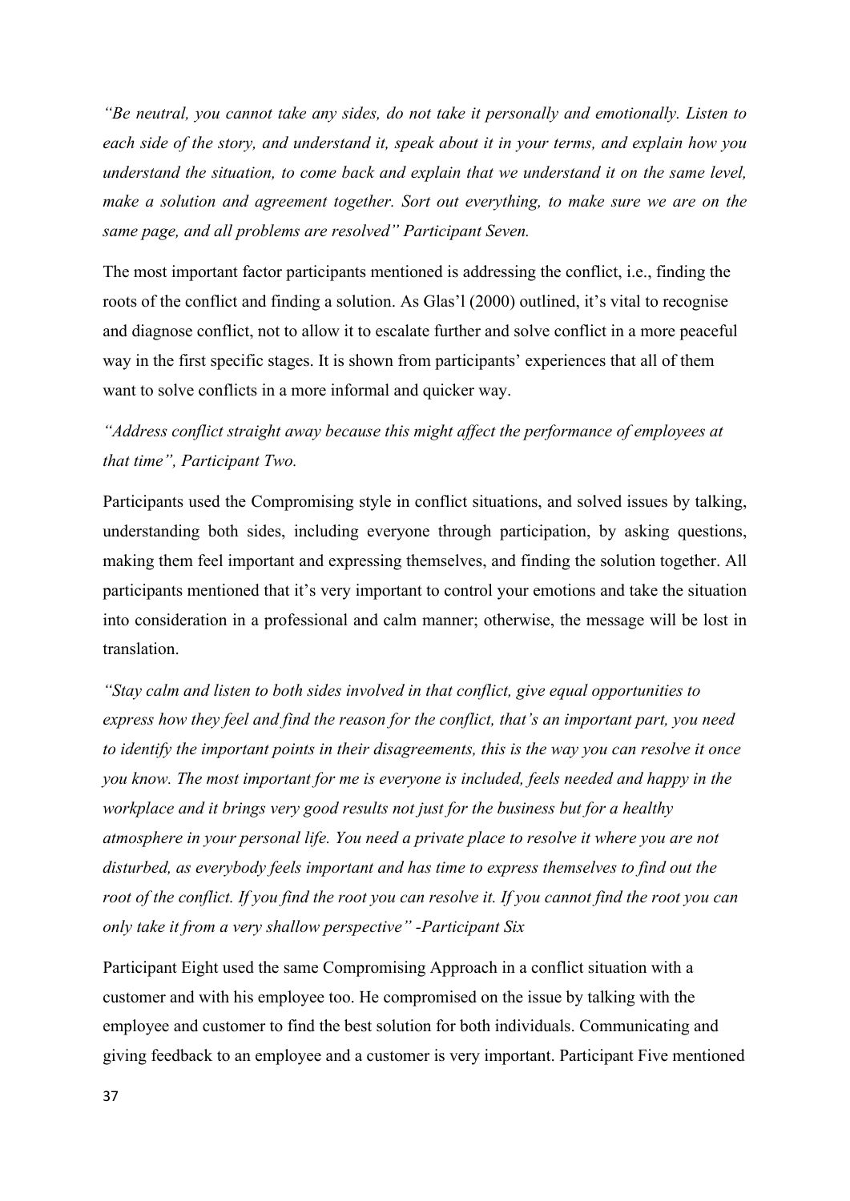*"Be neutral, you cannot take any sides, do not take it personally and emotionally. Listen to each side of the story, and understand it, speak about it in your terms, and explain how you understand the situation, to come back and explain that we understand it on the same level, make a solution and agreement together. Sort out everything, to make sure we are on the same page, and all problems are resolved" Participant Seven.*

The most important factor participants mentioned is addressing the conflict, i.e., finding the roots of the conflict and finding a solution. As Glas'l (2000) outlined, it's vital to recognise and diagnose conflict, not to allow it to escalate further and solve conflict in a more peaceful way in the first specific stages. It is shown from participants' experiences that all of them want to solve conflicts in a more informal and quicker way.

*"Address conflict straight away because this might affect the performance of employees at that time", Participant Two.*

Participants used the Compromising style in conflict situations, and solved issues by talking, understanding both sides, including everyone through participation, by asking questions, making them feel important and expressing themselves, and finding the solution together. All participants mentioned that it's very important to control your emotions and take the situation into consideration in a professional and calm manner; otherwise, the message will be lost in translation.

*"Stay calm and listen to both sides involved in that conflict, give equal opportunities to express how they feel and find the reason for the conflict, that's an important part, you need to identify the important points in their disagreements, this is the way you can resolve it once you know. The most important for me is everyone is included, feels needed and happy in the workplace and it brings very good results not just for the business but for a healthy atmosphere in your personal life. You need a private place to resolve it where you are not disturbed, as everybody feels important and has time to express themselves to find out the root of the conflict. If you find the root you can resolve it. If you cannot find the root you can only take it from a very shallow perspective" -Participant Six*

Participant Eight used the same Compromising Approach in a conflict situation with a customer and with his employee too. He compromised on the issue by talking with the employee and customer to find the best solution for both individuals. Communicating and giving feedback to an employee and a customer is very important. Participant Five mentioned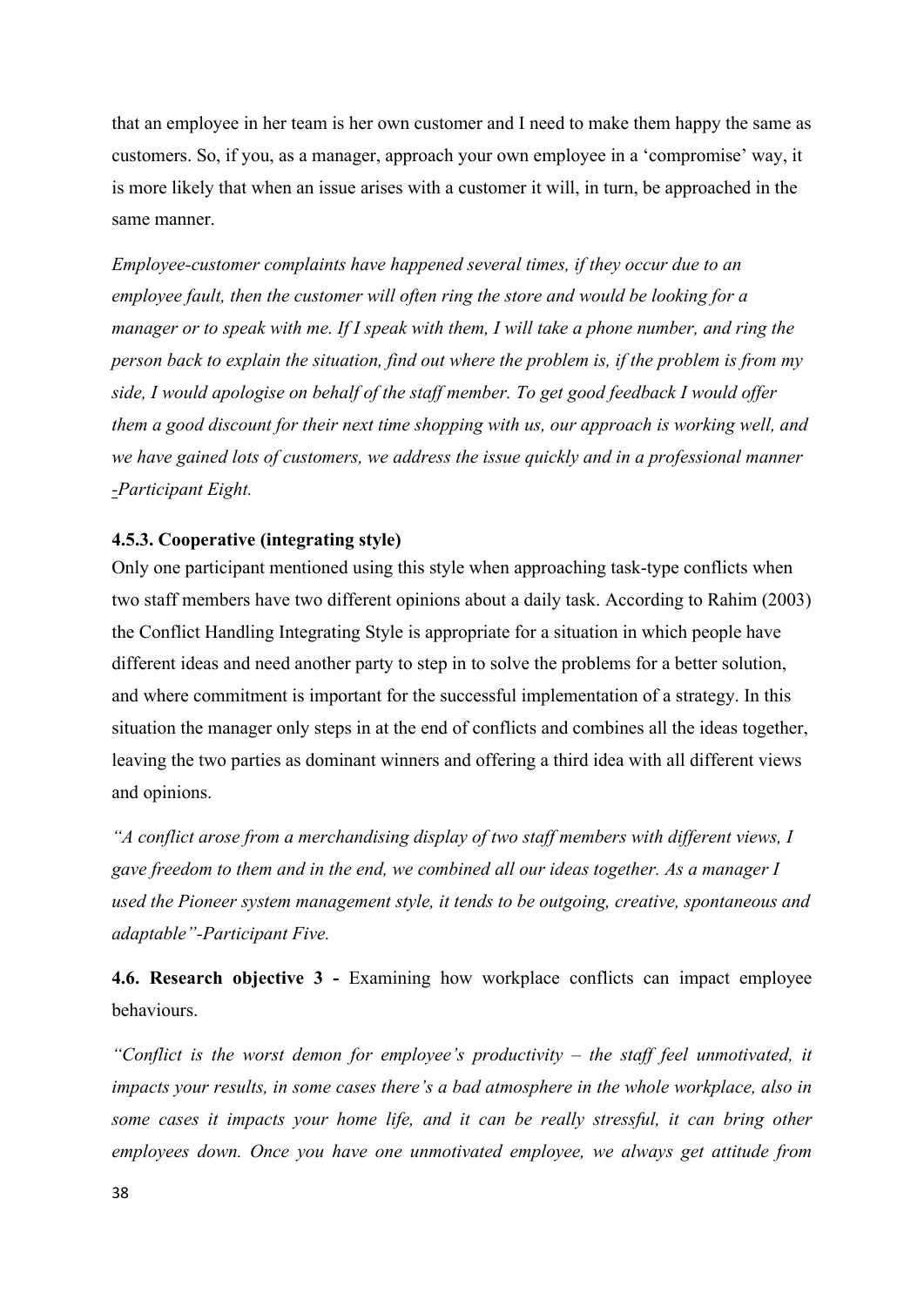that an employee in her team is her own customer and I need to make them happy the same as customers. So, if you, as a manager, approach your own employee in a 'compromise' way, it is more likely that when an issue arises with a customer it will, in turn, be approached in the same manner.

*Employee-customer complaints have happened several times, if they occur due to an employee fault, then the customer will often ring the store and would be looking for a manager or to speak with me. If I speak with them, I will take a phone number, and ring the person back to explain the situation, find out where the problem is, if the problem is from my side, I would apologise on behalf of the staff member. To get good feedback I would offer them a good discount for their next time shopping with us, our approach is working well, and we have gained lots of customers, we address the issue quickly and in a professional manner -Participant Eight.*

#### 4.5.3. Cooperative (integrating style)

Only one participant mentioned using this style when approaching task-type conflicts when two staff members have two different opinions about a daily task. According to Rahim (2003) the Conflict Handling Integrating Style is appropriate for a situation in which people have different ideas and need another party to step in to solve the problems for a better solution, and where commitment is important for the successful implementation of a strategy. In this situation the manager only steps in at the end of conflicts and combines all the ideas together, leaving the two parties as dominant winners and offering a third idea with all different views and opinions.

*"A conflict arose from a merchandising display of two staff members with different views, I gave freedom to them and in the end, we combined all our ideas together. As a manager I used the Pioneer system management style, it tends to be outgoing, creative, spontaneous and adaptable"-Participant Five.*

### 4.6. Research objective 3 - Examining how workplace conflicts can impact employee behaviours.

*"Conflict is the worst demon for employee's productivity – the staff feel unmotivated, it impacts your results, in some cases there's a bad atmosphere in the whole workplace, also in some cases it impacts your home life, and it can be really stressful, it can bring other employees down. Once you have one unmotivated employee, we always get attitude from*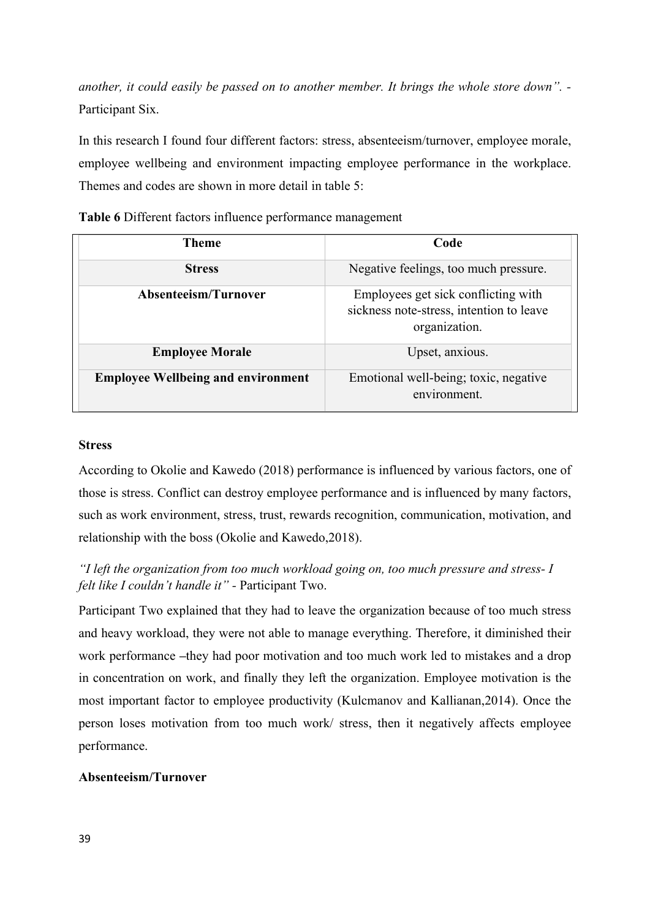*another, it could easily be passed on to another member. It brings the whole store down".* - Participant Six.

In this research I found four different factors: stress, absenteeism/turnover, employee morale, employee wellbeing and environment impacting employee performance in the workplace. Themes and codes are shown in more detail in table 5:

**Table 6** Different factors influence performance management

| Theme | Code |
|---|---|
| **Stress** | Negative feelings, too much pressure. |
| **Absenteeism/Turnover** | Employees get sick conflicting with sickness note-stress, intention to leave organization. |
| **Employee Morale** | Upset, anxious. |
| **Employee Wellbeing and environment** | Emotional well-being; toxic, negative environment. |

**Stress**

According to Okolie and Kawedo (2018) performance is influenced by various factors, one of those is stress. Conflict can destroy employee performance and is influenced by many factors, such as work environment, stress, trust, rewards recognition, communication, motivation, and relationship with the boss (Okolie and Kawedo,2018).

*"I left the organization from too much workload going on, too much pressure and stress- I felt like I couldn't handle it"* - Participant Two.

Participant Two explained that they had to leave the organization because of too much stress and heavy workload, they were not able to manage everything. Therefore, it diminished their work performance –they had poor motivation and too much work led to mistakes and a drop in concentration on work, and finally they left the organization. Employee motivation is the most important factor to employee productivity (Kulcmanov and Kallianan,2014). Once the person loses motivation from too much work/ stress, then it negatively affects employee performance.

**Absenteeism/Turnover**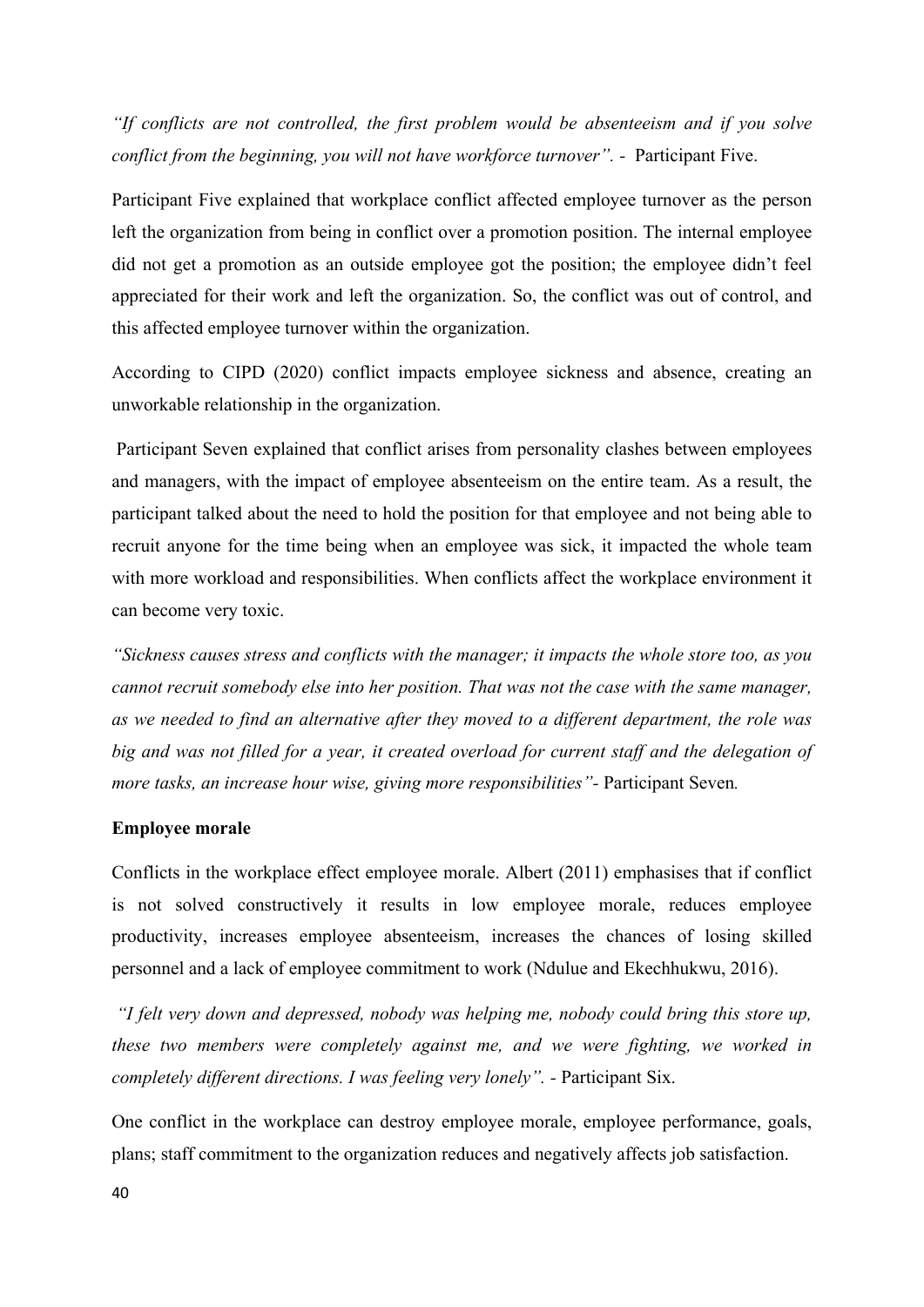*"If conflicts are not controlled, the first problem would be absenteeism and if you solve conflict from the beginning, you will not have workforce turnover".* - Participant Five.

Participant Five explained that workplace conflict affected employee turnover as the person left the organization from being in conflict over a promotion position. The internal employee did not get a promotion as an outside employee got the position; the employee didn't feel appreciated for their work and left the organization. So, the conflict was out of control, and this affected employee turnover within the organization.

According to CIPD (2020) conflict impacts employee sickness and absence, creating an unworkable relationship in the organization.

Participant Seven explained that conflict arises from personality clashes between employees and managers, with the impact of employee absenteeism on the entire team. As a result, the participant talked about the need to hold the position for that employee and not being able to recruit anyone for the time being when an employee was sick, it impacted the whole team with more workload and responsibilities. When conflicts affect the workplace environment it can become very toxic.

*"Sickness causes stress and conflicts with the manager; it impacts the whole store too, as you cannot recruit somebody else into her position. That was not the case with the same manager, as we needed to find an alternative after they moved to a different department, the role was big and was not filled for a year, it created overload for current staff and the delegation of more tasks, an increase hour wise, giving more responsibilities"*- Participant Seven.

**Employee morale**

Conflicts in the workplace effect employee morale. Albert (2011) emphasises that if conflict is not solved constructively it results in low employee morale, reduces employee productivity, increases employee absenteeism, increases the chances of losing skilled personnel and a lack of employee commitment to work (Ndulue and Ekechhukwu, 2016).

*"I felt very down and depressed, nobody was helping me, nobody could bring this store up, these two members were completely against me, and we were fighting, we worked in completely different directions. I was feeling very lonely".* - Participant Six.

One conflict in the workplace can destroy employee morale, employee performance, goals, plans; staff commitment to the organization reduces and negatively affects job satisfaction.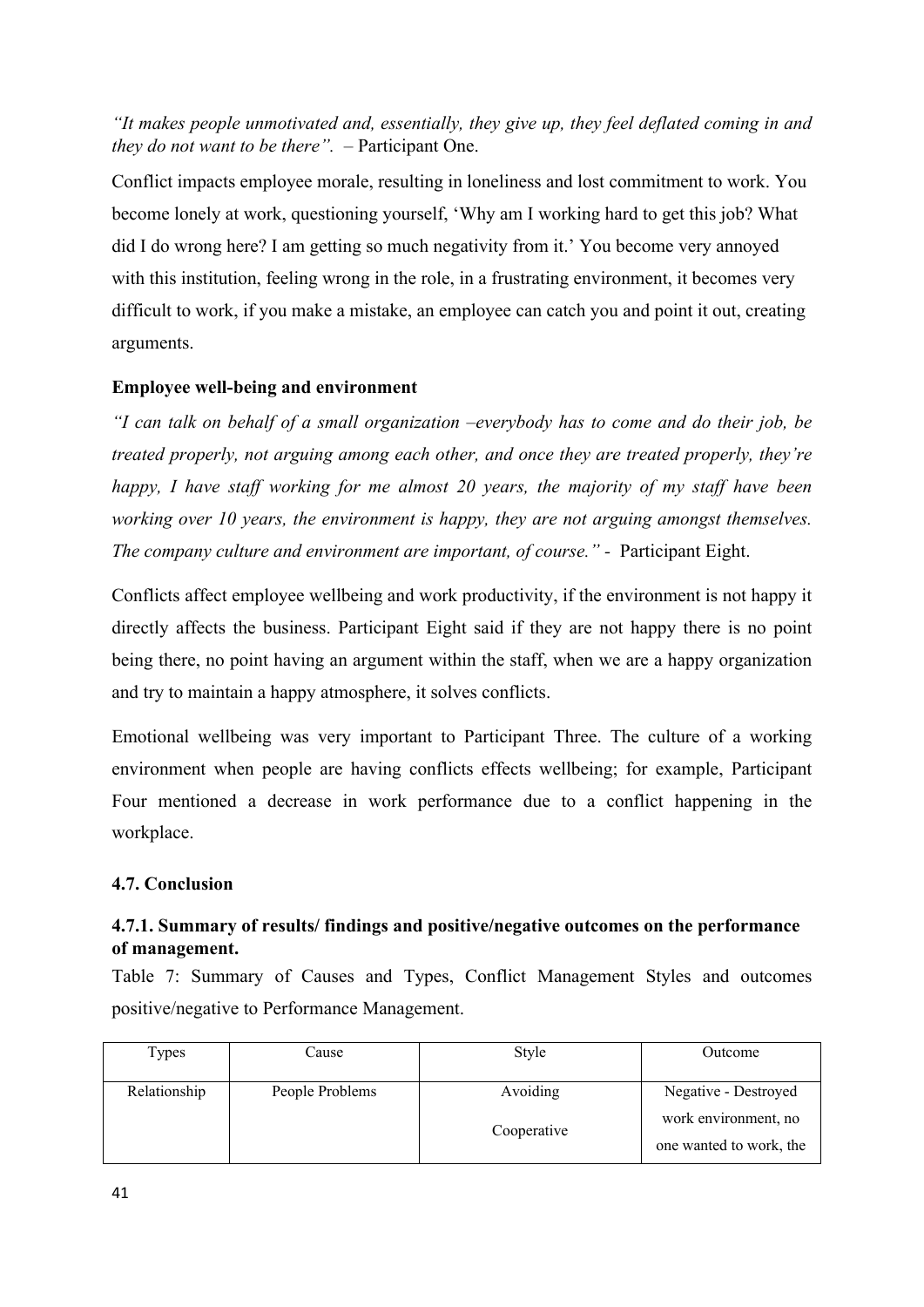*“It makes people unmotivated and, essentially, they give up, they feel deflated coming in and they do not want to be there”.* – Participant One.

Conflict impacts employee morale, resulting in loneliness and lost commitment to work. You become lonely at work, questioning yourself, ‘Why am I working hard to get this job? What did I do wrong here? I am getting so much negativity from it.’ You become very annoyed with this institution, feeling wrong in the role, in a frustrating environment, it becomes very difficult to work, if you make a mistake, an employee can catch you and point it out, creating arguments.

**Employee well-being and environment**

*“I can talk on behalf of a small organization –everybody has to come and do their job, be treated properly, not arguing among each other, and once they are treated properly, they’re happy, I have staff working for me almost 20 years, the majority of my staff have been working over 10 years, the environment is happy, they are not arguing amongst themselves. The company culture and environment are important, of course.”* - Participant Eight.

Conflicts affect employee wellbeing and work productivity, if the environment is not happy it directly affects the business. Participant Eight said if they are not happy there is no point being there, no point having an argument within the staff, when we are a happy organization and try to maintain a happy atmosphere, it solves conflicts.

Emotional wellbeing was very important to Participant Three. The culture of a working environment when people are having conflicts effects wellbeing; for example, Participant Four mentioned a decrease in work performance due to a conflict happening in the workplace.

### 4.7. Conclusion

#### 4.7.1. Summary of results/ findings and positive/negative outcomes on the performance of management.

Table 7: Summary of Causes and Types, Conflict Management Styles and outcomes positive/negative to Performance Management.

| Types | Cause | Style | Outcome |
|---|---|---|---|
| Relationship | People Problems | Avoiding<br><br>Cooperative | Negative - Destroyed work environment, no one wanted to work, the |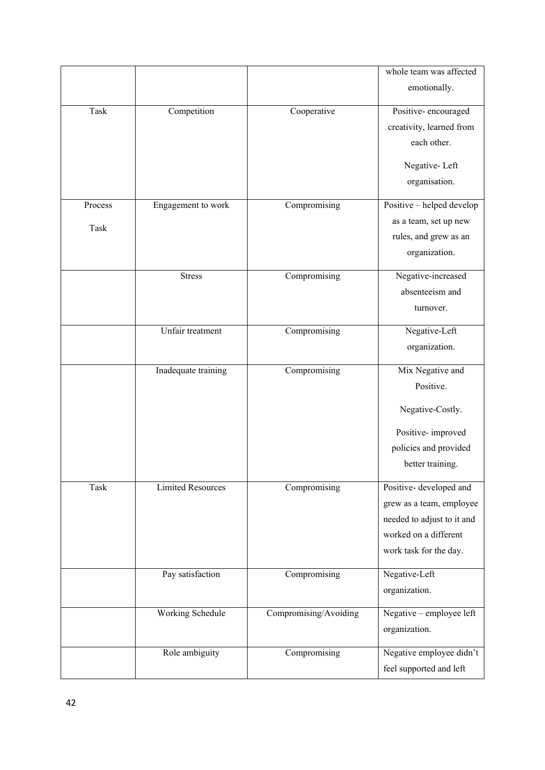| | | | whole team was affected emotionally. |
|---|---|---|---|
| Task | Competition | Cooperative | Positive- encouraged creativity, learned from each other.<br><br>Negative- Left organisation. |
| Process<br><br>Task | Engagement to work | Compromising | Positive – helped develop as a team, set up new rules, and grew as an organization. |
| | Stress | Compromising | Negative-increased absenteeism and turnover. |
| | Unfair treatment | Compromising | Negative-Left organization. |
| | Inadequate training | Compromising | Mix Negative and Positive.<br><br>Negative-Costly.<br><br>Positive- improved policies and provided better training. |
| Task | Limited Resources | Compromising | Positive- developed and grew as a team, employee needed to adjust to it and worked on a different work task for the day. |
| | Pay satisfaction | Compromising | Negative-Left organization. |
| | Working Schedule | Compromising/Avoiding | Negative – employee left organization. |
| | Role ambiguity | Compromising | Negative employee didn't feel supported and left |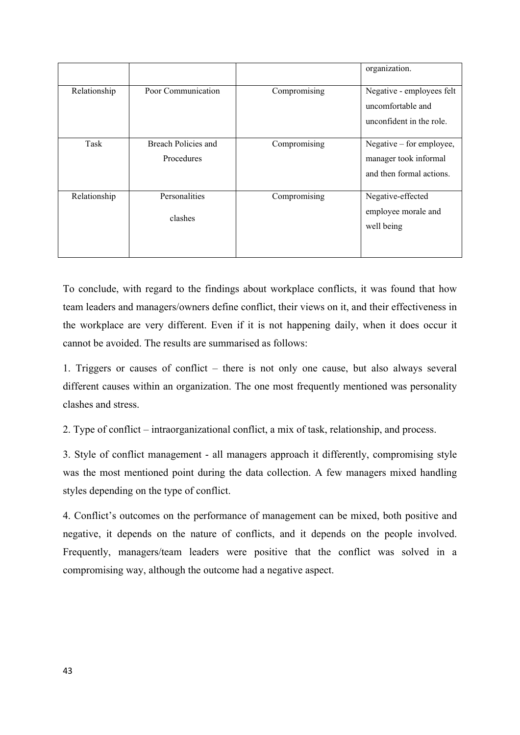| | | | organization. |
|---|---|---|---|
| Relationship | Poor Communication | Compromising | Negative - employees felt uncomfortable and unconfident in the role. |
| Task | Breach Policies and Procedures | Compromising | Negative – for employee, manager took informal and then formal actions. |
| Relationship | Personalities clashes | Compromising | Negative-effected employee morale and well being |

To conclude, with regard to the findings about workplace conflicts, it was found that how team leaders and managers/owners define conflict, their views on it, and their effectiveness in the workplace are very different. Even if it is not happening daily, when it does occur it cannot be avoided. The results are summarised as follows:

1. Triggers or causes of conflict – there is not only one cause, but also always several different causes within an organization. The one most frequently mentioned was personality clashes and stress.

2. Type of conflict – intraorganizational conflict, a mix of task, relationship, and process.

3. Style of conflict management - all managers approach it differently, compromising style was the most mentioned point during the data collection. A few managers mixed handling styles depending on the type of conflict.

4. Conflict's outcomes on the performance of management can be mixed, both positive and negative, it depends on the nature of conflicts, and it depends on the people involved. Frequently, managers/team leaders were positive that the conflict was solved in a compromising way, although the outcome had a negative aspect.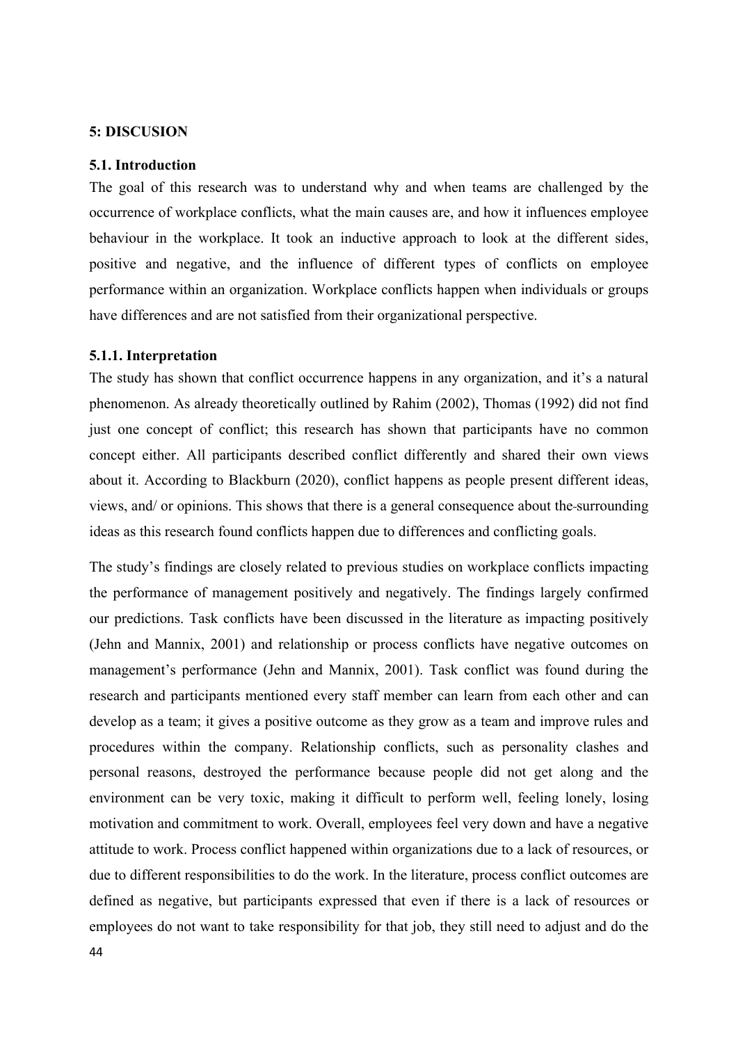## 5: DISCUSION

### 5.1. Introduction

The goal of this research was to understand why and when teams are challenged by the occurrence of workplace conflicts, what the main causes are, and how it influences employee behaviour in the workplace. It took an inductive approach to look at the different sides, positive and negative, and the influence of different types of conflicts on employee performance within an organization. Workplace conflicts happen when individuals or groups have differences and are not satisfied from their organizational perspective.

#### 5.1.1. Interpretation

The study has shown that conflict occurrence happens in any organization, and it's a natural phenomenon. As already theoretically outlined by Rahim (2002), Thomas (1992) did not find just one concept of conflict; this research has shown that participants have no common concept either. All participants described conflict differently and shared their own views about it. According to Blackburn (2020), conflict happens as people present different ideas, views, and/ or opinions. This shows that there is a general consequence about the surrounding ideas as this research found conflicts happen due to differences and conflicting goals.

The study's findings are closely related to previous studies on workplace conflicts impacting the performance of management positively and negatively. The findings largely confirmed our predictions. Task conflicts have been discussed in the literature as impacting positively (Jehn and Mannix, 2001) and relationship or process conflicts have negative outcomes on management's performance (Jehn and Mannix, 2001). Task conflict was found during the research and participants mentioned every staff member can learn from each other and can develop as a team; it gives a positive outcome as they grow as a team and improve rules and procedures within the company. Relationship conflicts, such as personality clashes and personal reasons, destroyed the performance because people did not get along and the environment can be very toxic, making it difficult to perform well, feeling lonely, losing motivation and commitment to work. Overall, employees feel very down and have a negative attitude to work. Process conflict happened within organizations due to a lack of resources, or due to different responsibilities to do the work. In the literature, process conflict outcomes are defined as negative, but participants expressed that even if there is a lack of resources or employees do not want to take responsibility for that job, they still need to adjust and do the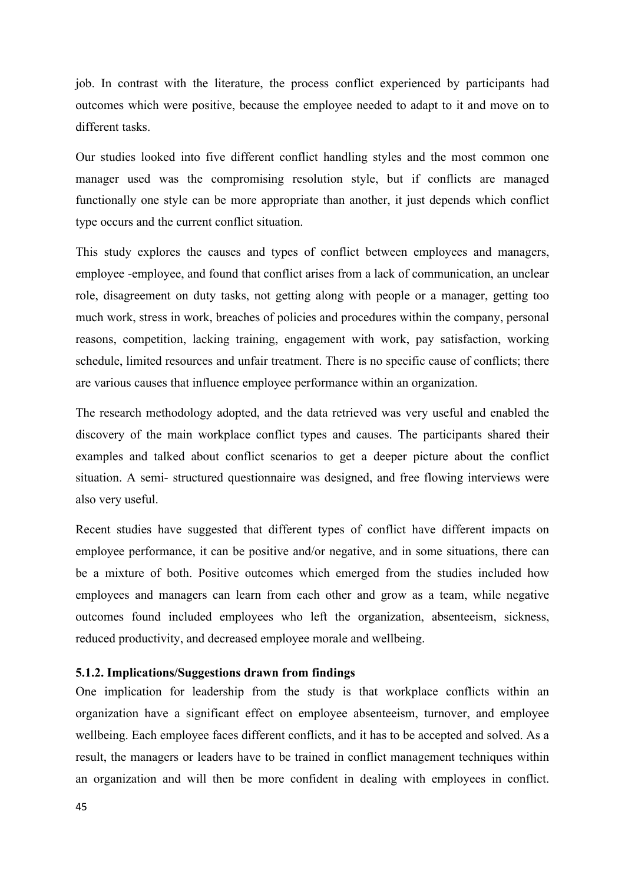job. In contrast with the literature, the process conflict experienced by participants had outcomes which were positive, because the employee needed to adapt to it and move on to different tasks.

Our studies looked into five different conflict handling styles and the most common one manager used was the compromising resolution style, but if conflicts are managed functionally one style can be more appropriate than another, it just depends which conflict type occurs and the current conflict situation.

This study explores the causes and types of conflict between employees and managers, employee -employee, and found that conflict arises from a lack of communication, an unclear role, disagreement on duty tasks, not getting along with people or a manager, getting too much work, stress in work, breaches of policies and procedures within the company, personal reasons, competition, lacking training, engagement with work, pay satisfaction, working schedule, limited resources and unfair treatment. There is no specific cause of conflicts; there are various causes that influence employee performance within an organization.

The research methodology adopted, and the data retrieved was very useful and enabled the discovery of the main workplace conflict types and causes. The participants shared their examples and talked about conflict scenarios to get a deeper picture about the conflict situation. A semi- structured questionnaire was designed, and free flowing interviews were also very useful.

Recent studies have suggested that different types of conflict have different impacts on employee performance, it can be positive and/or negative, and in some situations, there can be a mixture of both. Positive outcomes which emerged from the studies included how employees and managers can learn from each other and grow as a team, while negative outcomes found included employees who left the organization, absenteeism, sickness, reduced productivity, and decreased employee morale and wellbeing.

### 5.1.2. Implications/Suggestions drawn from findings

One implication for leadership from the study is that workplace conflicts within an organization have a significant effect on employee absenteeism, turnover, and employee wellbeing. Each employee faces different conflicts, and it has to be accepted and solved. As a result, the managers or leaders have to be trained in conflict management techniques within an organization and will then be more confident in dealing with employees in conflict.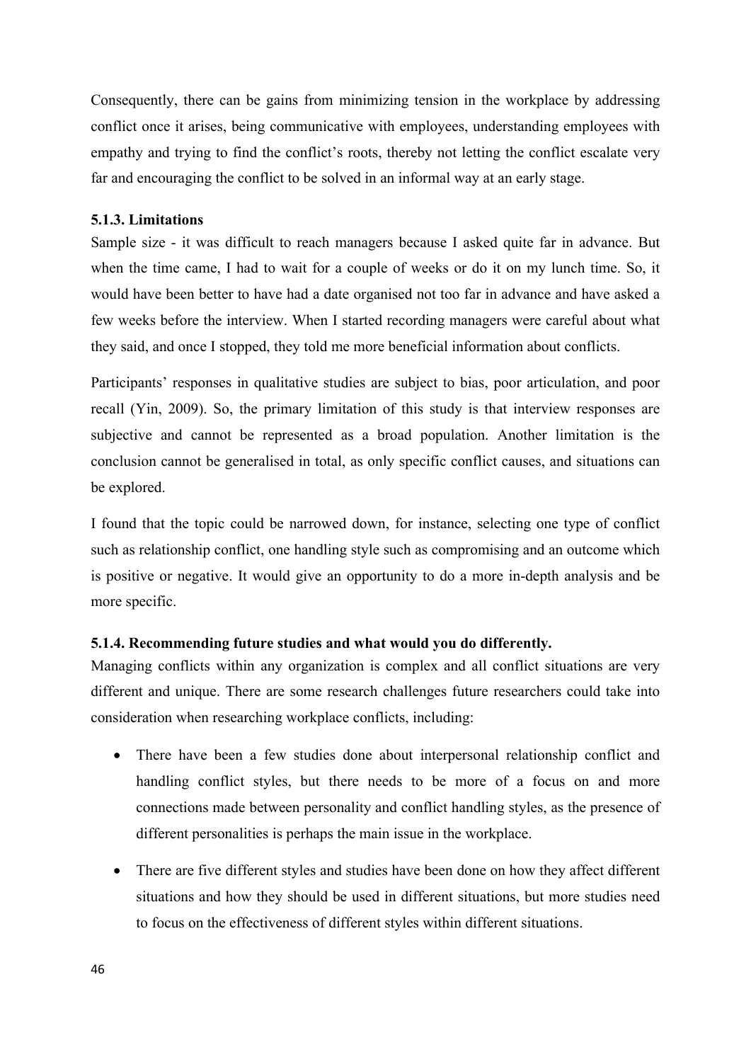Consequently, there can be gains from minimizing tension in the workplace by addressing conflict once it arises, being communicative with employees, understanding employees with empathy and trying to find the conflict's roots, thereby not letting the conflict escalate very far and encouraging the conflict to be solved in an informal way at an early stage.

### 5.1.3. Limitations

Sample size - it was difficult to reach managers because I asked quite far in advance. But when the time came, I had to wait for a couple of weeks or do it on my lunch time. So, it would have been better to have had a date organised not too far in advance and have asked a few weeks before the interview. When I started recording managers were careful about what they said, and once I stopped, they told me more beneficial information about conflicts.

Participants' responses in qualitative studies are subject to bias, poor articulation, and poor recall (Yin, 2009). So, the primary limitation of this study is that interview responses are subjective and cannot be represented as a broad population. Another limitation is the conclusion cannot be generalised in total, as only specific conflict causes, and situations can be explored.

I found that the topic could be narrowed down, for instance, selecting one type of conflict such as relationship conflict, one handling style such as compromising and an outcome which is positive or negative. It would give an opportunity to do a more in-depth analysis and be more specific.

### 5.1.4. Recommending future studies and what would you do differently.

Managing conflicts within any organization is complex and all conflict situations are very different and unique. There are some research challenges future researchers could take into consideration when researching workplace conflicts, including:

- There have been a few studies done about interpersonal relationship conflict and handling conflict styles, but there needs to be more of a focus on and more connections made between personality and conflict handling styles, as the presence of different personalities is perhaps the main issue in the workplace.
- There are five different styles and studies have been done on how they affect different situations and how they should be used in different situations, but more studies need to focus on the effectiveness of different styles within different situations.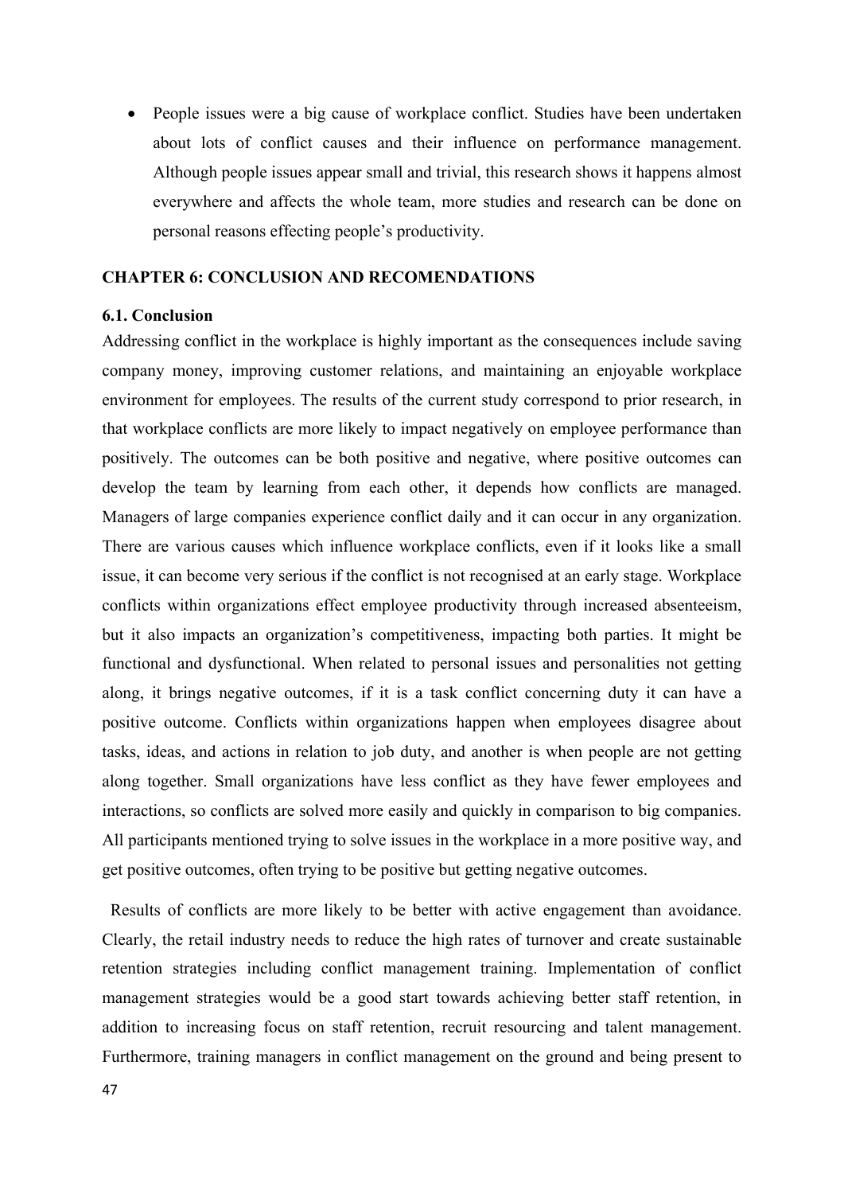- People issues were a big cause of workplace conflict. Studies have been undertaken about lots of conflict causes and their influence on performance management. Although people issues appear small and trivial, this research shows it happens almost everywhere and affects the whole team, more studies and research can be done on personal reasons effecting people's productivity.

## CHAPTER 6: CONCLUSION AND RECOMENDATIONS

### 6.1. Conclusion

Addressing conflict in the workplace is highly important as the consequences include saving company money, improving customer relations, and maintaining an enjoyable workplace environment for employees. The results of the current study correspond to prior research, in that workplace conflicts are more likely to impact negatively on employee performance than positively. The outcomes can be both positive and negative, where positive outcomes can develop the team by learning from each other, it depends how conflicts are managed. Managers of large companies experience conflict daily and it can occur in any organization. There are various causes which influence workplace conflicts, even if it looks like a small issue, it can become very serious if the conflict is not recognised at an early stage. Workplace conflicts within organizations effect employee productivity through increased absenteeism, but it also impacts an organization's competitiveness, impacting both parties. It might be functional and dysfunctional. When related to personal issues and personalities not getting along, it brings negative outcomes, if it is a task conflict concerning duty it can have a positive outcome. Conflicts within organizations happen when employees disagree about tasks, ideas, and actions in relation to job duty, and another is when people are not getting along together. Small organizations have less conflict as they have fewer employees and interactions, so conflicts are solved more easily and quickly in comparison to big companies. All participants mentioned trying to solve issues in the workplace in a more positive way, and get positive outcomes, often trying to be positive but getting negative outcomes.

Results of conflicts are more likely to be better with active engagement than avoidance. Clearly, the retail industry needs to reduce the high rates of turnover and create sustainable retention strategies including conflict management training. Implementation of conflict management strategies would be a good start towards achieving better staff retention, in addition to increasing focus on staff retention, recruit resourcing and talent management. Furthermore, training managers in conflict management on the ground and being present to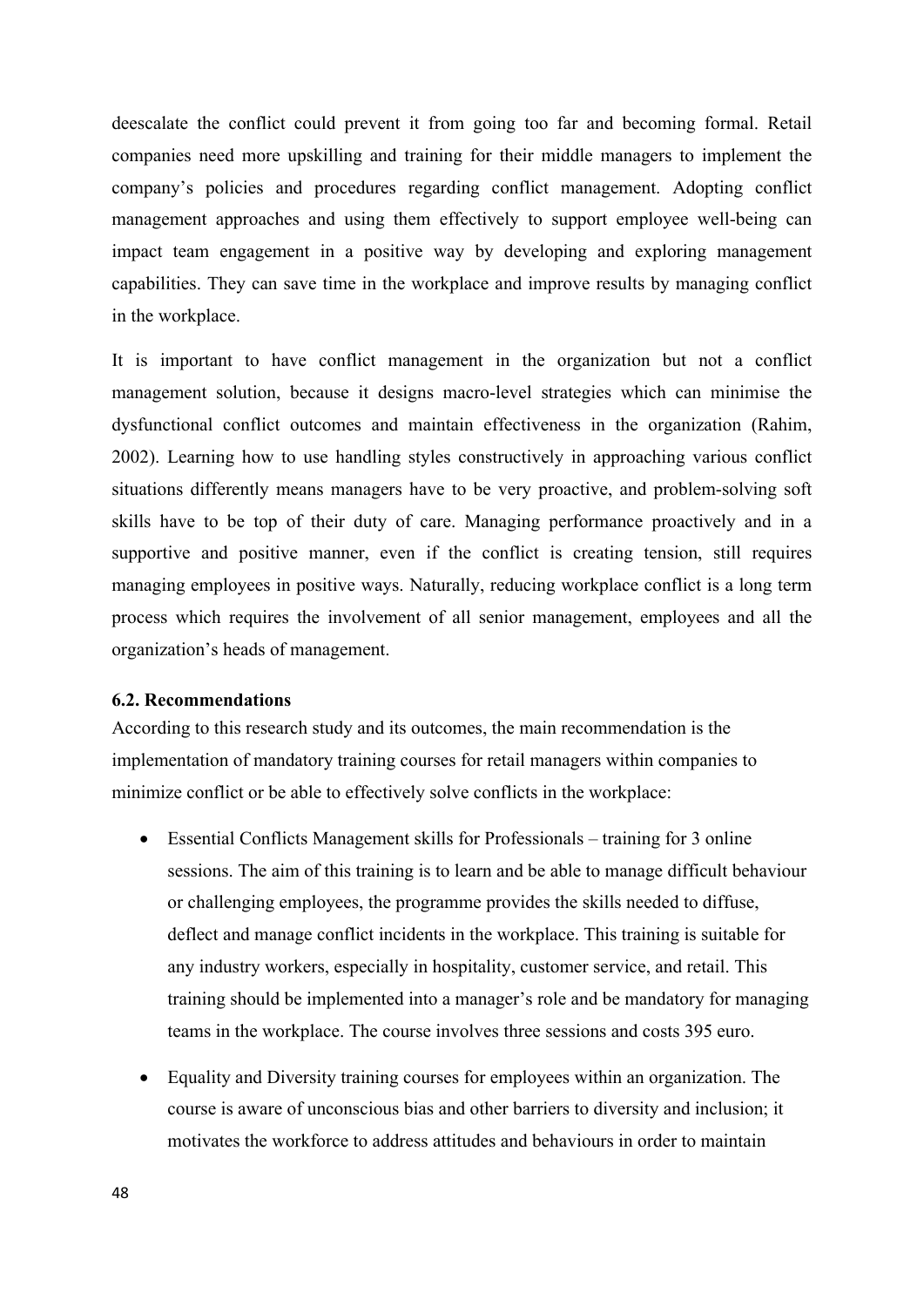deescalate the conflict could prevent it from going too far and becoming formal. Retail companies need more upskilling and training for their middle managers to implement the company's policies and procedures regarding conflict management. Adopting conflict management approaches and using them effectively to support employee well-being can impact team engagement in a positive way by developing and exploring management capabilities. They can save time in the workplace and improve results by managing conflict in the workplace.

It is important to have conflict management in the organization but not a conflict management solution, because it designs macro-level strategies which can minimise the dysfunctional conflict outcomes and maintain effectiveness in the organization (Rahim, 2002). Learning how to use handling styles constructively in approaching various conflict situations differently means managers have to be very proactive, and problem-solving soft skills have to be top of their duty of care. Managing performance proactively and in a supportive and positive manner, even if the conflict is creating tension, still requires managing employees in positive ways. Naturally, reducing workplace conflict is a long term process which requires the involvement of all senior management, employees and all the organization's heads of management.

### 6.2. Recommendations

According to this research study and its outcomes, the main recommendation is the implementation of mandatory training courses for retail managers within companies to minimize conflict or be able to effectively solve conflicts in the workplace:

- Essential Conflicts Management skills for Professionals – training for 3 online sessions. The aim of this training is to learn and be able to manage difficult behaviour or challenging employees, the programme provides the skills needed to diffuse, deflect and manage conflict incidents in the workplace. This training is suitable for any industry workers, especially in hospitality, customer service, and retail. This training should be implemented into a manager's role and be mandatory for managing teams in the workplace. The course involves three sessions and costs 395 euro.

- Equality and Diversity training courses for employees within an organization. The course is aware of unconscious bias and other barriers to diversity and inclusion; it motivates the workforce to address attitudes and behaviours in order to maintain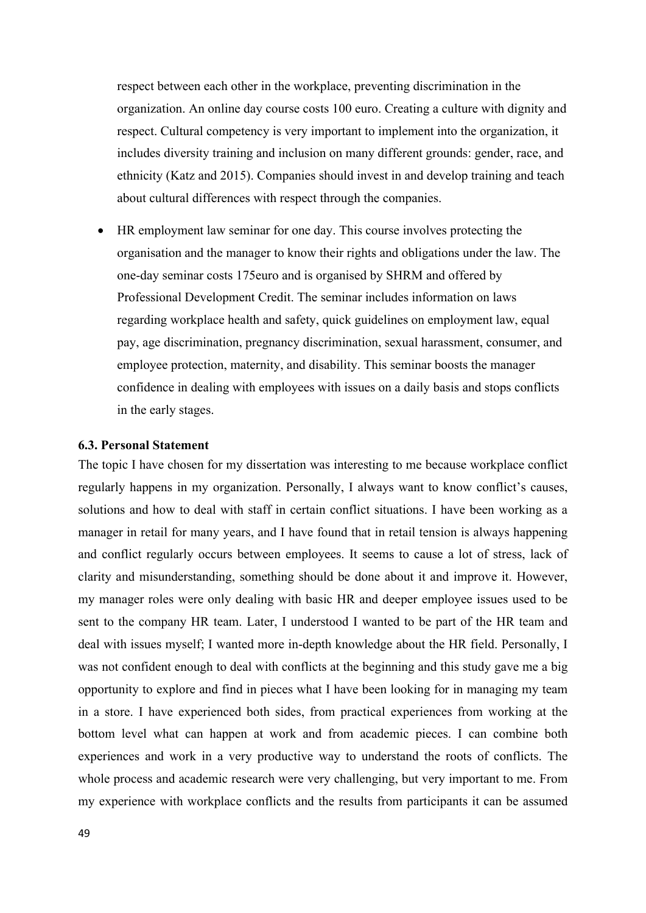respect between each other in the workplace, preventing discrimination in the organization. An online day course costs 100 euro. Creating a culture with dignity and respect. Cultural competency is very important to implement into the organization, it includes diversity training and inclusion on many different grounds: gender, race, and ethnicity (Katz and 2015). Companies should invest in and develop training and teach about cultural differences with respect through the companies.

- HR employment law seminar for one day. This course involves protecting the organisation and the manager to know their rights and obligations under the law. The one-day seminar costs 175euro and is organised by SHRM and offered by Professional Development Credit. The seminar includes information on laws regarding workplace health and safety, quick guidelines on employment law, equal pay, age discrimination, pregnancy discrimination, sexual harassment, consumer, and employee protection, maternity, and disability. This seminar boosts the manager confidence in dealing with employees with issues on a daily basis and stops conflicts in the early stages.

### 6.3. Personal Statement

The topic I have chosen for my dissertation was interesting to me because workplace conflict regularly happens in my organization. Personally, I always want to know conflict's causes, solutions and how to deal with staff in certain conflict situations. I have been working as a manager in retail for many years, and I have found that in retail tension is always happening and conflict regularly occurs between employees. It seems to cause a lot of stress, lack of clarity and misunderstanding, something should be done about it and improve it. However, my manager roles were only dealing with basic HR and deeper employee issues used to be sent to the company HR team. Later, I understood I wanted to be part of the HR team and deal with issues myself; I wanted more in-depth knowledge about the HR field. Personally, I was not confident enough to deal with conflicts at the beginning and this study gave me a big opportunity to explore and find in pieces what I have been looking for in managing my team in a store. I have experienced both sides, from practical experiences from working at the bottom level what can happen at work and from academic pieces. I can combine both experiences and work in a very productive way to understand the roots of conflicts. The whole process and academic research were very challenging, but very important to me. From my experience with workplace conflicts and the results from participants it can be assumed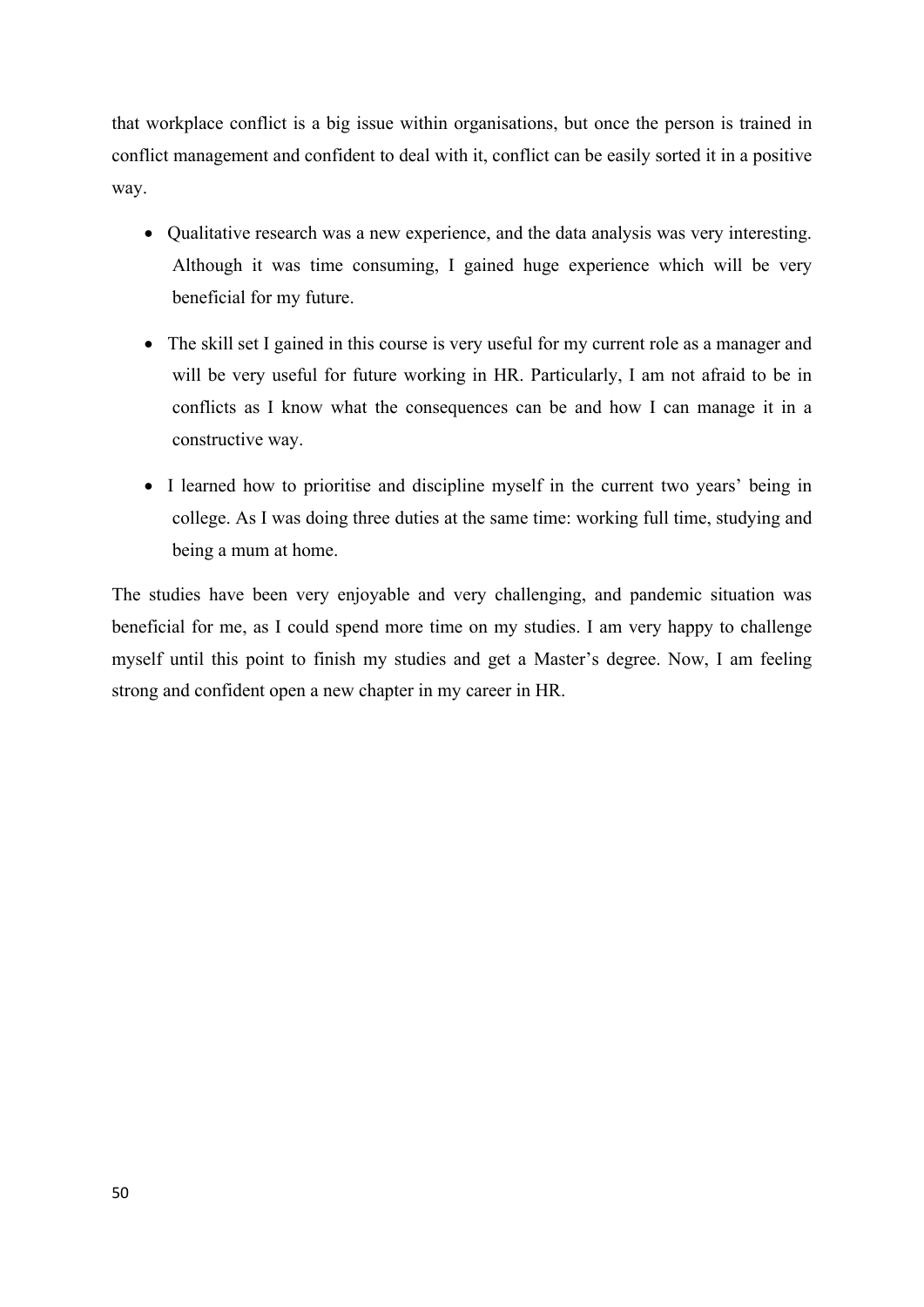that workplace conflict is a big issue within organisations, but once the person is trained in conflict management and confident to deal with it, conflict can be easily sorted it in a positive way.

- Qualitative research was a new experience, and the data analysis was very interesting. Although it was time consuming, I gained huge experience which will be very beneficial for my future.
- The skill set I gained in this course is very useful for my current role as a manager and will be very useful for future working in HR. Particularly, I am not afraid to be in conflicts as I know what the consequences can be and how I can manage it in a constructive way.
- I learned how to prioritise and discipline myself in the current two years' being in college. As I was doing three duties at the same time: working full time, studying and being a mum at home.

The studies have been very enjoyable and very challenging, and pandemic situation was beneficial for me, as I could spend more time on my studies. I am very happy to challenge myself until this point to finish my studies and get a Master's degree. Now, I am feeling strong and confident open a new chapter in my career in HR.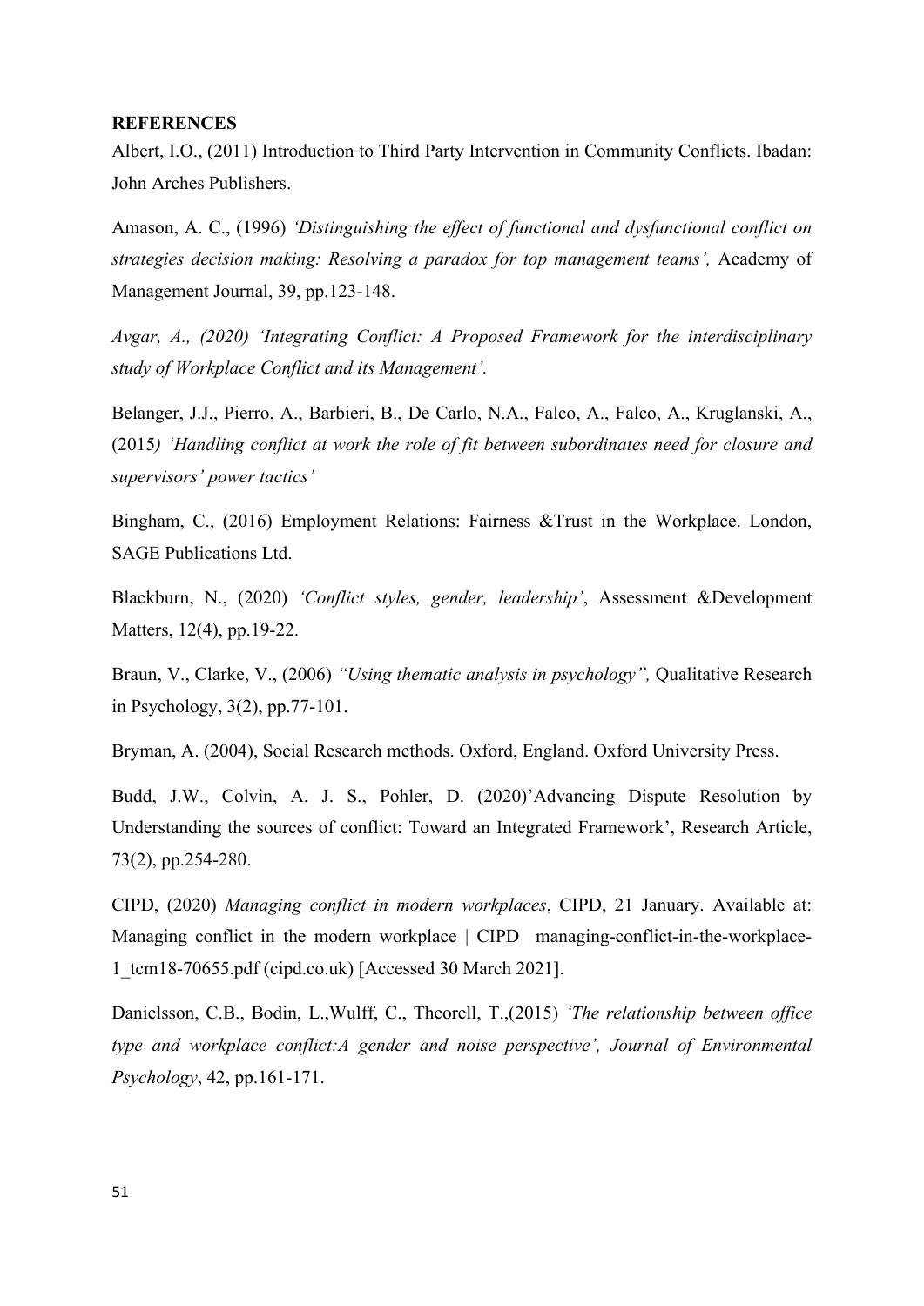**REFERENCES**

Albert, I.O., (2011) Introduction to Third Party Intervention in Community Conflicts. Ibadan: John Arches Publishers.

Amason, A. C., (1996) *'Distinguishing the effect of functional and dysfunctional conflict on strategies decision making: Resolving a paradox for top management teams',* Academy of Management Journal, 39, pp.123-148.

*Avgar, A., (2020) 'Integrating Conflict: A Proposed Framework for the interdisciplinary study of Workplace Conflict and its Management'.*

Belanger, J.J., Pierro, A., Barbieri, B., De Carlo, N.A., Falco, A., Falco, A., Kruglanski, A., (2015*) 'Handling conflict at work the role of fit between subordinates need for closure and supervisors' power tactics'*

Bingham, C., (2016) Employment Relations: Fairness &Trust in the Workplace. London, SAGE Publications Ltd.

Blackburn, N., (2020) *'Conflict styles, gender, leadership'*, Assessment &Development Matters, 12(4), pp.19-22.

Braun, V., Clarke, V., (2006) *"Using thematic analysis in psychology",* Qualitative Research in Psychology, 3(2), pp.77-101.

Bryman, A. (2004), Social Research methods. Oxford, England. Oxford University Press.

Budd, J.W., Colvin, A. J. S., Pohler, D. (2020)'Advancing Dispute Resolution by Understanding the sources of conflict: Toward an Integrated Framework', Research Article, 73(2), pp.254-280.

CIPD, (2020) *Managing conflict in modern workplaces*, CIPD, 21 January. Available at: Managing conflict in the modern workplace | CIPD managing-conflict-in-the-workplace-1_tcm18-70655.pdf (cipd.co.uk) [Accessed 30 March 2021].

Danielsson, C.B., Bodin, L.,Wulff, C., Theorell, T.,(2015) *'The relationship between office type and workplace conflict:A gender and noise perspective', Journal of Environmental Psychology*, 42, pp.161-171.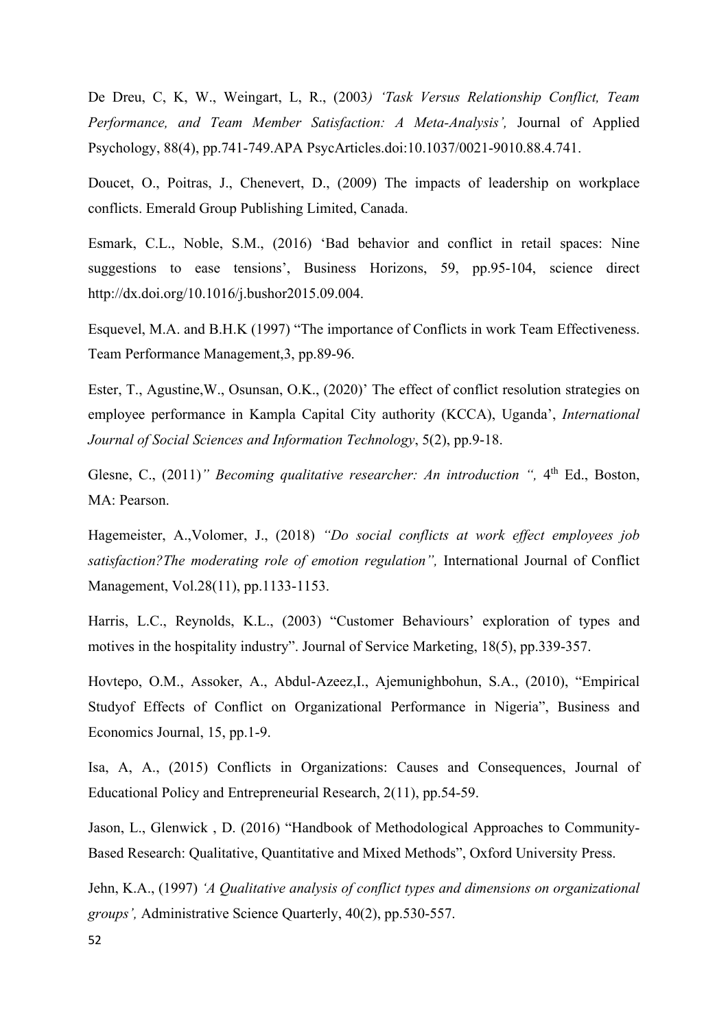De Dreu, C, K, W., Weingart, L, R., (2003*) 'Task Versus Relationship Conflict, Team Performance, and Team Member Satisfaction: A Meta-Analysis',* Journal of Applied Psychology, 88(4), pp.741-749.APA PsycArticles.doi:10.1037/0021-9010.88.4.741.

Doucet, O., Poitras, J., Chenevert, D., (2009) The impacts of leadership on workplace conflicts. Emerald Group Publishing Limited, Canada.

Esmark, C.L., Noble, S.M., (2016) 'Bad behavior and conflict in retail spaces: Nine suggestions to ease tensions', Business Horizons, 59, pp.95-104, science direct http://dx.doi.org/10.1016/j.bushor2015.09.004.

Esquevel, M.A. and B.H.K (1997) "The importance of Conflicts in work Team Effectiveness. Team Performance Management,3, pp.89-96.

Ester, T., Agustine,W., Osunsan, O.K., (2020)' The effect of conflict resolution strategies on employee performance in Kampla Capital City authority (KCCA), Uganda', *International Journal of Social Sciences and Information Technology*, 5(2), pp.9-18.

Glesne, C., (2011)*" Becoming qualitative researcher: An introduction ",* 4th Ed., Boston, MA: Pearson.

Hagemeister, A.,Volomer, J., (2018) *"Do social conflicts at work effect employees job satisfaction?The moderating role of emotion regulation",* International Journal of Conflict Management, Vol.28(11), pp.1133-1153.

Harris, L.C., Reynolds, K.L., (2003) "Customer Behaviours' exploration of types and motives in the hospitality industry". Journal of Service Marketing, 18(5), pp.339-357.

Hovtepo, O.M., Assoker, A., Abdul-Azeez,I., Ajemunighbohun, S.A., (2010), "Empirical Studyof Effects of Conflict on Organizational Performance in Nigeria", Business and Economics Journal, 15, pp.1-9.

Isa, A, A., (2015) Conflicts in Organizations: Causes and Consequences, Journal of Educational Policy and Entrepreneurial Research, 2(11), pp.54-59.

Jason, L., Glenwick , D. (2016) "Handbook of Methodological Approaches to Community-Based Research: Qualitative, Quantitative and Mixed Methods", Oxford University Press.

Jehn, K.A., (1997) *'A Qualitative analysis of conflict types and dimensions on organizational groups',* Administrative Science Quarterly, 40(2), pp.530-557.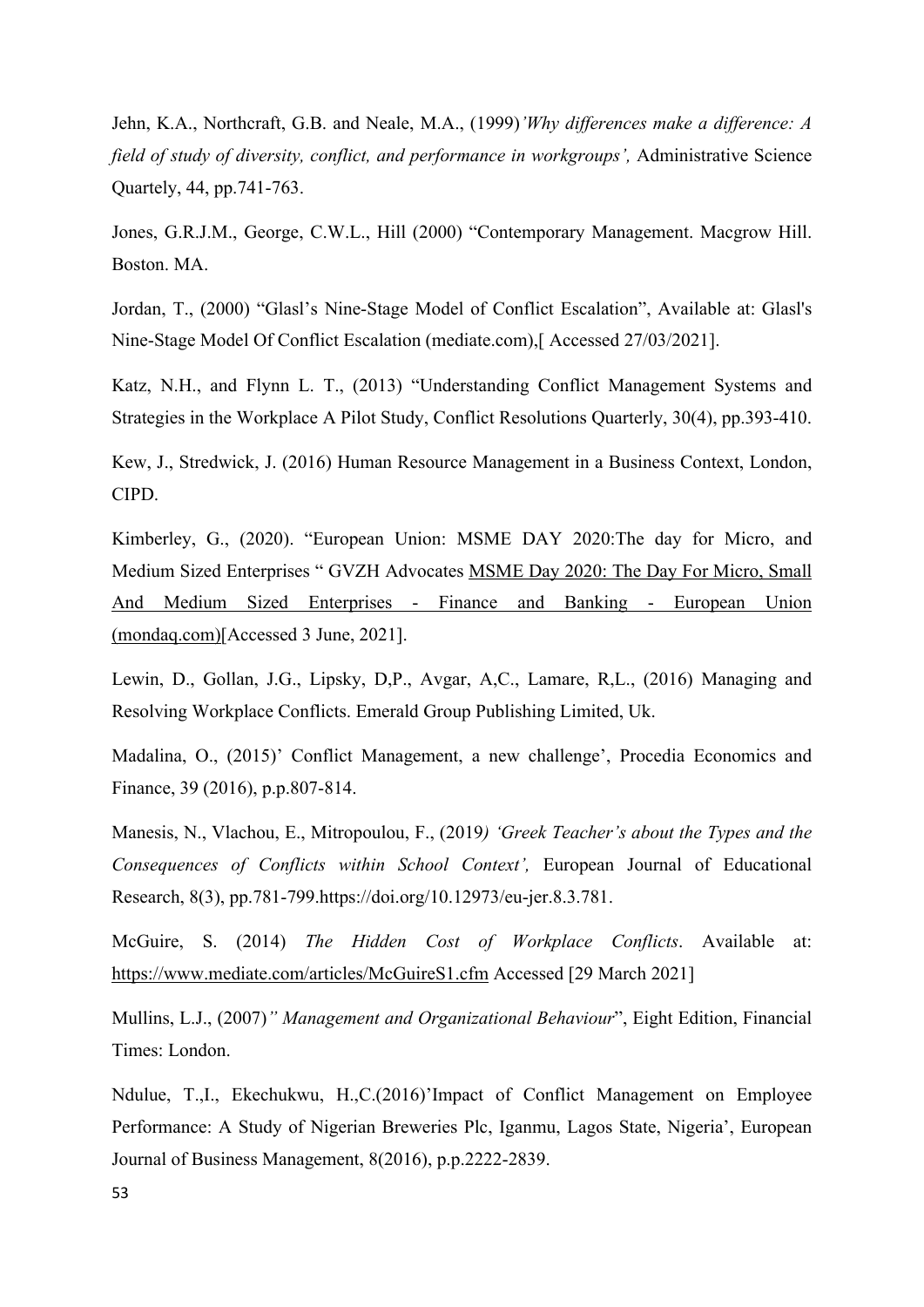Jehn, K.A., Northcraft, G.B. and Neale, M.A., (1999)*'Why differences make a difference: A field of study of diversity, conflict, and performance in workgroups',* Administrative Science Quartely, 44, pp.741-763.

Jones, G.R.J.M., George, C.W.L., Hill (2000) "Contemporary Management. Macgrow Hill. Boston. MA.

Jordan, T., (2000) "Glasl's Nine-Stage Model of Conflict Escalation", Available at: Glasl's Nine-Stage Model Of Conflict Escalation (mediate.com),[ Accessed 27/03/2021].

Katz, N.H., and Flynn L. T., (2013) "Understanding Conflict Management Systems and Strategies in the Workplace A Pilot Study, Conflict Resolutions Quarterly, 30(4), pp.393-410.

Kew, J., Stredwick, J. (2016) Human Resource Management in a Business Context, London, CIPD.

Kimberley, G., (2020). "European Union: MSME DAY 2020:The day for Micro, and Medium Sized Enterprises " GVZH Advocates MSME Day 2020: The Day For Micro, Small And Medium Sized Enterprises - Finance and Banking - European Union (mondaq.com)[Accessed 3 June, 2021].

Lewin, D., Gollan, J.G., Lipsky, D,P., Avgar, A,C., Lamare, R,L., (2016) Managing and Resolving Workplace Conflicts. Emerald Group Publishing Limited, Uk.

Madalina, O., (2015)' Conflict Management, a new challenge', Procedia Economics and Finance, 39 (2016), p.p.807-814.

Manesis, N., Vlachou, E., Mitropoulou, F., (2019*) 'Greek Teacher's about the Types and the Consequences of Conflicts within School Context',* European Journal of Educational Research, 8(3), pp.781-799.https://doi.org/10.12973/eu-jer.8.3.781.

McGuire, S. (2014) *The Hidden Cost of Workplace Conflicts*. Available at: https://www.mediate.com/articles/McGuireS1.cfm Accessed [29 March 2021]

Mullins, L.J., (2007)*" Management and Organizational Behaviour*", Eight Edition, Financial Times: London.

Ndulue, T.,I., Ekechukwu, H.,C.(2016)'Impact of Conflict Management on Employee Performance: A Study of Nigerian Breweries Plc, Iganmu, Lagos State, Nigeria', European Journal of Business Management, 8(2016), p.p.2222-2839.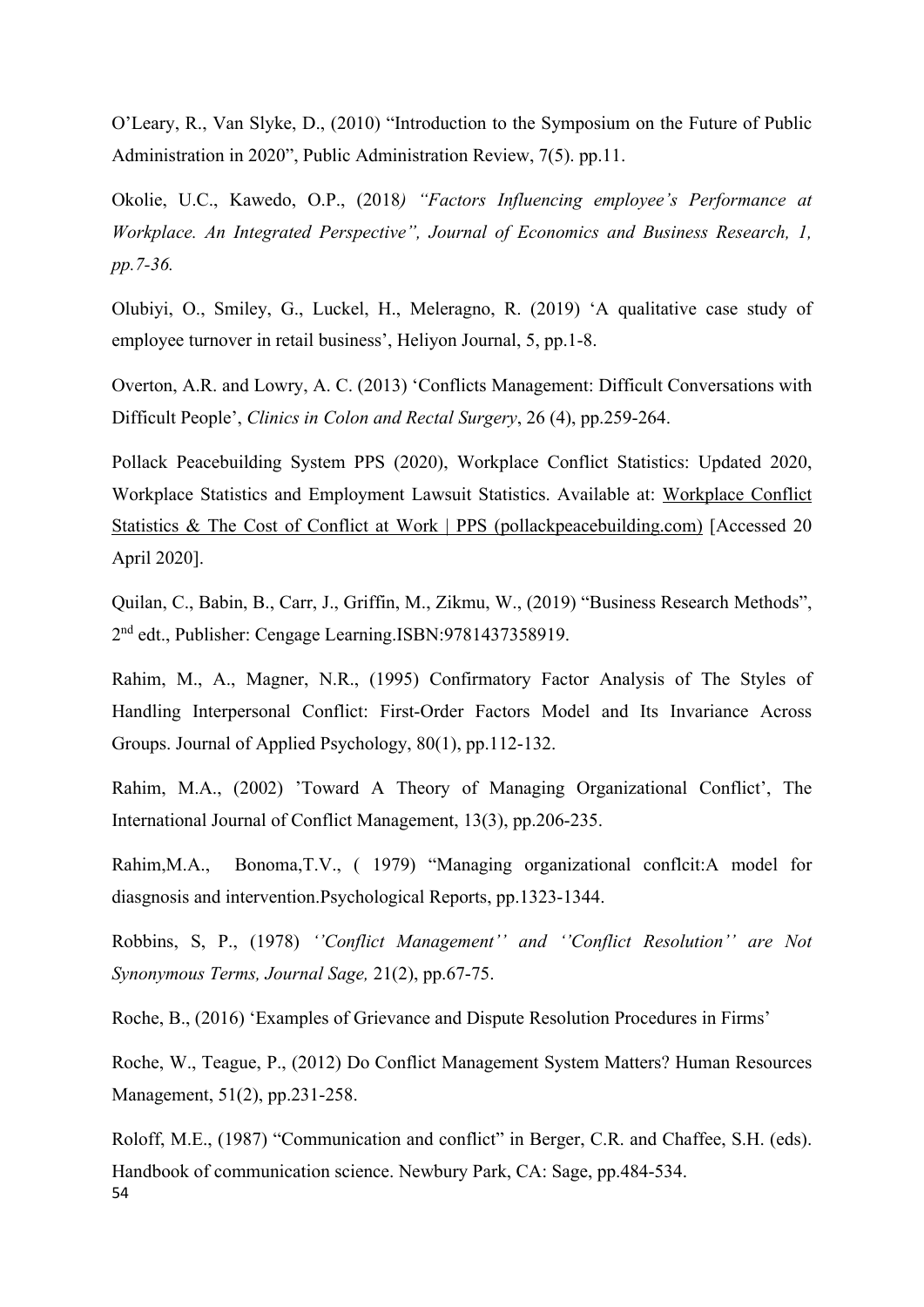O'Leary, R., Van Slyke, D., (2010) "Introduction to the Symposium on the Future of Public Administration in 2020", Public Administration Review, 7(5). pp.11.

Okolie, U.C., Kawedo, O.P., (2018*) "Factors Influencing employee's Performance at Workplace. An Integrated Perspective", Journal of Economics and Business Research, 1, pp.7-36.*

Olubiyi, O., Smiley, G., Luckel, H., Meleragno, R. (2019) 'A qualitative case study of employee turnover in retail business', Heliyon Journal, 5, pp.1-8.

Overton, A.R. and Lowry, A. C. (2013) 'Conflicts Management: Difficult Conversations with Difficult People', *Clinics in Colon and Rectal Surgery*, 26 (4), pp.259-264.

Pollack Peacebuilding System PPS (2020), Workplace Conflict Statistics: Updated 2020, Workplace Statistics and Employment Lawsuit Statistics. Available at: Workplace Conflict Statistics & The Cost of Conflict at Work | PPS (pollackpeacebuilding.com) [Accessed 20 April 2020].

Quilan, C., Babin, B., Carr, J., Griffin, M., Zikmu, W., (2019) "Business Research Methods", 2nd edt., Publisher: Cengage Learning.ISBN:9781437358919.

Rahim, M., A., Magner, N.R., (1995) Confirmatory Factor Analysis of The Styles of Handling Interpersonal Conflict: First-Order Factors Model and Its Invariance Across Groups. Journal of Applied Psychology, 80(1), pp.112-132.

Rahim, M.A., (2002) 'Toward A Theory of Managing Organizational Conflict', The International Journal of Conflict Management, 13(3), pp.206-235.

Rahim,M.A., Bonoma,T.V., ( 1979) "Managing organizational conflcit:A model for diasgnosis and intervention.Psychological Reports, pp.1323-1344.

Robbins, S, P., (1978) *''Conflict Management'' and ''Conflict Resolution'' are Not Synonymous Terms, Journal Sage,* 21(2), pp.67-75.

Roche, B., (2016) 'Examples of Grievance and Dispute Resolution Procedures in Firms'

Roche, W., Teague, P., (2012) Do Conflict Management System Matters? Human Resources Management, 51(2), pp.231-258.

Roloff, M.E., (1987) "Communication and conflict" in Berger, C.R. and Chaffee, S.H. (eds). Handbook of communication science. Newbury Park, CA: Sage, pp.484-534.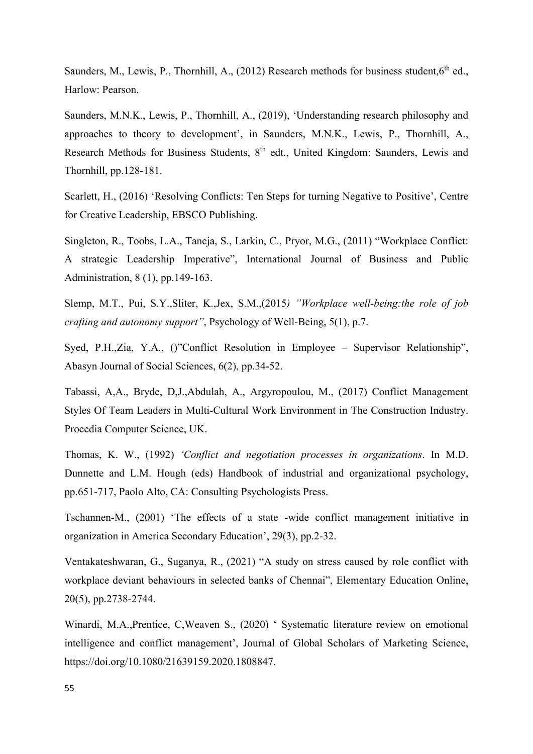Saunders, M., Lewis, P., Thornhill, A., (2012) Research methods for business student,6th ed., Harlow: Pearson.

Saunders, M.N.K., Lewis, P., Thornhill, A., (2019), 'Understanding research philosophy and approaches to theory to development', in Saunders, M.N.K., Lewis, P., Thornhill, A., Research Methods for Business Students, 8th edt., United Kingdom: Saunders, Lewis and Thornhill, pp.128-181.

Scarlett, H., (2016) 'Resolving Conflicts: Ten Steps for turning Negative to Positive', Centre for Creative Leadership, EBSCO Publishing.

Singleton, R., Toobs, L.A., Taneja, S., Larkin, C., Pryor, M.G., (2011) "Workplace Conflict: A strategic Leadership Imperative", International Journal of Business and Public Administration, 8 (1), pp.149-163.

Slemp, M.T., Pui, S.Y.,Sliter, K.,Jex, S.M.,(2015*) "Workplace well-being:the role of job crafting and autonomy support"*, Psychology of Well-Being, 5(1), p.7.

Syed, P.H.,Zia, Y.A., ()"Conflict Resolution in Employee – Supervisor Relationship", Abasyn Journal of Social Sciences, 6(2), pp.34-52.

Tabassi, A,A., Bryde, D,J.,Abdulah, A., Argyropoulou, M., (2017) Conflict Management Styles Of Team Leaders in Multi-Cultural Work Environment in The Construction Industry. Procedia Computer Science, UK.

Thomas, K. W., (1992) *'Conflict and negotiation processes in organizations*. In M.D. Dunnette and L.M. Hough (eds) Handbook of industrial and organizational psychology, pp.651-717, Paolo Alto, CA: Consulting Psychologists Press.

Tschannen-M., (2001) 'The effects of a state -wide conflict management initiative in organization in America Secondary Education', 29(3), pp.2-32.

Ventakateshwaran, G., Suganya, R., (2021) "A study on stress caused by role conflict with workplace deviant behaviours in selected banks of Chennai", Elementary Education Online, 20(5), pp.2738-2744.

Winardi, M.A.,Prentice, C,Weaven S., (2020) ' Systematic literature review on emotional intelligence and conflict management', Journal of Global Scholars of Marketing Science, https://doi.org/10.1080/21639159.2020.1808847.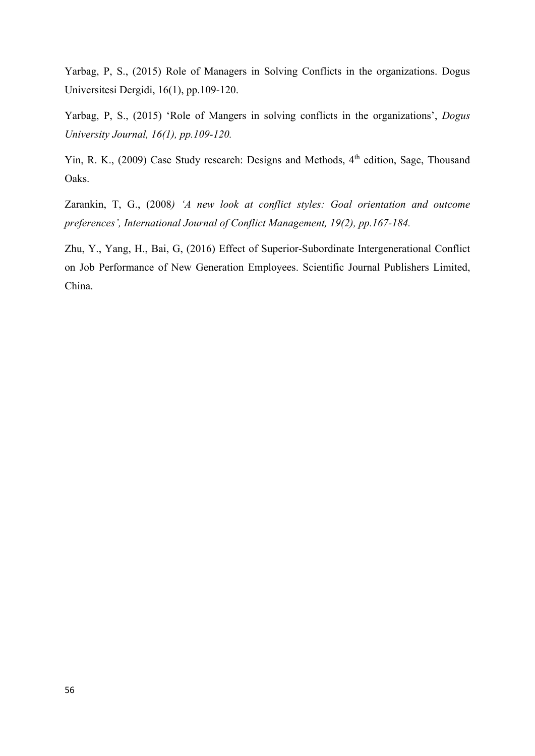Yarbag, P, S., (2015) Role of Managers in Solving Conflicts in the organizations. Dogus Universitesi Dergidi, 16(1), pp.109-120.

Yarbag, P, S., (2015) 'Role of Mangers in solving conflicts in the organizations', *Dogus University Journal, 16(1), pp.109-120.*

Yin, R. K., (2009) Case Study research: Designs and Methods, 4th edition, Sage, Thousand Oaks.

Zarankin, T, G., (2008*) 'A new look at conflict styles: Goal orientation and outcome preferences', International Journal of Conflict Management, 19(2), pp.167-184.*

Zhu, Y., Yang, H., Bai, G, (2016) Effect of Superior-Subordinate Intergenerational Conflict on Job Performance of New Generation Employees. Scientific Journal Publishers Limited, China.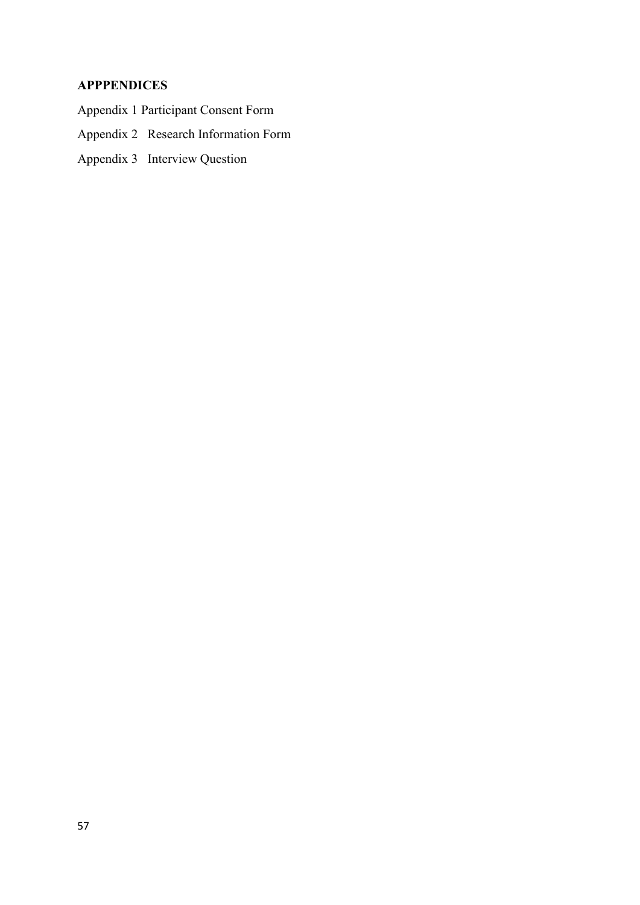## APPPENDICES

Appendix 1 Participant Consent Form

Appendix 2 Research Information Form

Appendix 3 Interview Question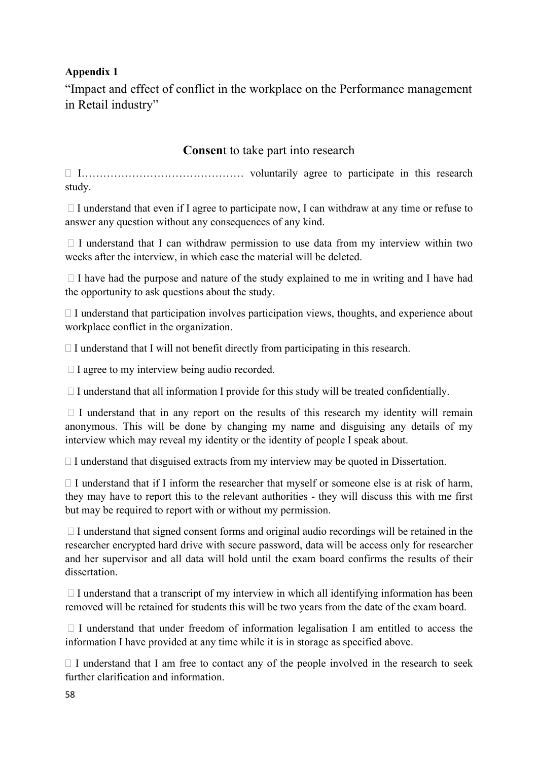**Appendix 1**

“Impact and effect of conflict in the workplace on the Performance management in Retail industry”

## **Consen**t to take part into research

 I……………………………………… voluntarily agree to participate in this research study.

 I understand that even if I agree to participate now, I can withdraw at any time or refuse to answer any question without any consequences of any kind.

 I understand that I can withdraw permission to use data from my interview within two weeks after the interview, in which case the material will be deleted.

 I have had the purpose and nature of the study explained to me in writing and I have had the opportunity to ask questions about the study.

 I understand that participation involves participation views, thoughts, and experience about workplace conflict in the organization.

 I understand that I will not benefit directly from participating in this research.

 I agree to my interview being audio recorded.

 I understand that all information I provide for this study will be treated confidentially.

 I understand that in any report on the results of this research my identity will remain anonymous. This will be done by changing my name and disguising any details of my interview which may reveal my identity or the identity of people I speak about.

 I understand that disguised extracts from my interview may be quoted in Dissertation.

 I understand that if I inform the researcher that myself or someone else is at risk of harm, they may have to report this to the relevant authorities - they will discuss this with me first but may be required to report with or without my permission.

 I understand that signed consent forms and original audio recordings will be retained in the researcher encrypted hard drive with secure password, data will be access only for researcher and her supervisor and all data will hold until the exam board confirms the results of their dissertation.

 I understand that a transcript of my interview in which all identifying information has been removed will be retained for students this will be two years from the date of the exam board.

 I understand that under freedom of information legalisation I am entitled to access the information I have provided at any time while it is in storage as specified above.

 I understand that I am free to contact any of the people involved in the research to seek further clarification and information.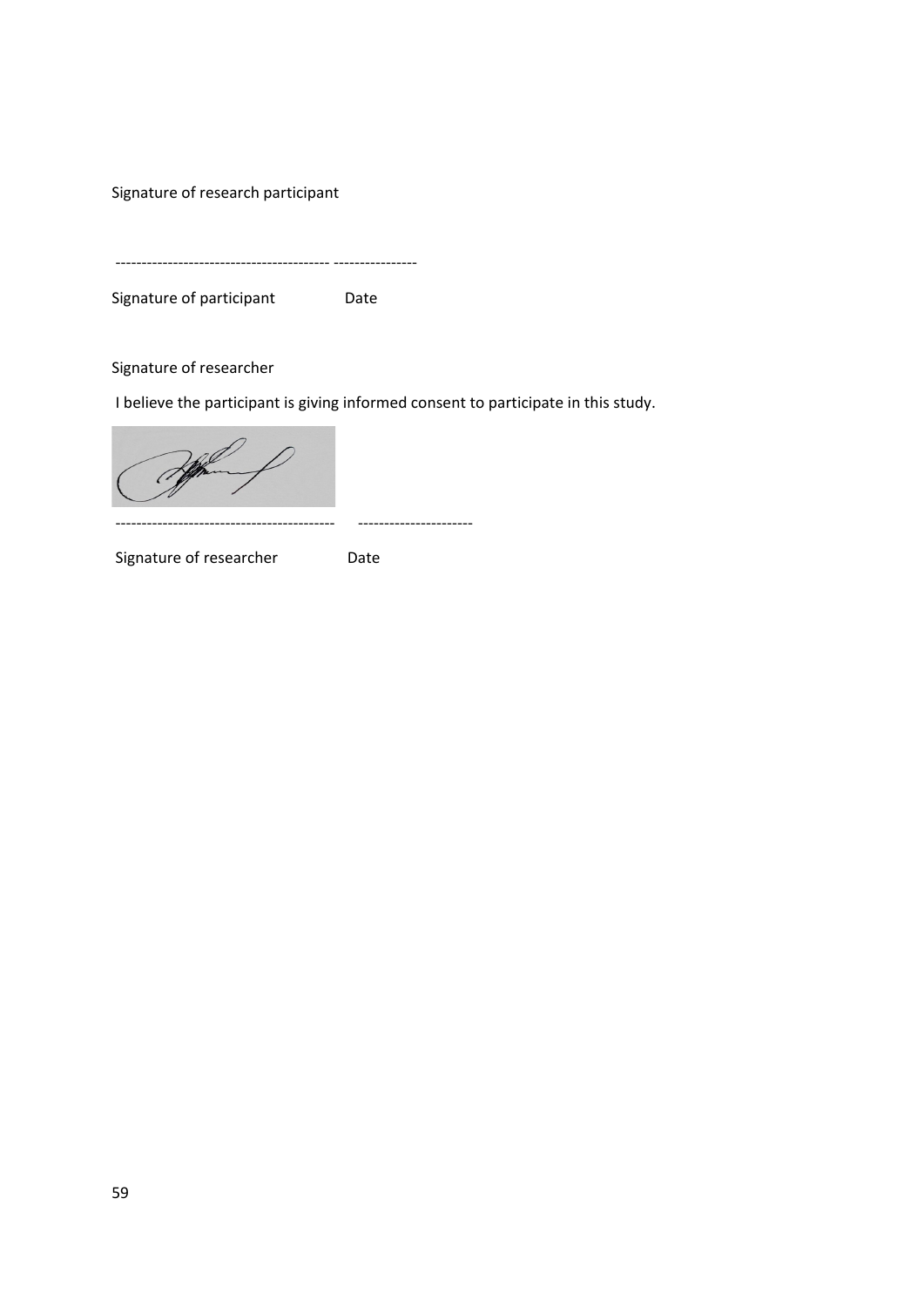Signature of research participant

----------------------------------------- ----------------

Signature of participant Date

Signature of researcher

I believe the participant is giving informed consent to participate in this study.

------------------------------------------ ----------------------

Signature of researcher Date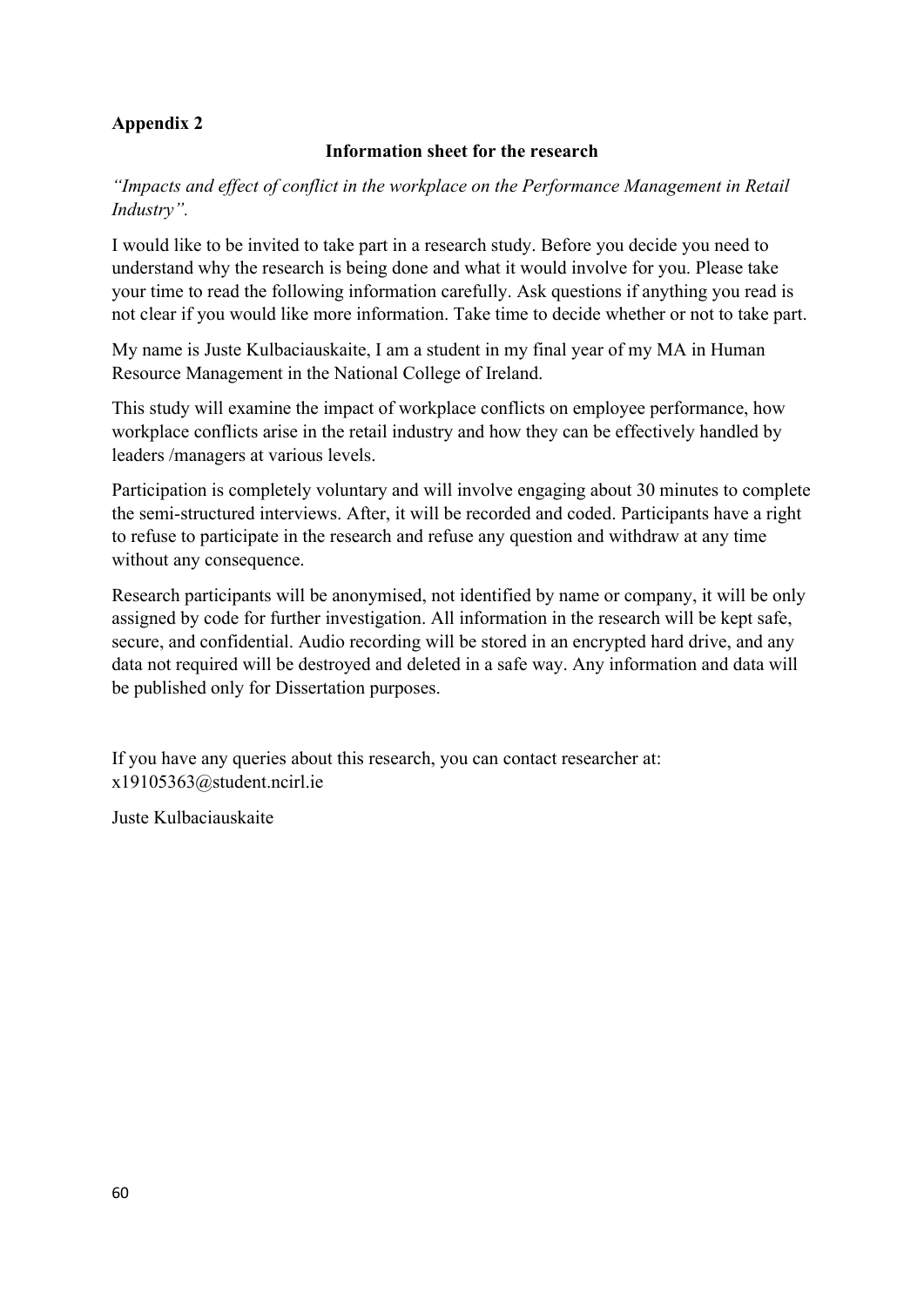**Appendix 2**

**Information sheet for the research**

*"Impacts and effect of conflict in the workplace on the Performance Management in Retail Industry".*

I would like to be invited to take part in a research study. Before you decide you need to understand why the research is being done and what it would involve for you. Please take your time to read the following information carefully. Ask questions if anything you read is not clear if you would like more information. Take time to decide whether or not to take part.

My name is Juste Kulbaciauskaite, I am a student in my final year of my MA in Human Resource Management in the National College of Ireland.

This study will examine the impact of workplace conflicts on employee performance, how workplace conflicts arise in the retail industry and how they can be effectively handled by leaders /managers at various levels.

Participation is completely voluntary and will involve engaging about 30 minutes to complete the semi-structured interviews. After, it will be recorded and coded. Participants have a right to refuse to participate in the research and refuse any question and withdraw at any time without any consequence.

Research participants will be anonymised, not identified by name or company, it will be only assigned by code for further investigation. All information in the research will be kept safe, secure, and confidential. Audio recording will be stored in an encrypted hard drive, and any data not required will be destroyed and deleted in a safe way. Any information and data will be published only for Dissertation purposes.

If you have any queries about this research, you can contact researcher at: x19105363@student.ncirl.ie

Juste Kulbaciauskaite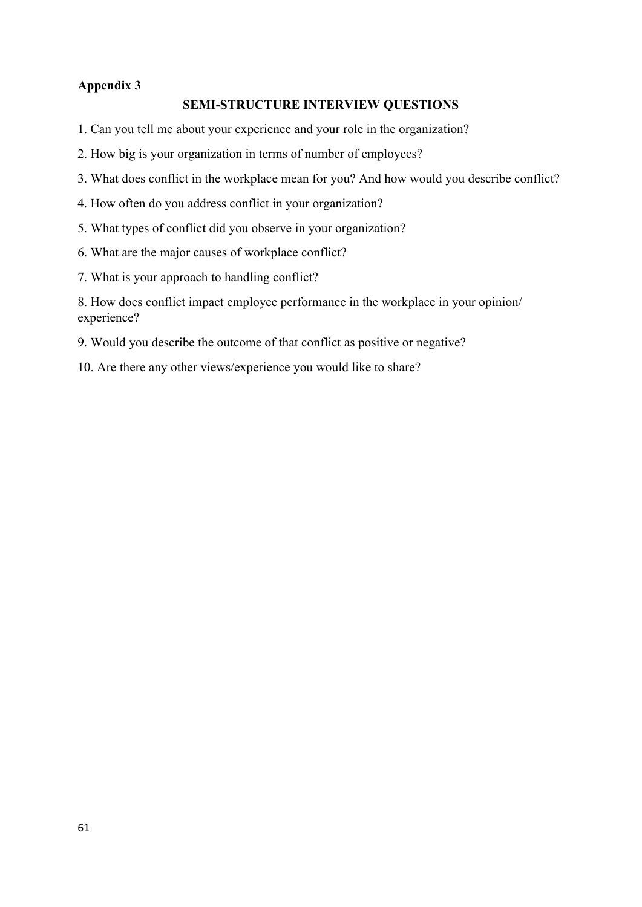**Appendix 3**

**SEMI-STRUCTURE INTERVIEW QUESTIONS**

1. Can you tell me about your experience and your role in the organization?

2. How big is your organization in terms of number of employees?

3. What does conflict in the workplace mean for you? And how would you describe conflict?

4. How often do you address conflict in your organization?

5. What types of conflict did you observe in your organization?

6. What are the major causes of workplace conflict?

7. What is your approach to handling conflict?

8. How does conflict impact employee performance in the workplace in your opinion/ experience?

9. Would you describe the outcome of that conflict as positive or negative?

10. Are there any other views/experience you would like to share?